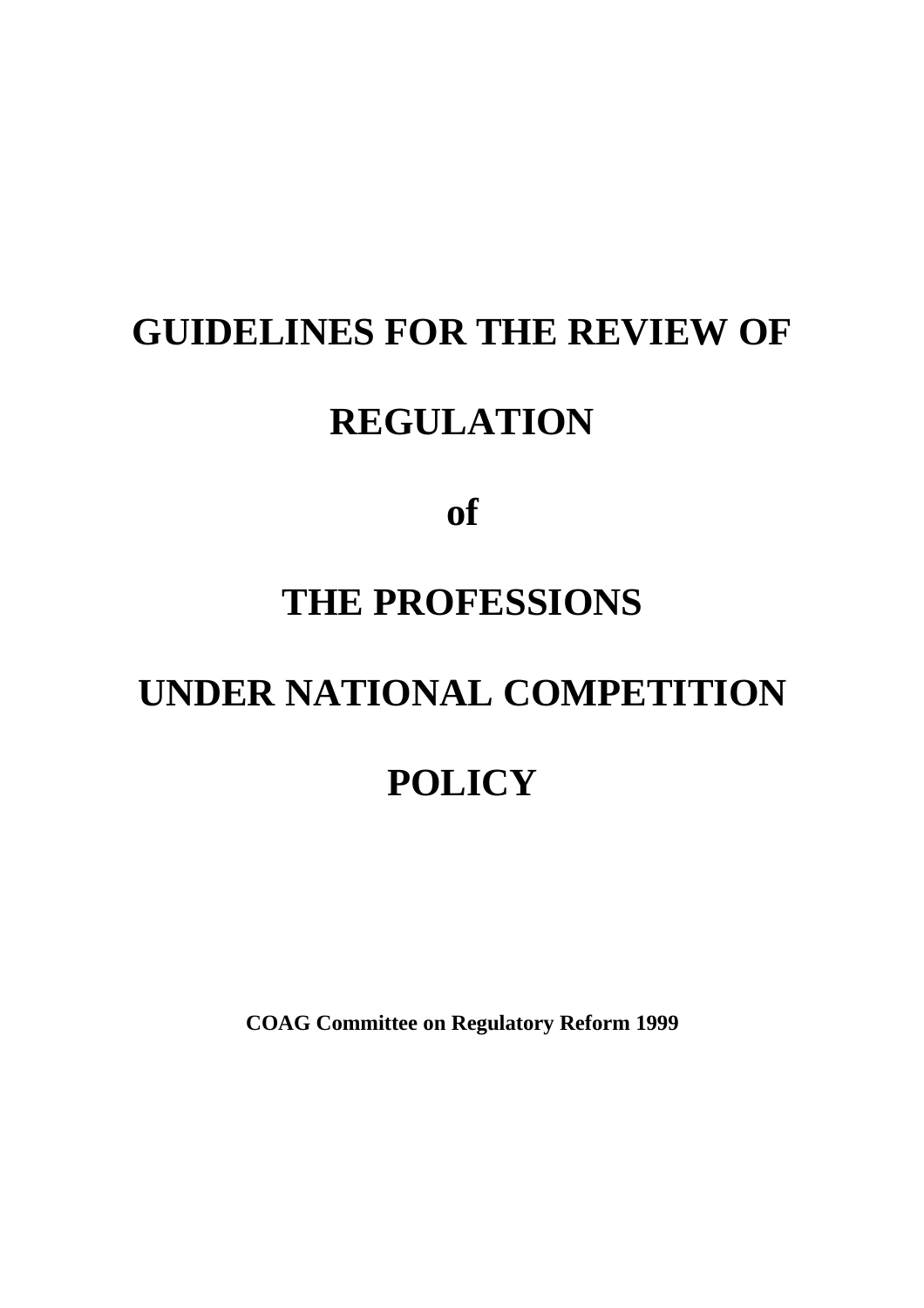# GUIDELINES FOR THE REVIEW OF REGULATION of THE PROFESSIONS UNDER NATIONAL COMPETITION POLICY

**COAG Committee on Regulatory Reform 1999**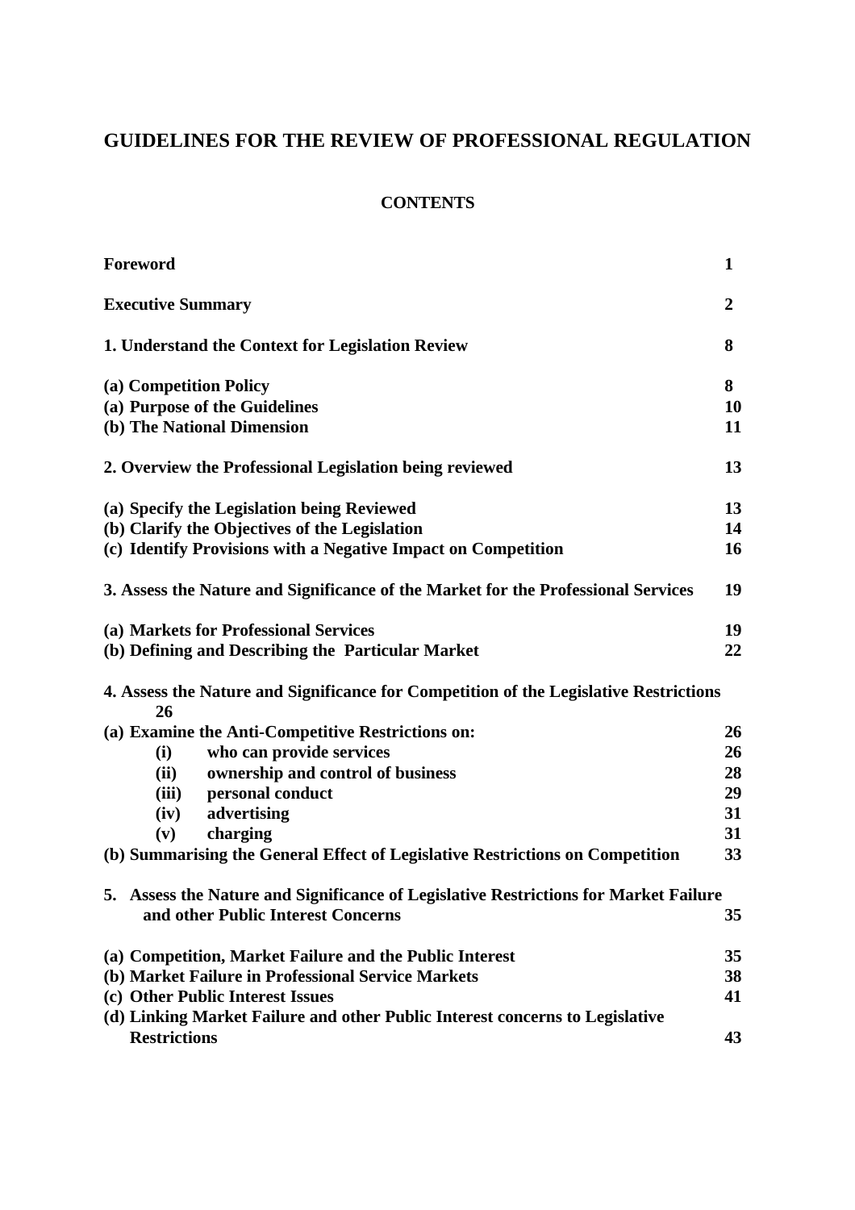# GUIDELINES FOR THE REVIEW OF PROFESSIONAL REGULATION

## CONTENTS

| | |
|---|---|
| **Foreword** | **1** |
| **Executive Summary** | **2** |
| **1. Understand the Context for Legislation Review** | **8** |
| **(a) Competition Policy** | **8** |
| **(a) Purpose of the Guidelines** | **10** |
| **(b) The National Dimension** | **11** |
| **2. Overview the Professional Legislation being reviewed** | **13** |
| **(a) Specify the Legislation being Reviewed** | **13** |
| **(b) Clarify the Objectives of the Legislation** | **14** |
| **(c) Identify Provisions with a Negative Impact on Competition** | **16** |
| **3. Assess the Nature and Significance of the Market for the Professional Services** | **19** |
| **(a) Markets for Professional Services** | **19** |
| **(b) Defining and Describing the Particular Market** | **22** |
| **4. Assess the Nature and Significance for Competition of the Legislative Restrictions** | **26** |
| **(a) Examine the Anti-Competitive Restrictions on:** | **26** |
| **(i) who can provide services** | **26** |
| **(ii) ownership and control of business** | **28** |
| **(iii) personal conduct** | **29** |
| **(iv) advertising** | **31** |
| **(v) charging** | **31** |
| **(b) Summarising the General Effect of Legislative Restrictions on Competition** | **33** |
| **5. Assess the Nature and Significance of Legislative Restrictions for Market Failure and other Public Interest Concerns** | **35** |
| **(a) Competition, Market Failure and the Public Interest** | **35** |
| **(b) Market Failure in Professional Service Markets** | **38** |
| **(c) Other Public Interest Issues** | **41** |
| **(d) Linking Market Failure and other Public Interest concerns to Legislative Restrictions** | **43** |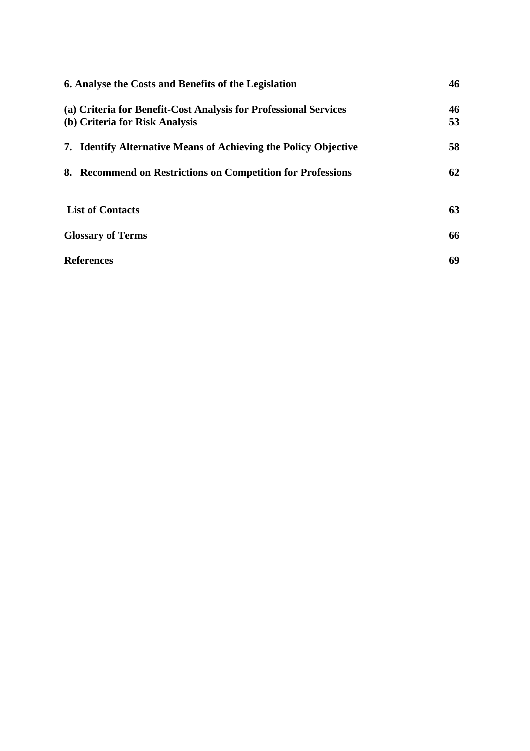| | |
|---|---|
| **6. Analyse the Costs and Benefits of the Legislation** | **46** |
| **(a) Criteria for Benefit-Cost Analysis for Professional Services** | **46** |
| **(b) Criteria for Risk Analysis** | **53** |
| **7. Identify Alternative Means of Achieving the Policy Objective** | **58** |
| **8. Recommend on Restrictions on Competition for Professions** | **62** |
| **List of Contacts** | **63** |
| **Glossary of Terms** | **66** |
| **References** | **69** |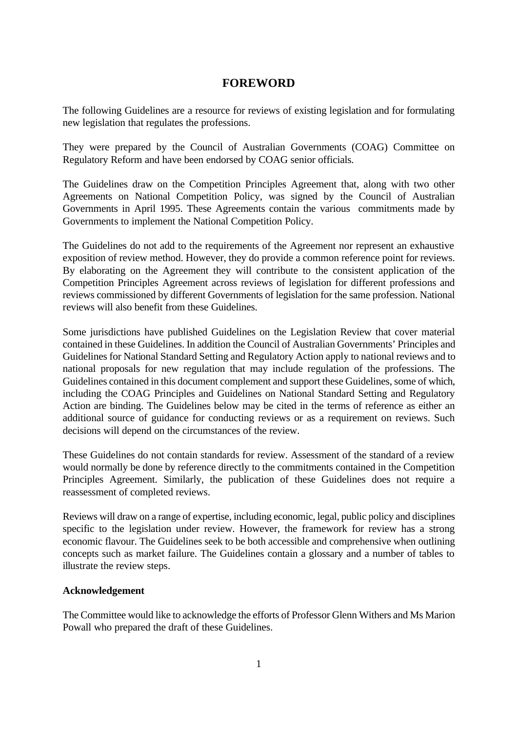# FOREWORD

The following Guidelines are a resource for reviews of existing legislation and for formulating new legislation that regulates the professions.

They were prepared by the Council of Australian Governments (COAG) Committee on Regulatory Reform and have been endorsed by COAG senior officials.

The Guidelines draw on the Competition Principles Agreement that, along with two other Agreements on National Competition Policy, was signed by the Council of Australian Governments in April 1995. These Agreements contain the various commitments made by Governments to implement the National Competition Policy.

The Guidelines do not add to the requirements of the Agreement nor represent an exhaustive exposition of review method. However, they do provide a common reference point for reviews. By elaborating on the Agreement they will contribute to the consistent application of the Competition Principles Agreement across reviews of legislation for different professions and reviews commissioned by different Governments of legislation for the same profession. National reviews will also benefit from these Guidelines.

Some jurisdictions have published Guidelines on the Legislation Review that cover material contained in these Guidelines. In addition the Council of Australian Governments' Principles and Guidelines for National Standard Setting and Regulatory Action apply to national reviews and to national proposals for new regulation that may include regulation of the professions. The Guidelines contained in this document complement and support these Guidelines, some of which, including the COAG Principles and Guidelines on National Standard Setting and Regulatory Action are binding. The Guidelines below may be cited in the terms of reference as either an additional source of guidance for conducting reviews or as a requirement on reviews. Such decisions will depend on the circumstances of the review.

These Guidelines do not contain standards for review. Assessment of the standard of a review would normally be done by reference directly to the commitments contained in the Competition Principles Agreement. Similarly, the publication of these Guidelines does not require a reassessment of completed reviews.

Reviews will draw on a range of expertise, including economic, legal, public policy and disciplines specific to the legislation under review. However, the framework for review has a strong economic flavour. The Guidelines seek to be both accessible and comprehensive when outlining concepts such as market failure. The Guidelines contain a glossary and a number of tables to illustrate the review steps.

**Acknowledgement**

The Committee would like to acknowledge the efforts of Professor Glenn Withers and Ms Marion Powall who prepared the draft of these Guidelines.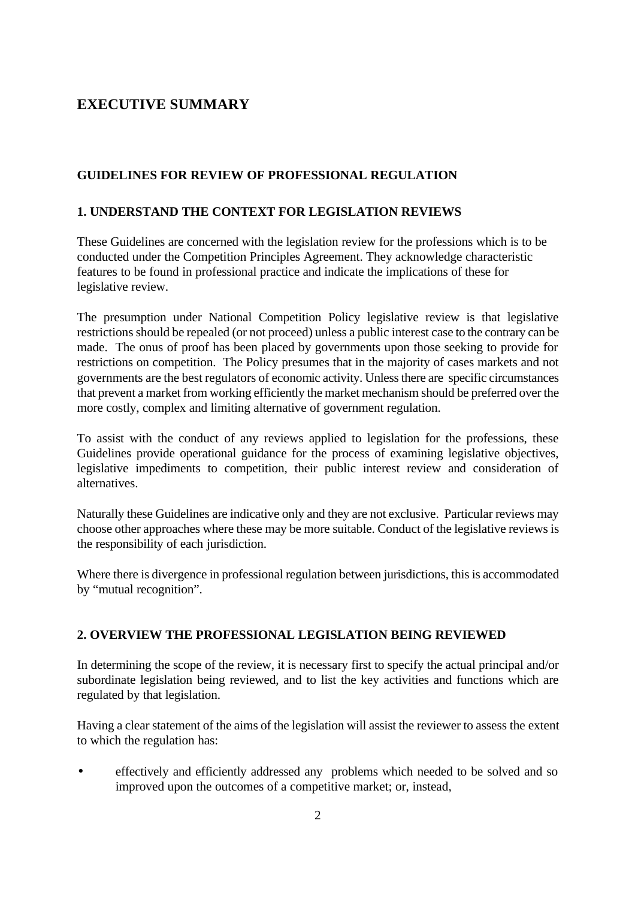# EXECUTIVE SUMMARY

## GUIDELINES FOR REVIEW OF PROFESSIONAL REGULATION

### 1. UNDERSTAND THE CONTEXT FOR LEGISLATION REVIEWS

These Guidelines are concerned with the legislation review for the professions which is to be conducted under the Competition Principles Agreement. They acknowledge characteristic features to be found in professional practice and indicate the implications of these for legislative review.

The presumption under National Competition Policy legislative review is that legislative restrictions should be repealed (or not proceed) unless a public interest case to the contrary can be made. The onus of proof has been placed by governments upon those seeking to provide for restrictions on competition. The Policy presumes that in the majority of cases markets and not governments are the best regulators of economic activity. Unless there are specific circumstances that prevent a market from working efficiently the market mechanism should be preferred over the more costly, complex and limiting alternative of government regulation.

To assist with the conduct of any reviews applied to legislation for the professions, these Guidelines provide operational guidance for the process of examining legislative objectives, legislative impediments to competition, their public interest review and consideration of alternatives.

Naturally these Guidelines are indicative only and they are not exclusive. Particular reviews may choose other approaches where these may be more suitable. Conduct of the legislative reviews is the responsibility of each jurisdiction.

Where there is divergence in professional regulation between jurisdictions, this is accommodated by "mutual recognition".

### 2. OVERVIEW THE PROFESSIONAL LEGISLATION BEING REVIEWED

In determining the scope of the review, it is necessary first to specify the actual principal and/or subordinate legislation being reviewed, and to list the key activities and functions which are regulated by that legislation.

Having a clear statement of the aims of the legislation will assist the reviewer to assess the extent to which the regulation has:

- effectively and efficiently addressed any problems which needed to be solved and so improved upon the outcomes of a competitive market; or, instead,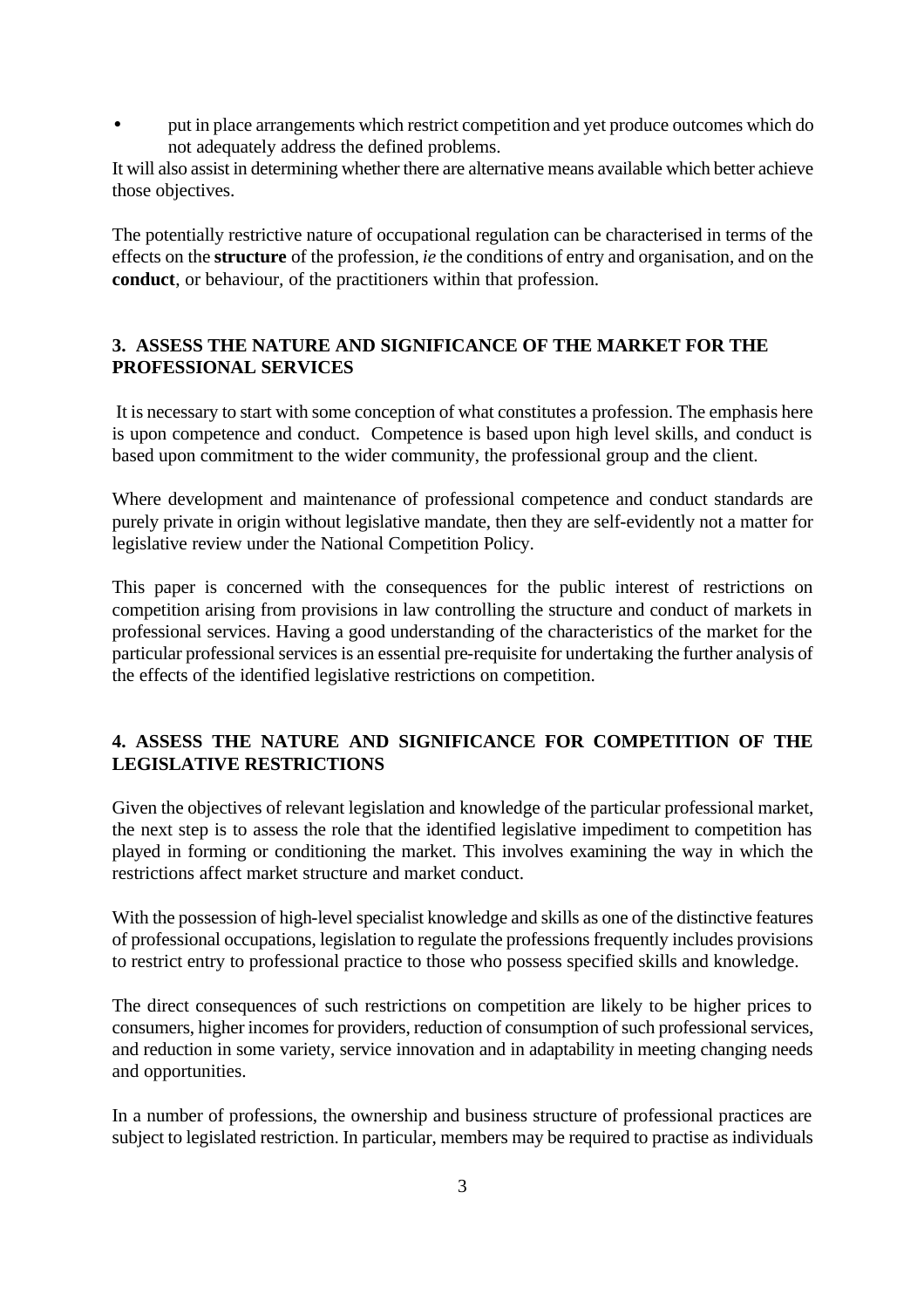- put in place arrangements which restrict competition and yet produce outcomes which do not adequately address the defined problems.

It will also assist in determining whether there are alternative means available which better achieve those objectives.

The potentially restrictive nature of occupational regulation can be characterised in terms of the effects on the **structure** of the profession, *ie* the conditions of entry and organisation, and on the **conduct**, or behaviour, of the practitioners within that profession.

## 3. ASSESS THE NATURE AND SIGNIFICANCE OF THE MARKET FOR THE PROFESSIONAL SERVICES

It is necessary to start with some conception of what constitutes a profession. The emphasis here is upon competence and conduct. Competence is based upon high level skills, and conduct is based upon commitment to the wider community, the professional group and the client.

Where development and maintenance of professional competence and conduct standards are purely private in origin without legislative mandate, then they are self-evidently not a matter for legislative review under the National Competition Policy.

This paper is concerned with the consequences for the public interest of restrictions on competition arising from provisions in law controlling the structure and conduct of markets in professional services. Having a good understanding of the characteristics of the market for the particular professional services is an essential pre-requisite for undertaking the further analysis of the effects of the identified legislative restrictions on competition.

## 4. ASSESS THE NATURE AND SIGNIFICANCE FOR COMPETITION OF THE LEGISLATIVE RESTRICTIONS

Given the objectives of relevant legislation and knowledge of the particular professional market, the next step is to assess the role that the identified legislative impediment to competition has played in forming or conditioning the market. This involves examining the way in which the restrictions affect market structure and market conduct.

With the possession of high-level specialist knowledge and skills as one of the distinctive features of professional occupations, legislation to regulate the professions frequently includes provisions to restrict entry to professional practice to those who possess specified skills and knowledge.

The direct consequences of such restrictions on competition are likely to be higher prices to consumers, higher incomes for providers, reduction of consumption of such professional services, and reduction in some variety, service innovation and in adaptability in meeting changing needs and opportunities.

In a number of professions, the ownership and business structure of professional practices are subject to legislated restriction. In particular, members may be required to practise as individuals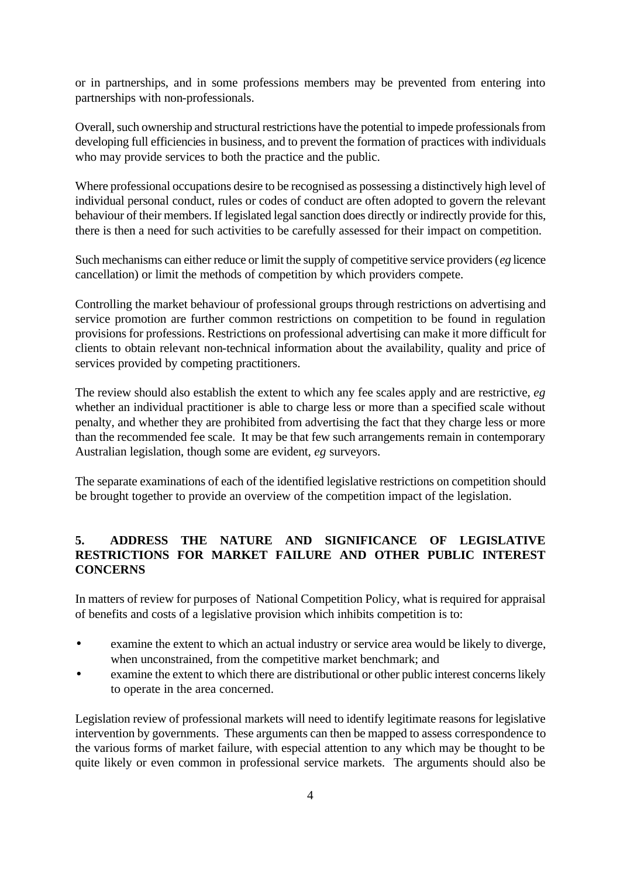or in partnerships, and in some professions members may be prevented from entering into partnerships with non-professionals.

Overall, such ownership and structural restrictions have the potential to impede professionals from developing full efficiencies in business, and to prevent the formation of practices with individuals who may provide services to both the practice and the public.

Where professional occupations desire to be recognised as possessing a distinctively high level of individual personal conduct, rules or codes of conduct are often adopted to govern the relevant behaviour of their members. If legislated legal sanction does directly or indirectly provide for this, there is then a need for such activities to be carefully assessed for their impact on competition.

Such mechanisms can either reduce or limit the supply of competitive service providers (*eg* licence cancellation) or limit the methods of competition by which providers compete.

Controlling the market behaviour of professional groups through restrictions on advertising and service promotion are further common restrictions on competition to be found in regulation provisions for professions. Restrictions on professional advertising can make it more difficult for clients to obtain relevant non-technical information about the availability, quality and price of services provided by competing practitioners.

The review should also establish the extent to which any fee scales apply and are restrictive, *eg* whether an individual practitioner is able to charge less or more than a specified scale without penalty, and whether they are prohibited from advertising the fact that they charge less or more than the recommended fee scale. It may be that few such arrangements remain in contemporary Australian legislation, though some are evident, *eg* surveyors.

The separate examinations of each of the identified legislative restrictions on competition should be brought together to provide an overview of the competition impact of the legislation.

## 5. ADDRESS THE NATURE AND SIGNIFICANCE OF LEGISLATIVE RESTRICTIONS FOR MARKET FAILURE AND OTHER PUBLIC INTEREST CONCERNS

In matters of review for purposes of National Competition Policy, what is required for appraisal of benefits and costs of a legislative provision which inhibits competition is to:

- examine the extent to which an actual industry or service area would be likely to diverge, when unconstrained, from the competitive market benchmark; and
- examine the extent to which there are distributional or other public interest concerns likely to operate in the area concerned.

Legislation review of professional markets will need to identify legitimate reasons for legislative intervention by governments. These arguments can then be mapped to assess correspondence to the various forms of market failure, with especial attention to any which may be thought to be quite likely or even common in professional service markets. The arguments should also be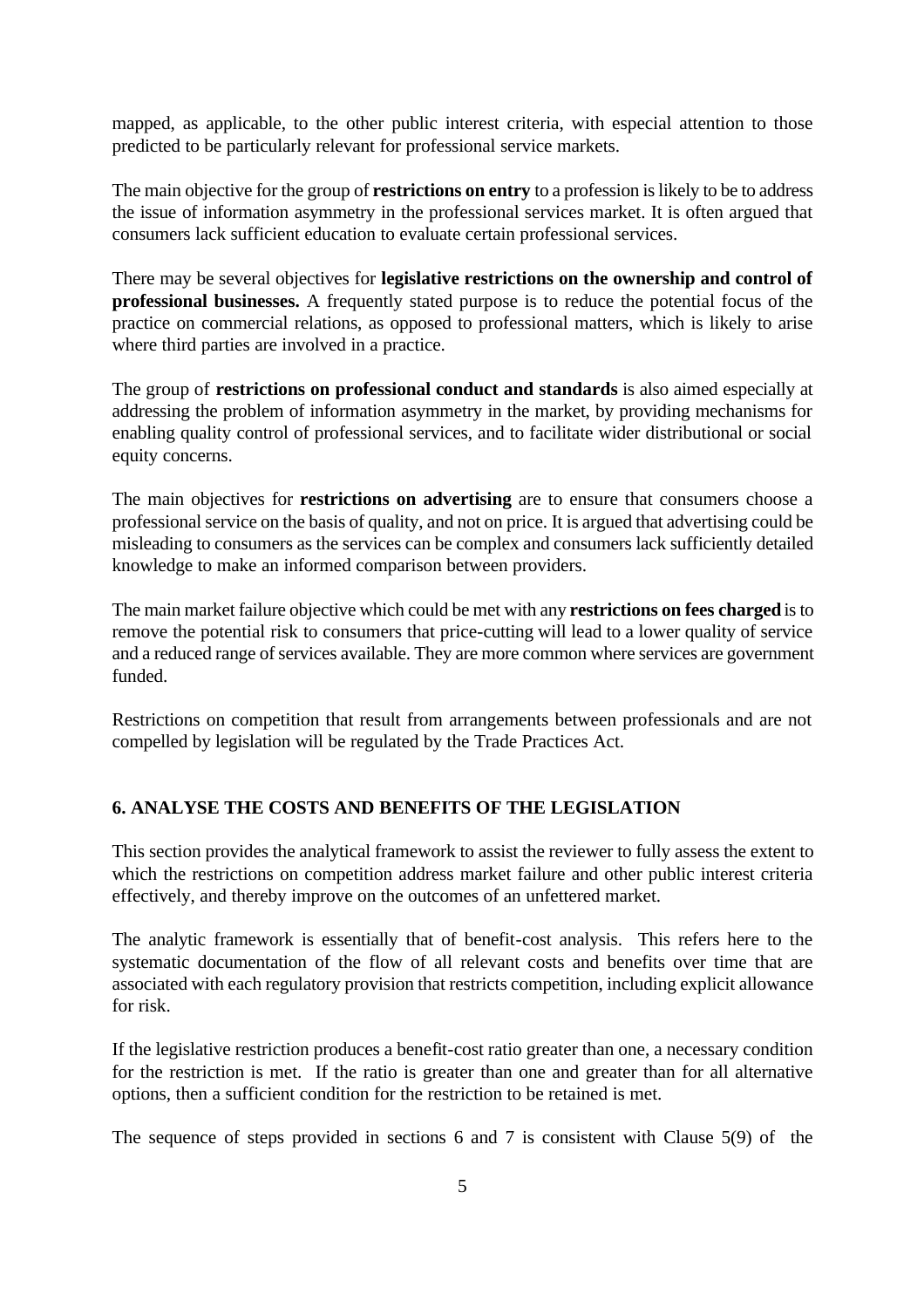mapped, as applicable, to the other public interest criteria, with especial attention to those predicted to be particularly relevant for professional service markets.

The main objective for the group of **restrictions on entry** to a profession is likely to be to address the issue of information asymmetry in the professional services market. It is often argued that consumers lack sufficient education to evaluate certain professional services.

There may be several objectives for **legislative restrictions on the ownership and control of professional businesses.** A frequently stated purpose is to reduce the potential focus of the practice on commercial relations, as opposed to professional matters, which is likely to arise where third parties are involved in a practice.

The group of **restrictions on professional conduct and standards** is also aimed especially at addressing the problem of information asymmetry in the market, by providing mechanisms for enabling quality control of professional services, and to facilitate wider distributional or social equity concerns.

The main objectives for **restrictions on advertising** are to ensure that consumers choose a professional service on the basis of quality, and not on price. It is argued that advertising could be misleading to consumers as the services can be complex and consumers lack sufficiently detailed knowledge to make an informed comparison between providers.

The main market failure objective which could be met with any **restrictions on fees charged** is to remove the potential risk to consumers that price-cutting will lead to a lower quality of service and a reduced range of services available. They are more common where services are government funded.

Restrictions on competition that result from arrangements between professionals and are not compelled by legislation will be regulated by the Trade Practices Act.

## 6. ANALYSE THE COSTS AND BENEFITS OF THE LEGISLATION

This section provides the analytical framework to assist the reviewer to fully assess the extent to which the restrictions on competition address market failure and other public interest criteria effectively, and thereby improve on the outcomes of an unfettered market.

The analytic framework is essentially that of benefit-cost analysis. This refers here to the systematic documentation of the flow of all relevant costs and benefits over time that are associated with each regulatory provision that restricts competition, including explicit allowance for risk.

If the legislative restriction produces a benefit-cost ratio greater than one, a necessary condition for the restriction is met. If the ratio is greater than one and greater than for all alternative options, then a sufficient condition for the restriction to be retained is met.

The sequence of steps provided in sections 6 and 7 is consistent with Clause 5(9) of the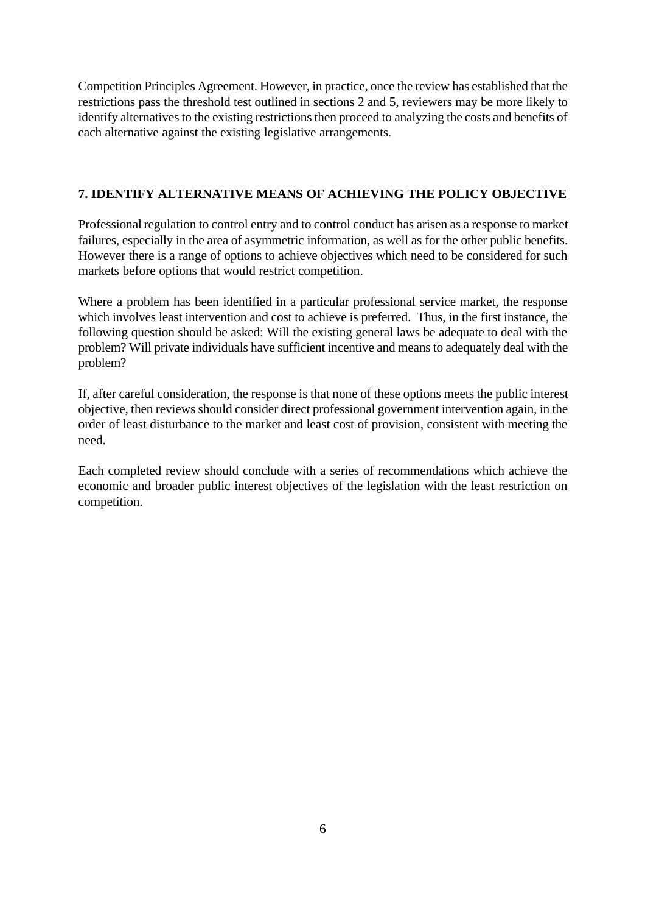Competition Principles Agreement. However, in practice, once the review has established that the restrictions pass the threshold test outlined in sections 2 and 5, reviewers may be more likely to identify alternatives to the existing restrictions then proceed to analyzing the costs and benefits of each alternative against the existing legislative arrangements.

## 7. IDENTIFY ALTERNATIVE MEANS OF ACHIEVING THE POLICY OBJECTIVE

Professional regulation to control entry and to control conduct has arisen as a response to market failures, especially in the area of asymmetric information, as well as for the other public benefits. However there is a range of options to achieve objectives which need to be considered for such markets before options that would restrict competition.

Where a problem has been identified in a particular professional service market, the response which involves least intervention and cost to achieve is preferred. Thus, in the first instance, the following question should be asked: Will the existing general laws be adequate to deal with the problem? Will private individuals have sufficient incentive and means to adequately deal with the problem?

If, after careful consideration, the response is that none of these options meets the public interest objective, then reviews should consider direct professional government intervention again, in the order of least disturbance to the market and least cost of provision, consistent with meeting the need.

Each completed review should conclude with a series of recommendations which achieve the economic and broader public interest objectives of the legislation with the least restriction on competition.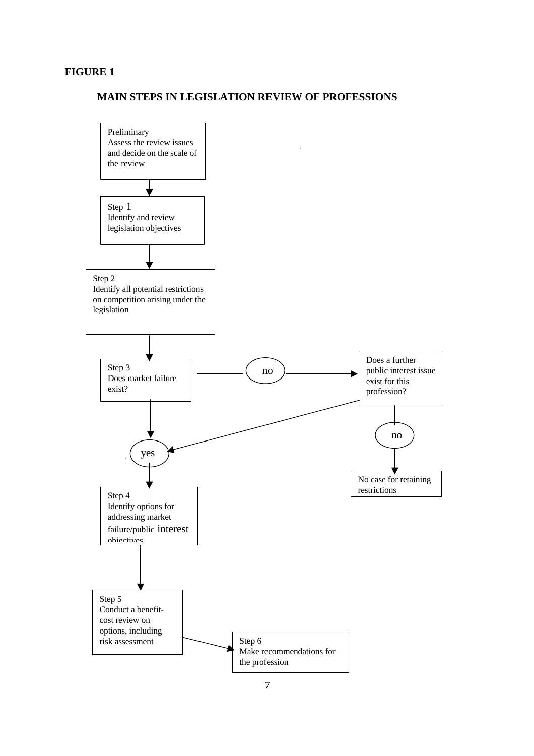**FIGURE 1**

**MAIN STEPS IN LEGISLATION REVIEW OF PROFESSIONS**

Preliminary
Assess the review issues and decide on the scale of the review

Step 1
Identify and review legislation objectives

Step 2
Identify all potential restrictions on competition arising under the legislation

Step 3
Does market failure exist?

no

Does a further public interest issue exist for this profession?

no

No case for retaining restrictions

yes

Step 4
Identify options for addressing market failure/public interest objectives

Step 5
Conduct a benefit-cost review on options, including risk assessment

Step 6
Make recommendations for the profession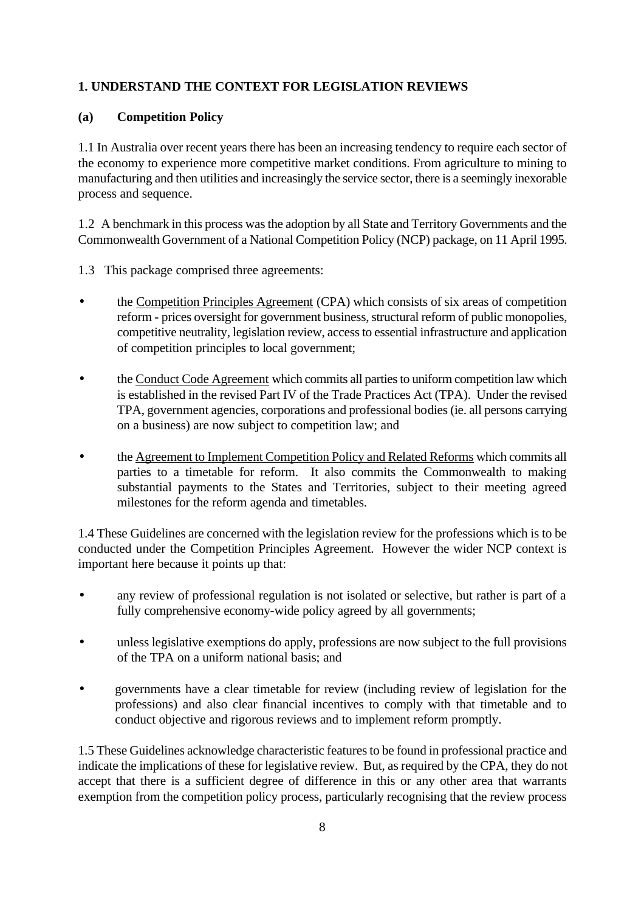## 1. UNDERSTAND THE CONTEXT FOR LEGISLATION REVIEWS

### (a) Competition Policy

1.1 In Australia over recent years there has been an increasing tendency to require each sector of the economy to experience more competitive market conditions. From agriculture to mining to manufacturing and then utilities and increasingly the service sector, there is a seemingly inexorable process and sequence.

1.2 A benchmark in this process was the adoption by all State and Territory Governments and the Commonwealth Government of a National Competition Policy (NCP) package, on 11 April 1995.

1.3 This package comprised three agreements:

- the Competition Principles Agreement (CPA) which consists of six areas of competition reform - prices oversight for government business, structural reform of public monopolies, competitive neutrality, legislation review, access to essential infrastructure and application of competition principles to local government;
- the Conduct Code Agreement which commits all parties to uniform competition law which is established in the revised Part IV of the Trade Practices Act (TPA). Under the revised TPA, government agencies, corporations and professional bodies (ie. all persons carrying on a business) are now subject to competition law; and
- the Agreement to Implement Competition Policy and Related Reforms which commits all parties to a timetable for reform. It also commits the Commonwealth to making substantial payments to the States and Territories, subject to their meeting agreed milestones for the reform agenda and timetables.

1.4 These Guidelines are concerned with the legislation review for the professions which is to be conducted under the Competition Principles Agreement. However the wider NCP context is important here because it points up that:

- any review of professional regulation is not isolated or selective, but rather is part of a fully comprehensive economy-wide policy agreed by all governments;
- unless legislative exemptions do apply, professions are now subject to the full provisions of the TPA on a uniform national basis; and
- governments have a clear timetable for review (including review of legislation for the professions) and also clear financial incentives to comply with that timetable and to conduct objective and rigorous reviews and to implement reform promptly.

1.5 These Guidelines acknowledge characteristic features to be found in professional practice and indicate the implications of these for legislative review. But, as required by the CPA, they do not accept that there is a sufficient degree of difference in this or any other area that warrants exemption from the competition policy process, particularly recognising that the review process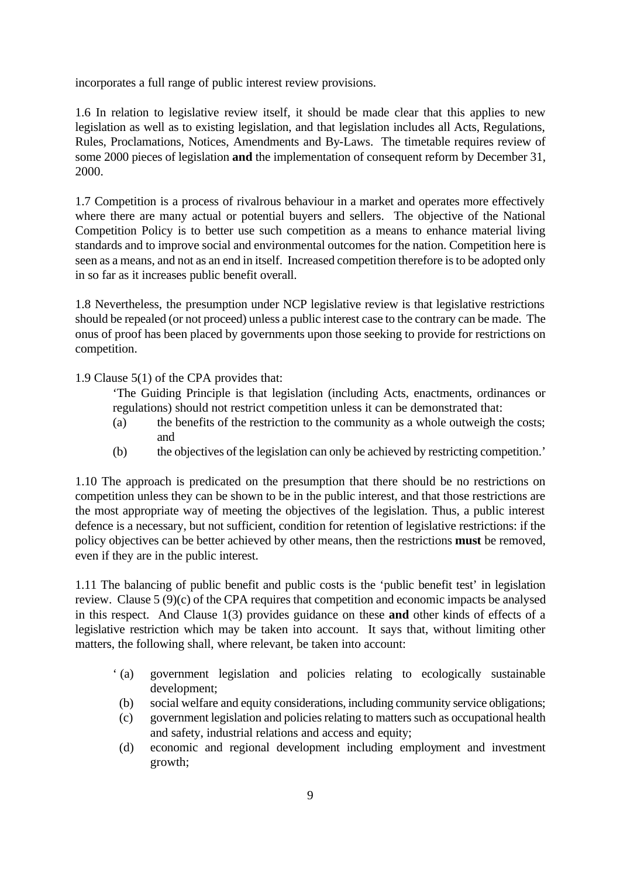incorporates a full range of public interest review provisions.

1.6 In relation to legislative review itself, it should be made clear that this applies to new legislation as well as to existing legislation, and that legislation includes all Acts, Regulations, Rules, Proclamations, Notices, Amendments and By-Laws. The timetable requires review of some 2000 pieces of legislation **and** the implementation of consequent reform by December 31, 2000.

1.7 Competition is a process of rivalrous behaviour in a market and operates more effectively where there are many actual or potential buyers and sellers. The objective of the National Competition Policy is to better use such competition as a means to enhance material living standards and to improve social and environmental outcomes for the nation. Competition here is seen as a means, and not as an end in itself. Increased competition therefore is to be adopted only in so far as it increases public benefit overall.

1.8 Nevertheless, the presumption under NCP legislative review is that legislative restrictions should be repealed (or not proceed) unless a public interest case to the contrary can be made. The onus of proof has been placed by governments upon those seeking to provide for restrictions on competition.

1.9 Clause 5(1) of the CPA provides that:

> 'The Guiding Principle is that legislation (including Acts, enactments, ordinances or regulations) should not restrict competition unless it can be demonstrated that:
>
> (a) the benefits of the restriction to the community as a whole outweigh the costs; and
>
> (b) the objectives of the legislation can only be achieved by restricting competition.'

1.10 The approach is predicated on the presumption that there should be no restrictions on competition unless they can be shown to be in the public interest, and that those restrictions are the most appropriate way of meeting the objectives of the legislation. Thus, a public interest defence is a necessary, but not sufficient, condition for retention of legislative restrictions: if the policy objectives can be better achieved by other means, then the restrictions **must** be removed, even if they are in the public interest.

1.11 The balancing of public benefit and public costs is the 'public benefit test' in legislation review. Clause 5 (9)(c) of the CPA requires that competition and economic impacts be analysed in this respect. And Clause 1(3) provides guidance on these **and** other kinds of effects of a legislative restriction which may be taken into account. It says that, without limiting other matters, the following shall, where relevant, be taken into account:

> ' (a) government legislation and policies relating to ecologically sustainable development;
>
> (b) social welfare and equity considerations, including community service obligations;
>
> (c) government legislation and policies relating to matters such as occupational health and safety, industrial relations and access and equity;
>
> (d) economic and regional development including employment and investment growth;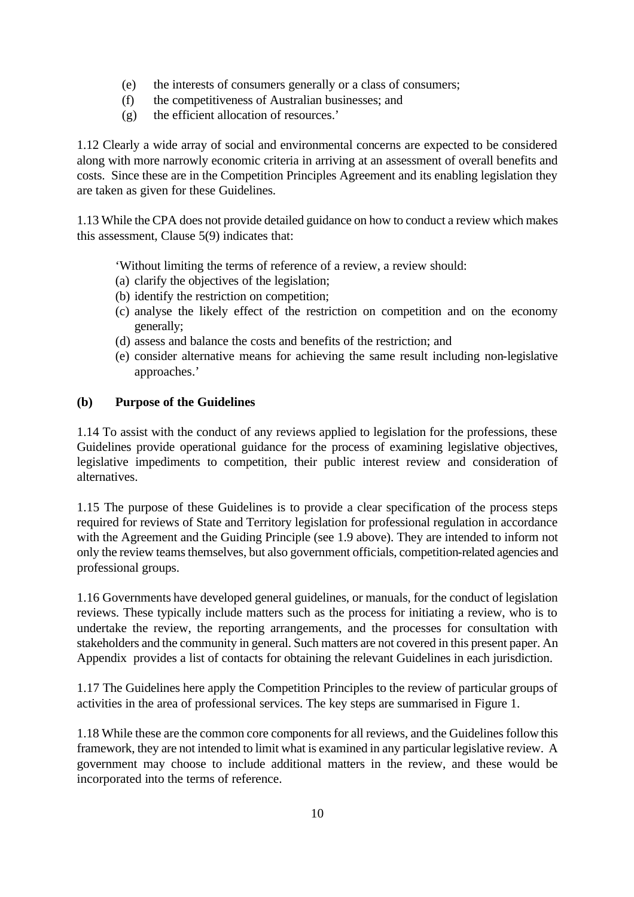(e) the interests of consumers generally or a class of consumers;
(f) the competitiveness of Australian businesses; and
(g) the efficient allocation of resources.'

1.12 Clearly a wide array of social and environmental concerns are expected to be considered along with more narrowly economic criteria in arriving at an assessment of overall benefits and costs. Since these are in the Competition Principles Agreement and its enabling legislation they are taken as given for these Guidelines.

1.13 While the CPA does not provide detailed guidance on how to conduct a review which makes this assessment, Clause 5(9) indicates that:

> 'Without limiting the terms of reference of a review, a review should:
> (a) clarify the objectives of the legislation;
> (b) identify the restriction on competition;
> (c) analyse the likely effect of the restriction on competition and on the economy generally;
> (d) assess and balance the costs and benefits of the restriction; and
> (e) consider alternative means for achieving the same result including non-legislative approaches.'

### (b) Purpose of the Guidelines

1.14 To assist with the conduct of any reviews applied to legislation for the professions, these Guidelines provide operational guidance for the process of examining legislative objectives, legislative impediments to competition, their public interest review and consideration of alternatives.

1.15 The purpose of these Guidelines is to provide a clear specification of the process steps required for reviews of State and Territory legislation for professional regulation in accordance with the Agreement and the Guiding Principle (see 1.9 above). They are intended to inform not only the review teams themselves, but also government officials, competition-related agencies and professional groups.

1.16 Governments have developed general guidelines, or manuals, for the conduct of legislation reviews. These typically include matters such as the process for initiating a review, who is to undertake the review, the reporting arrangements, and the processes for consultation with stakeholders and the community in general. Such matters are not covered in this present paper. An Appendix provides a list of contacts for obtaining the relevant Guidelines in each jurisdiction.

1.17 The Guidelines here apply the Competition Principles to the review of particular groups of activities in the area of professional services. The key steps are summarised in Figure 1.

1.18 While these are the common core components for all reviews, and the Guidelines follow this framework, they are not intended to limit what is examined in any particular legislative review. A government may choose to include additional matters in the review, and these would be incorporated into the terms of reference.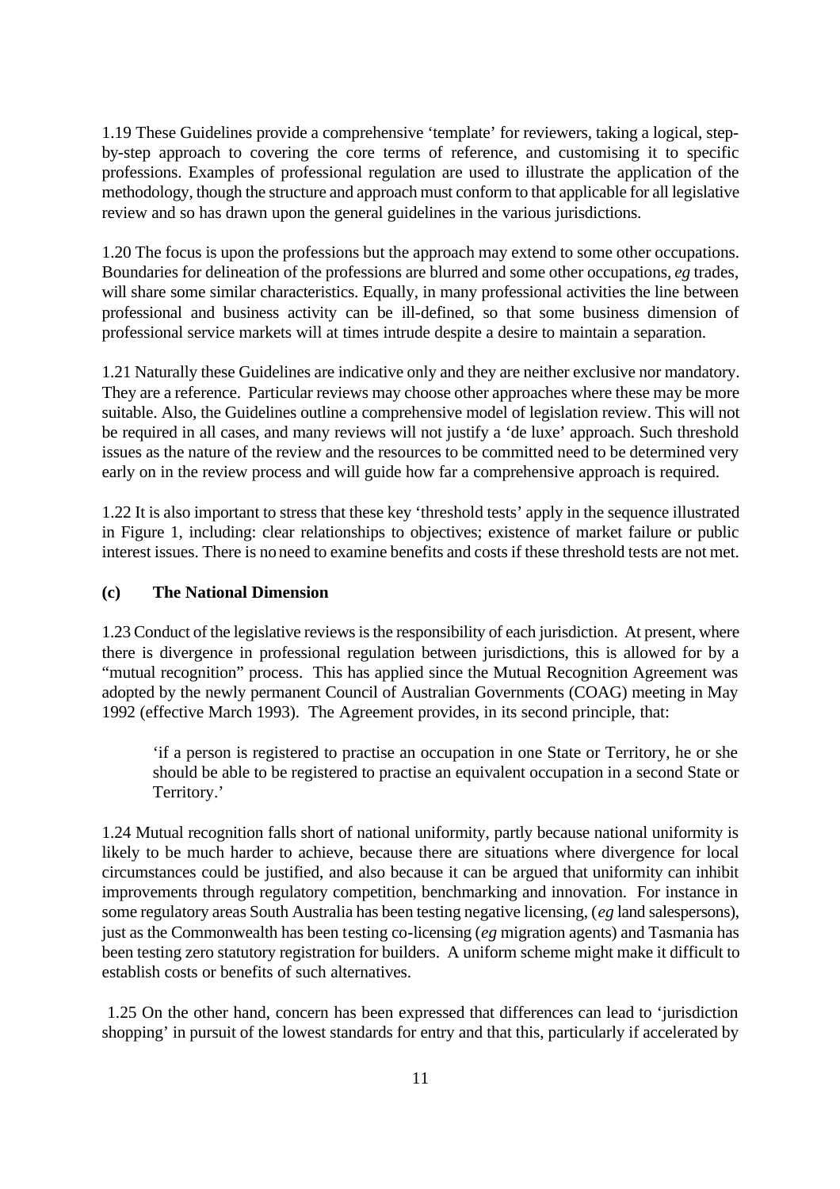1.19 These Guidelines provide a comprehensive 'template' for reviewers, taking a logical, step-by-step approach to covering the core terms of reference, and customising it to specific professions. Examples of professional regulation are used to illustrate the application of the methodology, though the structure and approach must conform to that applicable for all legislative review and so has drawn upon the general guidelines in the various jurisdictions.

1.20 The focus is upon the professions but the approach may extend to some other occupations. Boundaries for delineation of the professions are blurred and some other occupations, *eg* trades, will share some similar characteristics. Equally, in many professional activities the line between professional and business activity can be ill-defined, so that some business dimension of professional service markets will at times intrude despite a desire to maintain a separation.

1.21 Naturally these Guidelines are indicative only and they are neither exclusive nor mandatory. They are a reference. Particular reviews may choose other approaches where these may be more suitable. Also, the Guidelines outline a comprehensive model of legislation review. This will not be required in all cases, and many reviews will not justify a 'de luxe' approach. Such threshold issues as the nature of the review and the resources to be committed need to be determined very early on in the review process and will guide how far a comprehensive approach is required.

1.22 It is also important to stress that these key 'threshold tests' apply in the sequence illustrated in Figure 1, including: clear relationships to objectives; existence of market failure or public interest issues. There is no need to examine benefits and costs if these threshold tests are not met.

### (c) The National Dimension

1.23 Conduct of the legislative reviews is the responsibility of each jurisdiction. At present, where there is divergence in professional regulation between jurisdictions, this is allowed for by a "mutual recognition" process. This has applied since the Mutual Recognition Agreement was adopted by the newly permanent Council of Australian Governments (COAG) meeting in May 1992 (effective March 1993). The Agreement provides, in its second principle, that:

> 'if a person is registered to practise an occupation in one State or Territory, he or she should be able to be registered to practise an equivalent occupation in a second State or Territory.'

1.24 Mutual recognition falls short of national uniformity, partly because national uniformity is likely to be much harder to achieve, because there are situations where divergence for local circumstances could be justified, and also because it can be argued that uniformity can inhibit improvements through regulatory competition, benchmarking and innovation. For instance in some regulatory areas South Australia has been testing negative licensing, (*eg* land salespersons), just as the Commonwealth has been testing co-licensing (*eg* migration agents) and Tasmania has been testing zero statutory registration for builders. A uniform scheme might make it difficult to establish costs or benefits of such alternatives.

1.25 On the other hand, concern has been expressed that differences can lead to 'jurisdiction shopping' in pursuit of the lowest standards for entry and that this, particularly if accelerated by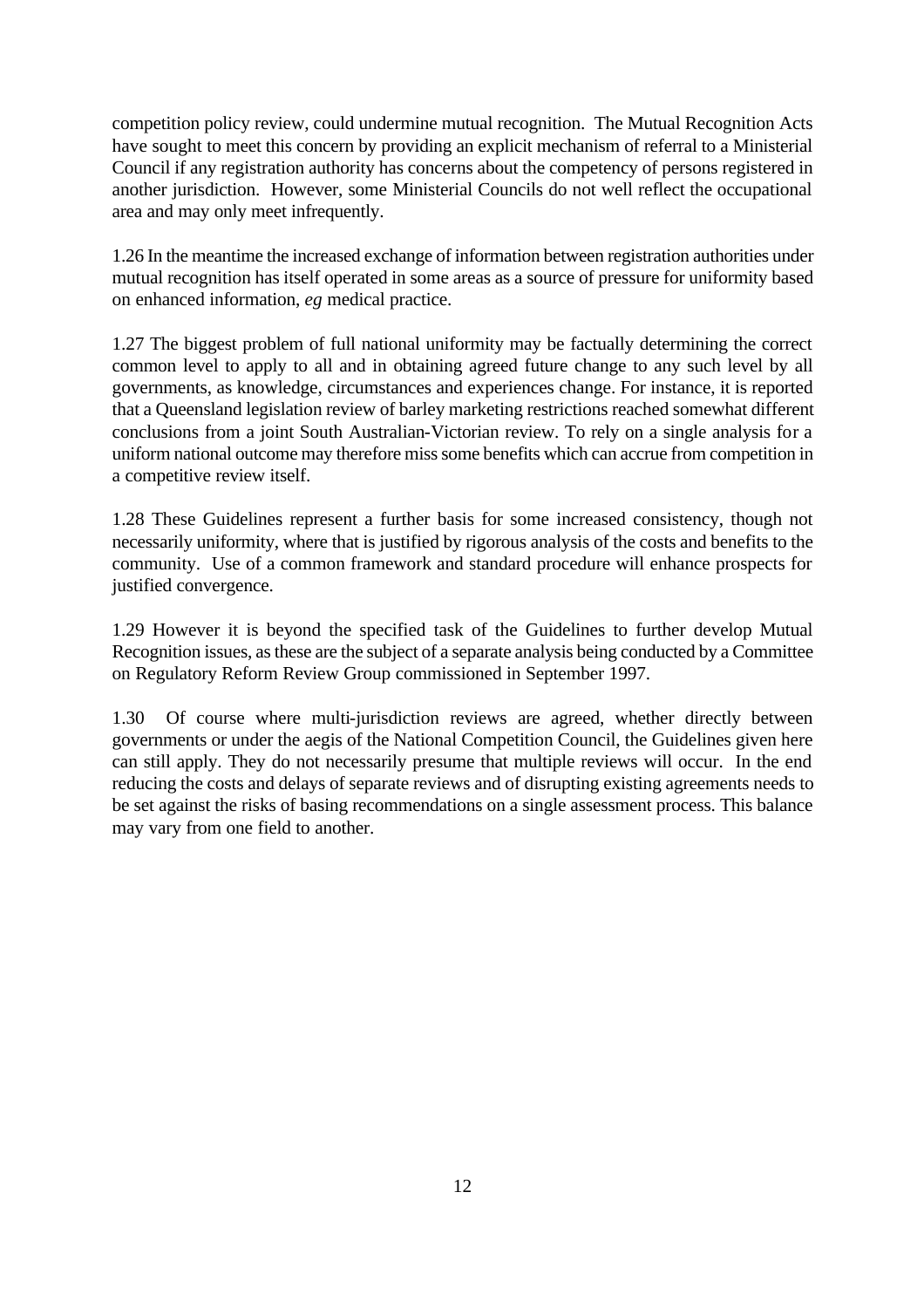competition policy review, could undermine mutual recognition. The Mutual Recognition Acts have sought to meet this concern by providing an explicit mechanism of referral to a Ministerial Council if any registration authority has concerns about the competency of persons registered in another jurisdiction. However, some Ministerial Councils do not well reflect the occupational area and may only meet infrequently.

1.26 In the meantime the increased exchange of information between registration authorities under mutual recognition has itself operated in some areas as a source of pressure for uniformity based on enhanced information, *eg* medical practice.

1.27 The biggest problem of full national uniformity may be factually determining the correct common level to apply to all and in obtaining agreed future change to any such level by all governments, as knowledge, circumstances and experiences change. For instance, it is reported that a Queensland legislation review of barley marketing restrictions reached somewhat different conclusions from a joint South Australian-Victorian review. To rely on a single analysis for a uniform national outcome may therefore miss some benefits which can accrue from competition in a competitive review itself.

1.28 These Guidelines represent a further basis for some increased consistency, though not necessarily uniformity, where that is justified by rigorous analysis of the costs and benefits to the community. Use of a common framework and standard procedure will enhance prospects for justified convergence.

1.29 However it is beyond the specified task of the Guidelines to further develop Mutual Recognition issues, as these are the subject of a separate analysis being conducted by a Committee on Regulatory Reform Review Group commissioned in September 1997.

1.30 Of course where multi-jurisdiction reviews are agreed, whether directly between governments or under the aegis of the National Competition Council, the Guidelines given here can still apply. They do not necessarily presume that multiple reviews will occur. In the end reducing the costs and delays of separate reviews and of disrupting existing agreements needs to be set against the risks of basing recommendations on a single assessment process. This balance may vary from one field to another.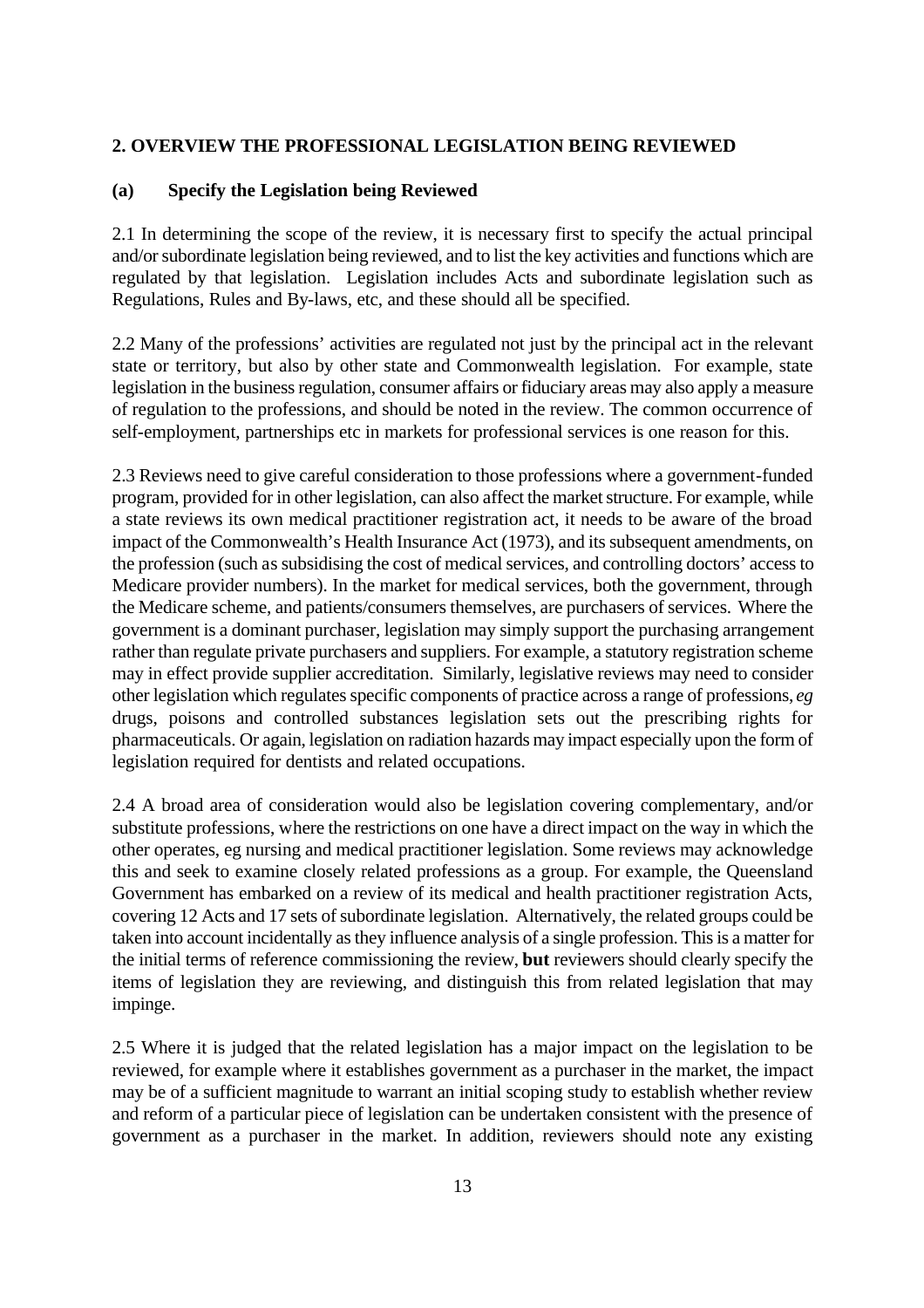## 2. OVERVIEW THE PROFESSIONAL LEGISLATION BEING REVIEWED

### (a) Specify the Legislation being Reviewed

2.1 In determining the scope of the review, it is necessary first to specify the actual principal and/or subordinate legislation being reviewed, and to list the key activities and functions which are regulated by that legislation. Legislation includes Acts and subordinate legislation such as Regulations, Rules and By-laws, etc, and these should all be specified.

2.2 Many of the professions' activities are regulated not just by the principal act in the relevant state or territory, but also by other state and Commonwealth legislation. For example, state legislation in the business regulation, consumer affairs or fiduciary areas may also apply a measure of regulation to the professions, and should be noted in the review. The common occurrence of self-employment, partnerships etc in markets for professional services is one reason for this.

2.3 Reviews need to give careful consideration to those professions where a government-funded program, provided for in other legislation, can also affect the market structure. For example, while a state reviews its own medical practitioner registration act, it needs to be aware of the broad impact of the Commonwealth's Health Insurance Act (1973), and its subsequent amendments, on the profession (such as subsidising the cost of medical services, and controlling doctors' access to Medicare provider numbers). In the market for medical services, both the government, through the Medicare scheme, and patients/consumers themselves, are purchasers of services. Where the government is a dominant purchaser, legislation may simply support the purchasing arrangement rather than regulate private purchasers and suppliers. For example, a statutory registration scheme may in effect provide supplier accreditation. Similarly, legislative reviews may need to consider other legislation which regulates specific components of practice across a range of professions, *eg* drugs, poisons and controlled substances legislation sets out the prescribing rights for pharmaceuticals. Or again, legislation on radiation hazards may impact especially upon the form of legislation required for dentists and related occupations.

2.4 A broad area of consideration would also be legislation covering complementary, and/or substitute professions, where the restrictions on one have a direct impact on the way in which the other operates, eg nursing and medical practitioner legislation. Some reviews may acknowledge this and seek to examine closely related professions as a group. For example, the Queensland Government has embarked on a review of its medical and health practitioner registration Acts, covering 12 Acts and 17 sets of subordinate legislation. Alternatively, the related groups could be taken into account incidentally as they influence analysis of a single profession. This is a matter for the initial terms of reference commissioning the review, **but** reviewers should clearly specify the items of legislation they are reviewing, and distinguish this from related legislation that may impinge.

2.5 Where it is judged that the related legislation has a major impact on the legislation to be reviewed, for example where it establishes government as a purchaser in the market, the impact may be of a sufficient magnitude to warrant an initial scoping study to establish whether review and reform of a particular piece of legislation can be undertaken consistent with the presence of government as a purchaser in the market. In addition, reviewers should note any existing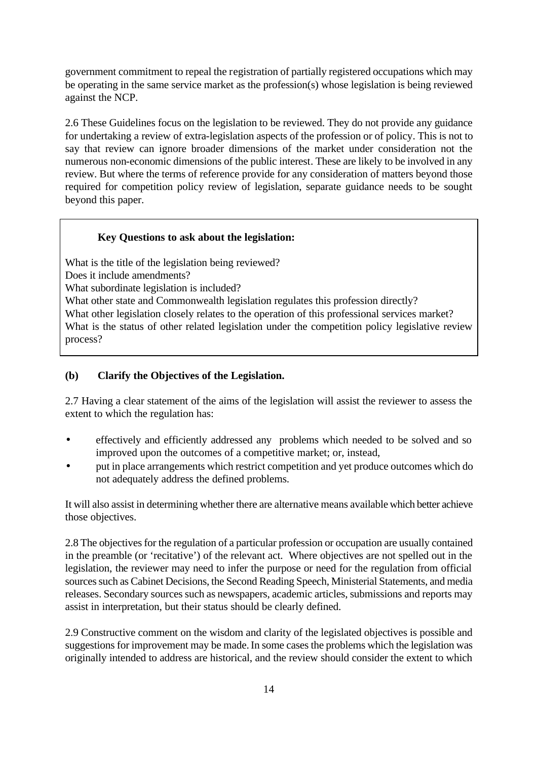government commitment to repeal the registration of partially registered occupations which may be operating in the same service market as the profession(s) whose legislation is being reviewed against the NCP.

2.6 These Guidelines focus on the legislation to be reviewed. They do not provide any guidance for undertaking a review of extra-legislation aspects of the profession or of policy. This is not to say that review can ignore broader dimensions of the market under consideration not the numerous non-economic dimensions of the public interest. These are likely to be involved in any review. But where the terms of reference provide for any consideration of matters beyond those required for competition policy review of legislation, separate guidance needs to be sought beyond this paper.

> **Key Questions to ask about the legislation:**
>
> What is the title of the legislation being reviewed?
> Does it include amendments?
> What subordinate legislation is included?
> What other state and Commonwealth legislation regulates this profession directly?
> What other legislation closely relates to the operation of this professional services market?
> What is the status of other related legislation under the competition policy legislative review process?

### (b) Clarify the Objectives of the Legislation.

2.7 Having a clear statement of the aims of the legislation will assist the reviewer to assess the extent to which the regulation has:

- effectively and efficiently addressed any problems which needed to be solved and so improved upon the outcomes of a competitive market; or, instead,
- put in place arrangements which restrict competition and yet produce outcomes which do not adequately address the defined problems.

It will also assist in determining whether there are alternative means available which better achieve those objectives.

2.8 The objectives for the regulation of a particular profession or occupation are usually contained in the preamble (or 'recitative') of the relevant act. Where objectives are not spelled out in the legislation, the reviewer may need to infer the purpose or need for the regulation from official sources such as Cabinet Decisions, the Second Reading Speech, Ministerial Statements, and media releases. Secondary sources such as newspapers, academic articles, submissions and reports may assist in interpretation, but their status should be clearly defined.

2.9 Constructive comment on the wisdom and clarity of the legislated objectives is possible and suggestions for improvement may be made. In some cases the problems which the legislation was originally intended to address are historical, and the review should consider the extent to which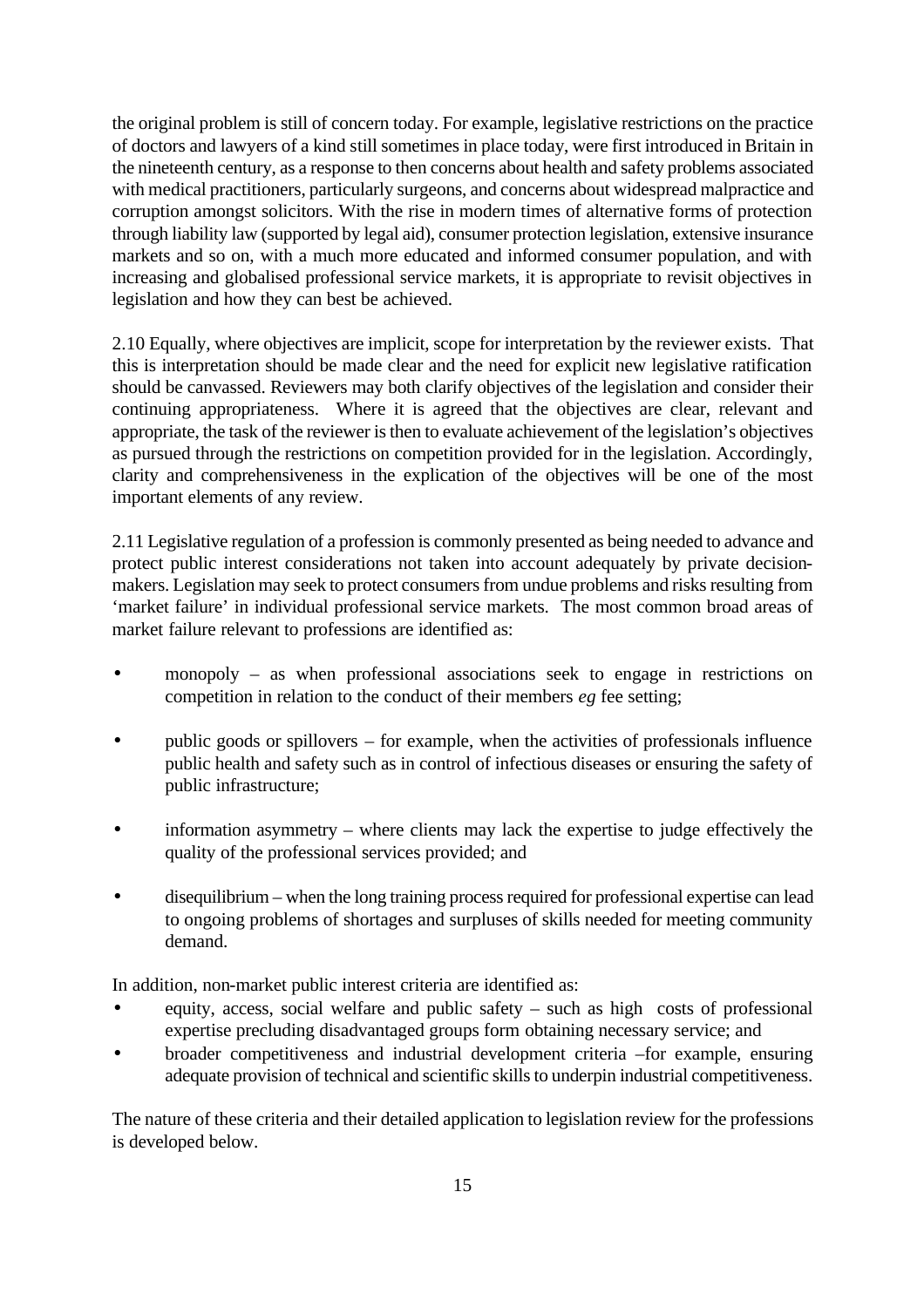the original problem is still of concern today. For example, legislative restrictions on the practice of doctors and lawyers of a kind still sometimes in place today, were first introduced in Britain in the nineteenth century, as a response to then concerns about health and safety problems associated with medical practitioners, particularly surgeons, and concerns about widespread malpractice and corruption amongst solicitors. With the rise in modern times of alternative forms of protection through liability law (supported by legal aid), consumer protection legislation, extensive insurance markets and so on, with a much more educated and informed consumer population, and with increasing and globalised professional service markets, it is appropriate to revisit objectives in legislation and how they can best be achieved.

2.10 Equally, where objectives are implicit, scope for interpretation by the reviewer exists. That this is interpretation should be made clear and the need for explicit new legislative ratification should be canvassed. Reviewers may both clarify objectives of the legislation and consider their continuing appropriateness. Where it is agreed that the objectives are clear, relevant and appropriate, the task of the reviewer is then to evaluate achievement of the legislation's objectives as pursued through the restrictions on competition provided for in the legislation. Accordingly, clarity and comprehensiveness in the explication of the objectives will be one of the most important elements of any review.

2.11 Legislative regulation of a profession is commonly presented as being needed to advance and protect public interest considerations not taken into account adequately by private decision-makers. Legislation may seek to protect consumers from undue problems and risks resulting from 'market failure' in individual professional service markets. The most common broad areas of market failure relevant to professions are identified as:

- monopoly – as when professional associations seek to engage in restrictions on competition in relation to the conduct of their members *eg* fee setting;
- public goods or spillovers – for example, when the activities of professionals influence public health and safety such as in control of infectious diseases or ensuring the safety of public infrastructure;
- information asymmetry – where clients may lack the expertise to judge effectively the quality of the professional services provided; and
- disequilibrium – when the long training process required for professional expertise can lead to ongoing problems of shortages and surpluses of skills needed for meeting community demand.

In addition, non-market public interest criteria are identified as:

- equity, access, social welfare and public safety – such as high costs of professional expertise precluding disadvantaged groups form obtaining necessary service; and
- broader competitiveness and industrial development criteria –for example, ensuring adequate provision of technical and scientific skills to underpin industrial competitiveness.

The nature of these criteria and their detailed application to legislation review for the professions is developed below.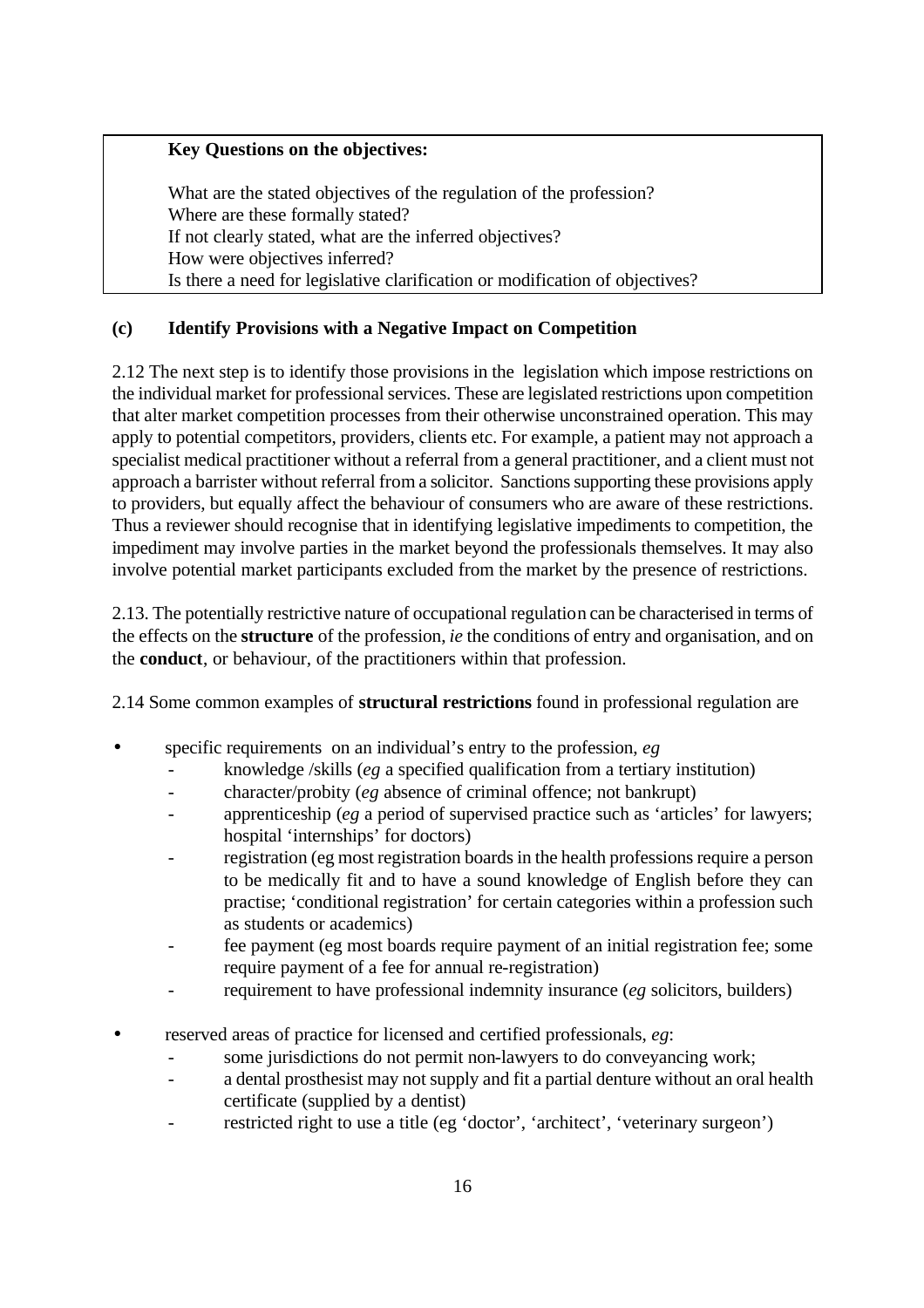**Key Questions on the objectives:**

What are the stated objectives of the regulation of the profession?
Where are these formally stated?
If not clearly stated, what are the inferred objectives?
How were objectives inferred?
Is there a need for legislative clarification or modification of objectives?

### (c) Identify Provisions with a Negative Impact on Competition

2.12 The next step is to identify those provisions in the legislation which impose restrictions on the individual market for professional services. These are legislated restrictions upon competition that alter market competition processes from their otherwise unconstrained operation. This may apply to potential competitors, providers, clients etc. For example, a patient may not approach a specialist medical practitioner without a referral from a general practitioner, and a client must not approach a barrister without referral from a solicitor. Sanctions supporting these provisions apply to providers, but equally affect the behaviour of consumers who are aware of these restrictions. Thus a reviewer should recognise that in identifying legislative impediments to competition, the impediment may involve parties in the market beyond the professionals themselves. It may also involve potential market participants excluded from the market by the presence of restrictions.

2.13. The potentially restrictive nature of occupational regulation can be characterised in terms of the effects on the **structure** of the profession, *ie* the conditions of entry and organisation, and on the **conduct**, or behaviour, of the practitioners within that profession.

2.14 Some common examples of **structural restrictions** found in professional regulation are

- specific requirements on an individual's entry to the profession, *eg*
  - knowledge /skills (*eg* a specified qualification from a tertiary institution)
  - character/probity (*eg* absence of criminal offence; not bankrupt)
  - apprenticeship (*eg* a period of supervised practice such as 'articles' for lawyers; hospital 'internships' for doctors)
  - registration (eg most registration boards in the health professions require a person to be medically fit and to have a sound knowledge of English before they can practise; 'conditional registration' for certain categories within a profession such as students or academics)
  - fee payment (eg most boards require payment of an initial registration fee; some require payment of a fee for annual re-registration)
  - requirement to have professional indemnity insurance (*eg* solicitors, builders)
- reserved areas of practice for licensed and certified professionals, *eg*:
  - some jurisdictions do not permit non-lawyers to do conveyancing work;
  - a dental prosthesist may not supply and fit a partial denture without an oral health certificate (supplied by a dentist)
  - restricted right to use a title (eg 'doctor', 'architect', 'veterinary surgeon')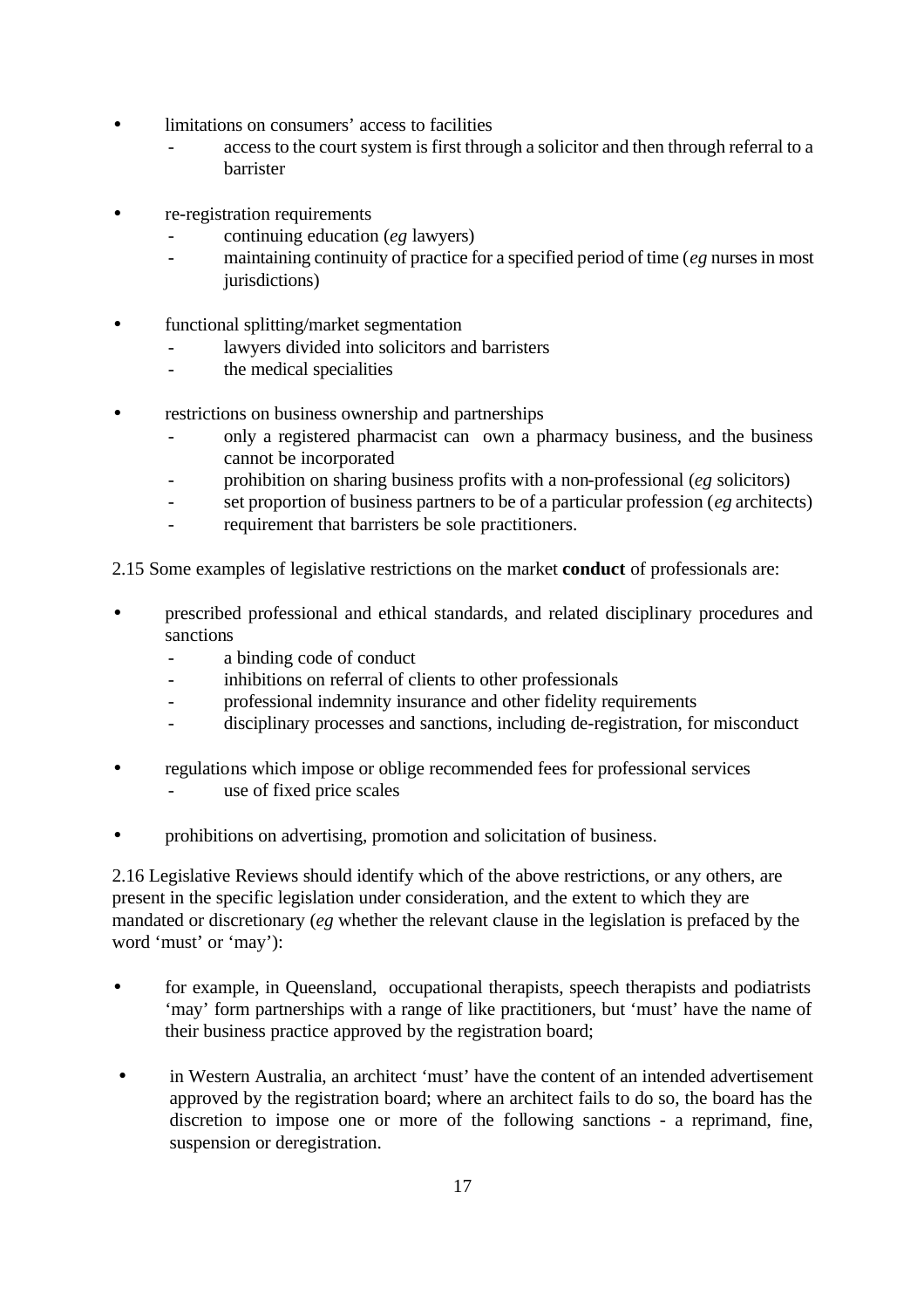- limitations on consumers' access to facilities
    - access to the court system is first through a solicitor and then through referral to a barrister

- re-registration requirements
    - continuing education (*eg* lawyers)
    - maintaining continuity of practice for a specified period of time (*eg* nurses in most jurisdictions)

- functional splitting/market segmentation
    - lawyers divided into solicitors and barristers
    - the medical specialities

- restrictions on business ownership and partnerships
    - only a registered pharmacist can own a pharmacy business, and the business cannot be incorporated
    - prohibition on sharing business profits with a non-professional (*eg* solicitors)
    - set proportion of business partners to be of a particular profession (*eg* architects)
    - requirement that barristers be sole practitioners.

2.15 Some examples of legislative restrictions on the market **conduct** of professionals are:

- prescribed professional and ethical standards, and related disciplinary procedures and sanctions
    - a binding code of conduct
    - inhibitions on referral of clients to other professionals
    - professional indemnity insurance and other fidelity requirements
    - disciplinary processes and sanctions, including de-registration, for misconduct

- regulations which impose or oblige recommended fees for professional services
    - use of fixed price scales

- prohibitions on advertising, promotion and solicitation of business.

2.16 Legislative Reviews should identify which of the above restrictions, or any others, are present in the specific legislation under consideration, and the extent to which they are mandated or discretionary (*eg* whether the relevant clause in the legislation is prefaced by the word 'must' or 'may'):

- for example, in Queensland, occupational therapists, speech therapists and podiatrists 'may' form partnerships with a range of like practitioners, but 'must' have the name of their business practice approved by the registration board;

- in Western Australia, an architect 'must' have the content of an intended advertisement approved by the registration board; where an architect fails to do so, the board has the discretion to impose one or more of the following sanctions - a reprimand, fine, suspension or deregistration.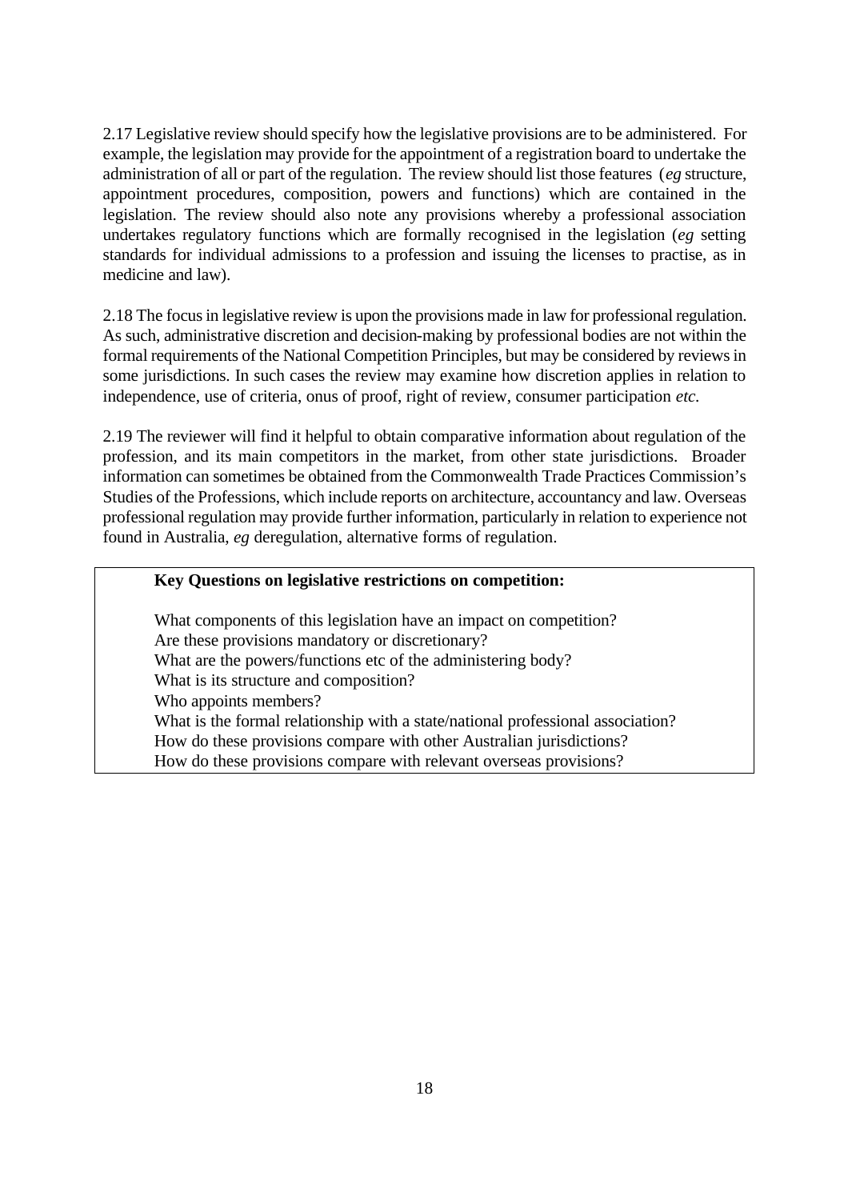2.17 Legislative review should specify how the legislative provisions are to be administered. For example, the legislation may provide for the appointment of a registration board to undertake the administration of all or part of the regulation. The review should list those features (*eg* structure, appointment procedures, composition, powers and functions) which are contained in the legislation. The review should also note any provisions whereby a professional association undertakes regulatory functions which are formally recognised in the legislation (*eg* setting standards for individual admissions to a profession and issuing the licenses to practise, as in medicine and law).

2.18 The focus in legislative review is upon the provisions made in law for professional regulation. As such, administrative discretion and decision-making by professional bodies are not within the formal requirements of the National Competition Principles, but may be considered by reviews in some jurisdictions. In such cases the review may examine how discretion applies in relation to independence, use of criteria, onus of proof, right of review, consumer participation *etc.*

2.19 The reviewer will find it helpful to obtain comparative information about regulation of the profession, and its main competitors in the market, from other state jurisdictions. Broader information can sometimes be obtained from the Commonwealth Trade Practices Commission's Studies of the Professions, which include reports on architecture, accountancy and law. Overseas professional regulation may provide further information, particularly in relation to experience not found in Australia, *eg* deregulation, alternative forms of regulation.

**Key Questions on legislative restrictions on competition:**

What components of this legislation have an impact on competition?
Are these provisions mandatory or discretionary?
What are the powers/functions etc of the administering body?
What is its structure and composition?
Who appoints members?
What is the formal relationship with a state/national professional association?
How do these provisions compare with other Australian jurisdictions?
How do these provisions compare with relevant overseas provisions?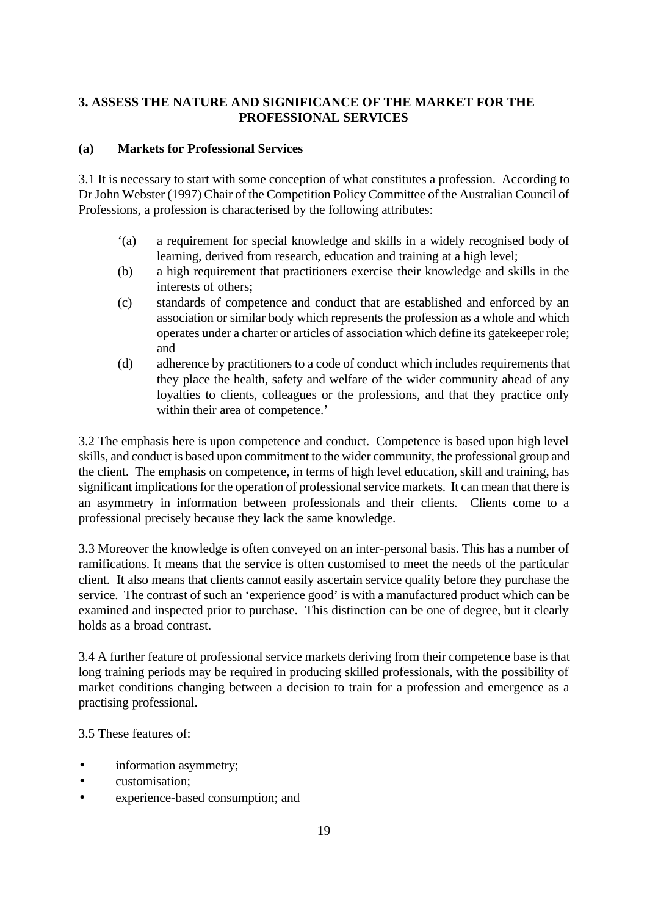## 3. ASSESS THE NATURE AND SIGNIFICANCE OF THE MARKET FOR THE PROFESSIONAL SERVICES

### (a) Markets for Professional Services

3.1 It is necessary to start with some conception of what constitutes a profession. According to Dr John Webster (1997) Chair of the Competition Policy Committee of the Australian Council of Professions, a profession is characterised by the following attributes:

> ‘(a) a requirement for special knowledge and skills in a widely recognised body of learning, derived from research, education and training at a high level;
>
> (b) a high requirement that practitioners exercise their knowledge and skills in the interests of others;
>
> (c) standards of competence and conduct that are established and enforced by an association or similar body which represents the profession as a whole and which operates under a charter or articles of association which define its gatekeeper role; and
>
> (d) adherence by practitioners to a code of conduct which includes requirements that they place the health, safety and welfare of the wider community ahead of any loyalties to clients, colleagues or the professions, and that they practice only within their area of competence.’

3.2 The emphasis here is upon competence and conduct. Competence is based upon high level skills, and conduct is based upon commitment to the wider community, the professional group and the client. The emphasis on competence, in terms of high level education, skill and training, has significant implications for the operation of professional service markets. It can mean that there is an asymmetry in information between professionals and their clients. Clients come to a professional precisely because they lack the same knowledge.

3.3 Moreover the knowledge is often conveyed on an inter-personal basis. This has a number of ramifications. It means that the service is often customised to meet the needs of the particular client. It also means that clients cannot easily ascertain service quality before they purchase the service. The contrast of such an ‘experience good’ is with a manufactured product which can be examined and inspected prior to purchase. This distinction can be one of degree, but it clearly holds as a broad contrast.

3.4 A further feature of professional service markets deriving from their competence base is that long training periods may be required in producing skilled professionals, with the possibility of market conditions changing between a decision to train for a profession and emergence as a practising professional.

3.5 These features of:

- information asymmetry;
- customisation;
- experience-based consumption; and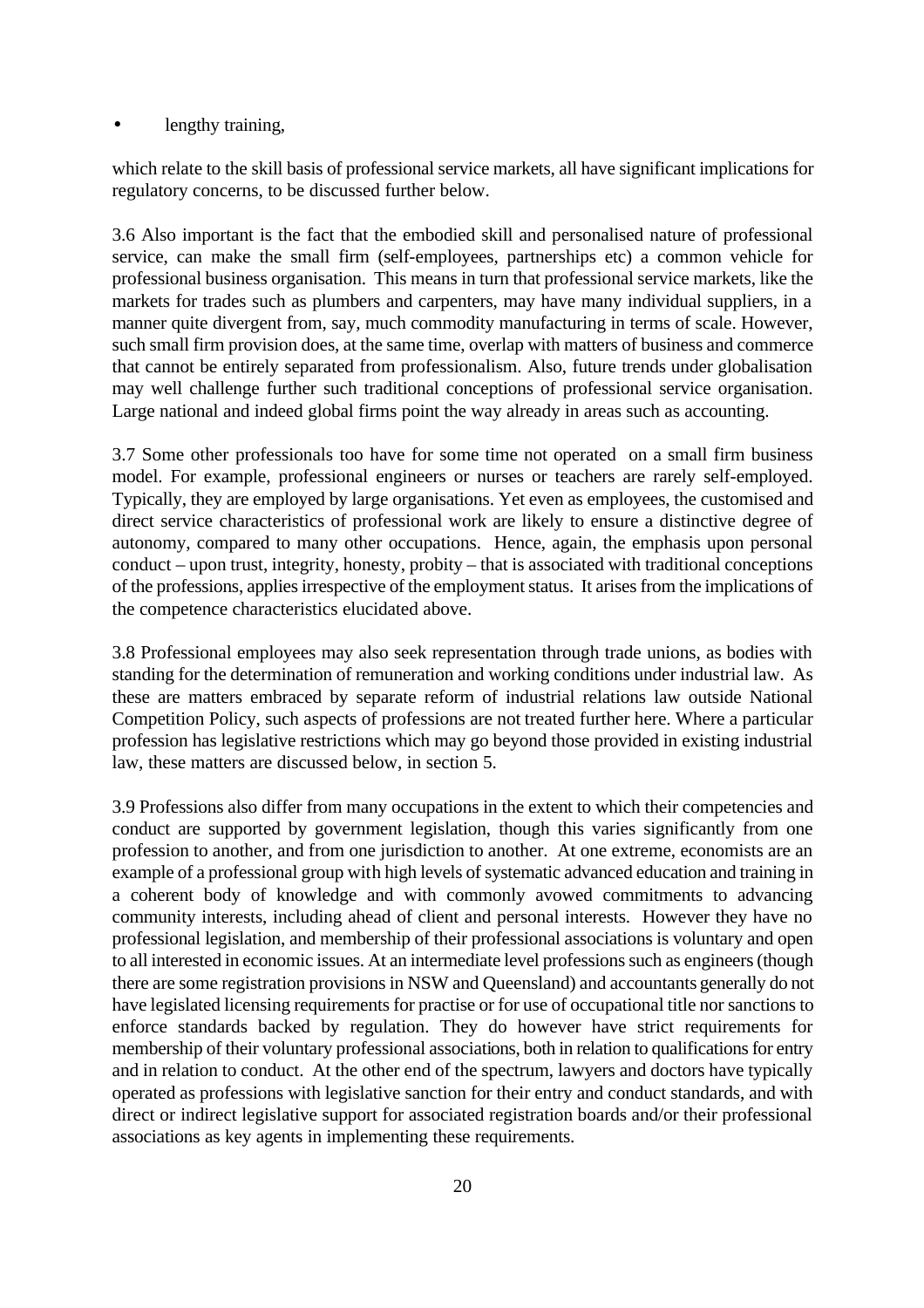- lengthy training,

which relate to the skill basis of professional service markets, all have significant implications for regulatory concerns, to be discussed further below.

3.6 Also important is the fact that the embodied skill and personalised nature of professional service, can make the small firm (self-employees, partnerships etc) a common vehicle for professional business organisation. This means in turn that professional service markets, like the markets for trades such as plumbers and carpenters, may have many individual suppliers, in a manner quite divergent from, say, much commodity manufacturing in terms of scale. However, such small firm provision does, at the same time, overlap with matters of business and commerce that cannot be entirely separated from professionalism. Also, future trends under globalisation may well challenge further such traditional conceptions of professional service organisation. Large national and indeed global firms point the way already in areas such as accounting.

3.7 Some other professionals too have for some time not operated on a small firm business model. For example, professional engineers or nurses or teachers are rarely self-employed. Typically, they are employed by large organisations. Yet even as employees, the customised and direct service characteristics of professional work are likely to ensure a distinctive degree of autonomy, compared to many other occupations. Hence, again, the emphasis upon personal conduct – upon trust, integrity, honesty, probity – that is associated with traditional conceptions of the professions, applies irrespective of the employment status. It arises from the implications of the competence characteristics elucidated above.

3.8 Professional employees may also seek representation through trade unions, as bodies with standing for the determination of remuneration and working conditions under industrial law. As these are matters embraced by separate reform of industrial relations law outside National Competition Policy, such aspects of professions are not treated further here. Where a particular profession has legislative restrictions which may go beyond those provided in existing industrial law, these matters are discussed below, in section 5.

3.9 Professions also differ from many occupations in the extent to which their competencies and conduct are supported by government legislation, though this varies significantly from one profession to another, and from one jurisdiction to another. At one extreme, economists are an example of a professional group with high levels of systematic advanced education and training in a coherent body of knowledge and with commonly avowed commitments to advancing community interests, including ahead of client and personal interests. However they have no professional legislation, and membership of their professional associations is voluntary and open to all interested in economic issues. At an intermediate level professions such as engineers (though there are some registration provisions in NSW and Queensland) and accountants generally do not have legislated licensing requirements for practise or for use of occupational title nor sanctions to enforce standards backed by regulation. They do however have strict requirements for membership of their voluntary professional associations, both in relation to qualifications for entry and in relation to conduct. At the other end of the spectrum, lawyers and doctors have typically operated as professions with legislative sanction for their entry and conduct standards, and with direct or indirect legislative support for associated registration boards and/or their professional associations as key agents in implementing these requirements.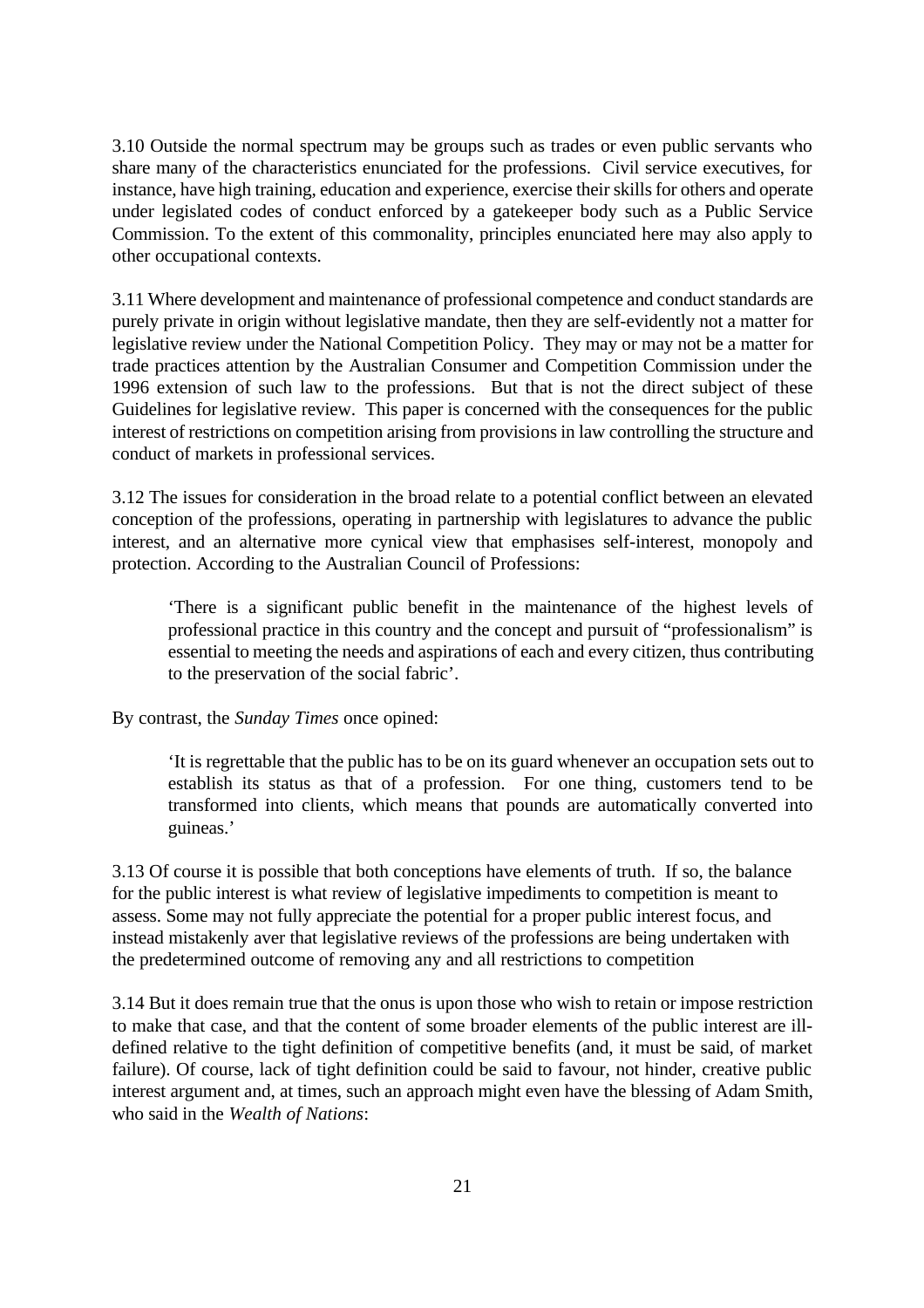3.10 Outside the normal spectrum may be groups such as trades or even public servants who share many of the characteristics enunciated for the professions. Civil service executives, for instance, have high training, education and experience, exercise their skills for others and operate under legislated codes of conduct enforced by a gatekeeper body such as a Public Service Commission. To the extent of this commonality, principles enunciated here may also apply to other occupational contexts.

3.11 Where development and maintenance of professional competence and conduct standards are purely private in origin without legislative mandate, then they are self-evidently not a matter for legislative review under the National Competition Policy. They may or may not be a matter for trade practices attention by the Australian Consumer and Competition Commission under the 1996 extension of such law to the professions. But that is not the direct subject of these Guidelines for legislative review. This paper is concerned with the consequences for the public interest of restrictions on competition arising from provisions in law controlling the structure and conduct of markets in professional services.

3.12 The issues for consideration in the broad relate to a potential conflict between an elevated conception of the professions, operating in partnership with legislatures to advance the public interest, and an alternative more cynical view that emphasises self-interest, monopoly and protection. According to the Australian Council of Professions:

> 'There is a significant public benefit in the maintenance of the highest levels of professional practice in this country and the concept and pursuit of "professionalism" is essential to meeting the needs and aspirations of each and every citizen, thus contributing to the preservation of the social fabric'.

By contrast, the *Sunday Times* once opined:

> 'It is regrettable that the public has to be on its guard whenever an occupation sets out to establish its status as that of a profession. For one thing, customers tend to be transformed into clients, which means that pounds are automatically converted into guineas.'

3.13 Of course it is possible that both conceptions have elements of truth. If so, the balance for the public interest is what review of legislative impediments to competition is meant to assess. Some may not fully appreciate the potential for a proper public interest focus, and instead mistakenly aver that legislative reviews of the professions are being undertaken with the predetermined outcome of removing any and all restrictions to competition

3.14 But it does remain true that the onus is upon those who wish to retain or impose restriction to make that case, and that the content of some broader elements of the public interest are ill-defined relative to the tight definition of competitive benefits (and, it must be said, of market failure). Of course, lack of tight definition could be said to favour, not hinder, creative public interest argument and, at times, such an approach might even have the blessing of Adam Smith, who said in the *Wealth of Nations*: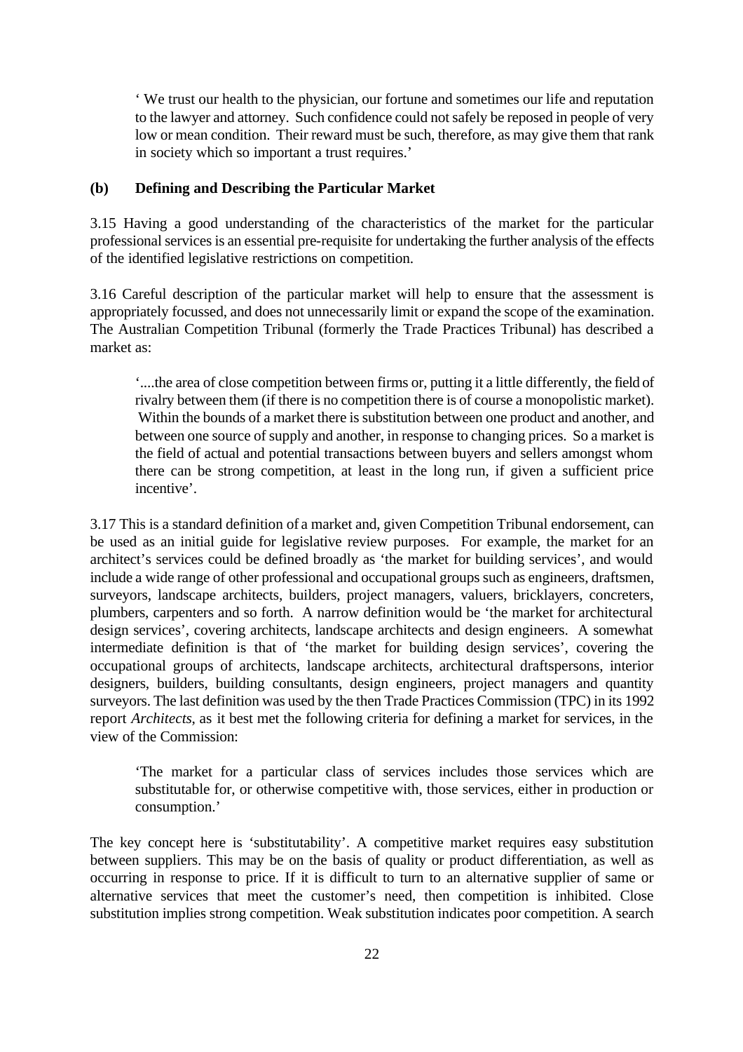> ‘ We trust our health to the physician, our fortune and sometimes our life and reputation to the lawyer and attorney. Such confidence could not safely be reposed in people of very low or mean condition. Their reward must be such, therefore, as may give them that rank in society which so important a trust requires.’

**(b) Defining and Describing the Particular Market**

3.15 Having a good understanding of the characteristics of the market for the particular professional services is an essential pre-requisite for undertaking the further analysis of the effects of the identified legislative restrictions on competition.

3.16 Careful description of the particular market will help to ensure that the assessment is appropriately focussed, and does not unnecessarily limit or expand the scope of the examination. The Australian Competition Tribunal (formerly the Trade Practices Tribunal) has described a market as:

> ‘....the area of close competition between firms or, putting it a little differently, the field of rivalry between them (if there is no competition there is of course a monopolistic market). Within the bounds of a market there is substitution between one product and another, and between one source of supply and another, in response to changing prices. So a market is the field of actual and potential transactions between buyers and sellers amongst whom there can be strong competition, at least in the long run, if given a sufficient price incentive’.

3.17 This is a standard definition of a market and, given Competition Tribunal endorsement, can be used as an initial guide for legislative review purposes. For example, the market for an architect’s services could be defined broadly as ‘the market for building services’, and would include a wide range of other professional and occupational groups such as engineers, draftsmen, surveyors, landscape architects, builders, project managers, valuers, bricklayers, concreters, plumbers, carpenters and so forth. A narrow definition would be ‘the market for architectural design services’, covering architects, landscape architects and design engineers. A somewhat intermediate definition is that of ‘the market for building design services’, covering the occupational groups of architects, landscape architects, architectural draftspersons, interior designers, builders, building consultants, design engineers, project managers and quantity surveyors. The last definition was used by the then Trade Practices Commission (TPC) in its 1992 report *Architects*, as it best met the following criteria for defining a market for services, in the view of the Commission:

> ‘The market for a particular class of services includes those services which are substitutable for, or otherwise competitive with, those services, either in production or consumption.’

The key concept here is ‘substitutability’. A competitive market requires easy substitution between suppliers. This may be on the basis of quality or product differentiation, as well as occurring in response to price. If it is difficult to turn to an alternative supplier of same or alternative services that meet the customer’s need, then competition is inhibited. Close substitution implies strong competition. Weak substitution indicates poor competition. A search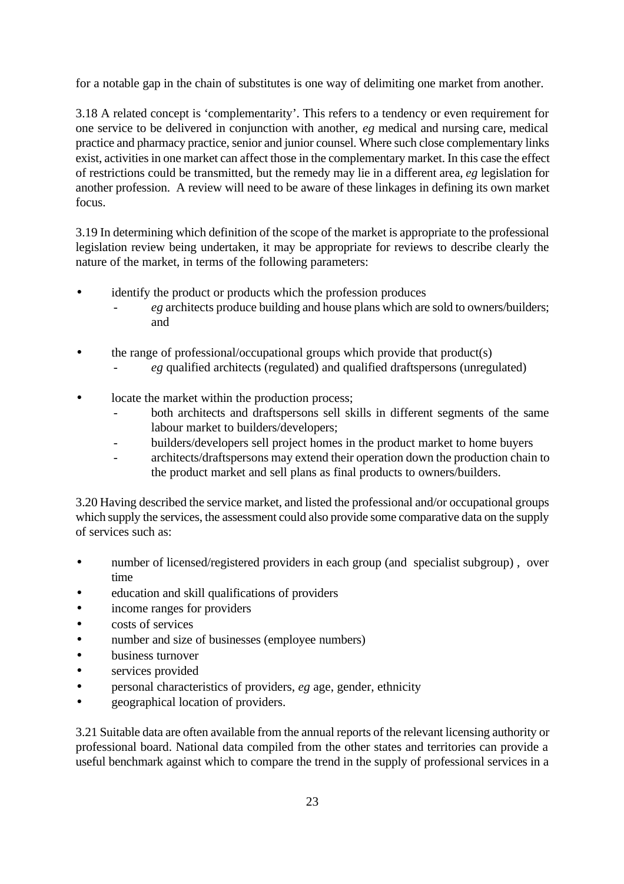for a notable gap in the chain of substitutes is one way of delimiting one market from another.

3.18 A related concept is 'complementarity'. This refers to a tendency or even requirement for one service to be delivered in conjunction with another, *eg* medical and nursing care, medical practice and pharmacy practice, senior and junior counsel. Where such close complementary links exist, activities in one market can affect those in the complementary market. In this case the effect of restrictions could be transmitted, but the remedy may lie in a different area, *eg* legislation for another profession. A review will need to be aware of these linkages in defining its own market focus.

3.19 In determining which definition of the scope of the market is appropriate to the professional legislation review being undertaken, it may be appropriate for reviews to describe clearly the nature of the market, in terms of the following parameters:

- identify the product or products which the profession produces
    - *eg* architects produce building and house plans which are sold to owners/builders; and

- the range of professional/occupational groups which provide that product(s)
    - *eg* qualified architects (regulated) and qualified draftspersons (unregulated)

- locate the market within the production process;
    - both architects and draftspersons sell skills in different segments of the same labour market to builders/developers;
    - builders/developers sell project homes in the product market to home buyers
    - architects/draftspersons may extend their operation down the production chain to the product market and sell plans as final products to owners/builders.

3.20 Having described the service market, and listed the professional and/or occupational groups which supply the services, the assessment could also provide some comparative data on the supply of services such as:

- number of licensed/registered providers in each group (and specialist subgroup) , over time
- education and skill qualifications of providers
- income ranges for providers
- costs of services
- number and size of businesses (employee numbers)
- business turnover
- services provided
- personal characteristics of providers, *eg* age, gender, ethnicity
- geographical location of providers.

3.21 Suitable data are often available from the annual reports of the relevant licensing authority or professional board. National data compiled from the other states and territories can provide a useful benchmark against which to compare the trend in the supply of professional services in a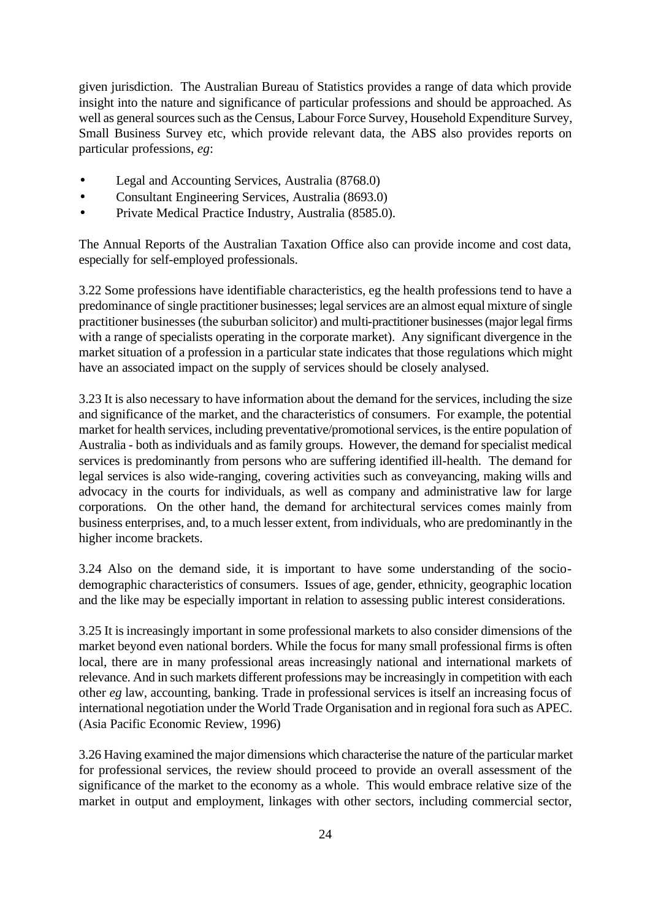given jurisdiction. The Australian Bureau of Statistics provides a range of data which provide insight into the nature and significance of particular professions and should be approached. As well as general sources such as the Census, Labour Force Survey, Household Expenditure Survey, Small Business Survey etc, which provide relevant data, the ABS also provides reports on particular professions, *eg*:

- Legal and Accounting Services, Australia (8768.0)
- Consultant Engineering Services, Australia (8693.0)
- Private Medical Practice Industry, Australia (8585.0).

The Annual Reports of the Australian Taxation Office also can provide income and cost data, especially for self-employed professionals.

3.22 Some professions have identifiable characteristics, eg the health professions tend to have a predominance of single practitioner businesses; legal services are an almost equal mixture of single practitioner businesses (the suburban solicitor) and multi-practitioner businesses (major legal firms with a range of specialists operating in the corporate market). Any significant divergence in the market situation of a profession in a particular state indicates that those regulations which might have an associated impact on the supply of services should be closely analysed.

3.23 It is also necessary to have information about the demand for the services, including the size and significance of the market, and the characteristics of consumers. For example, the potential market for health services, including preventative/promotional services, is the entire population of Australia - both as individuals and as family groups. However, the demand for specialist medical services is predominantly from persons who are suffering identified ill-health. The demand for legal services is also wide-ranging, covering activities such as conveyancing, making wills and advocacy in the courts for individuals, as well as company and administrative law for large corporations. On the other hand, the demand for architectural services comes mainly from business enterprises, and, to a much lesser extent, from individuals, who are predominantly in the higher income brackets.

3.24 Also on the demand side, it is important to have some understanding of the socio-demographic characteristics of consumers. Issues of age, gender, ethnicity, geographic location and the like may be especially important in relation to assessing public interest considerations.

3.25 It is increasingly important in some professional markets to also consider dimensions of the market beyond even national borders. While the focus for many small professional firms is often local, there are in many professional areas increasingly national and international markets of relevance. And in such markets different professions may be increasingly in competition with each other *eg* law, accounting, banking. Trade in professional services is itself an increasing focus of international negotiation under the World Trade Organisation and in regional fora such as APEC. (Asia Pacific Economic Review, 1996)

3.26 Having examined the major dimensions which characterise the nature of the particular market for professional services, the review should proceed to provide an overall assessment of the significance of the market to the economy as a whole. This would embrace relative size of the market in output and employment, linkages with other sectors, including commercial sector,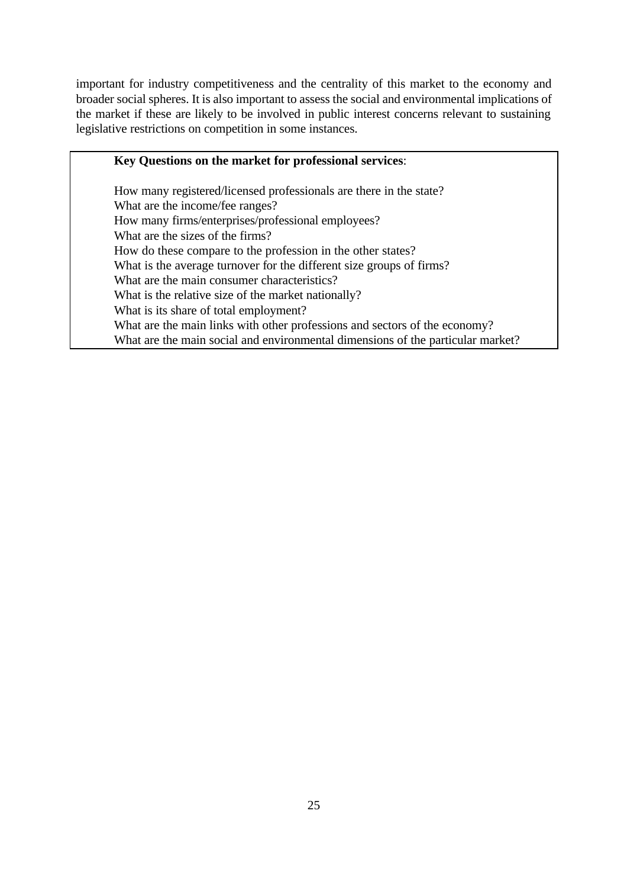important for industry competitiveness and the centrality of this market to the economy and broader social spheres. It is also important to assess the social and environmental implications of the market if these are likely to be involved in public interest concerns relevant to sustaining legislative restrictions on competition in some instances.

**Key Questions on the market for professional services**:

How many registered/licensed professionals are there in the state?
What are the income/fee ranges?
How many firms/enterprises/professional employees?
What are the sizes of the firms?
How do these compare to the profession in the other states?
What is the average turnover for the different size groups of firms?
What are the main consumer characteristics?
What is the relative size of the market nationally?
What is its share of total employment?
What are the main links with other professions and sectors of the economy?
What are the main social and environmental dimensions of the particular market?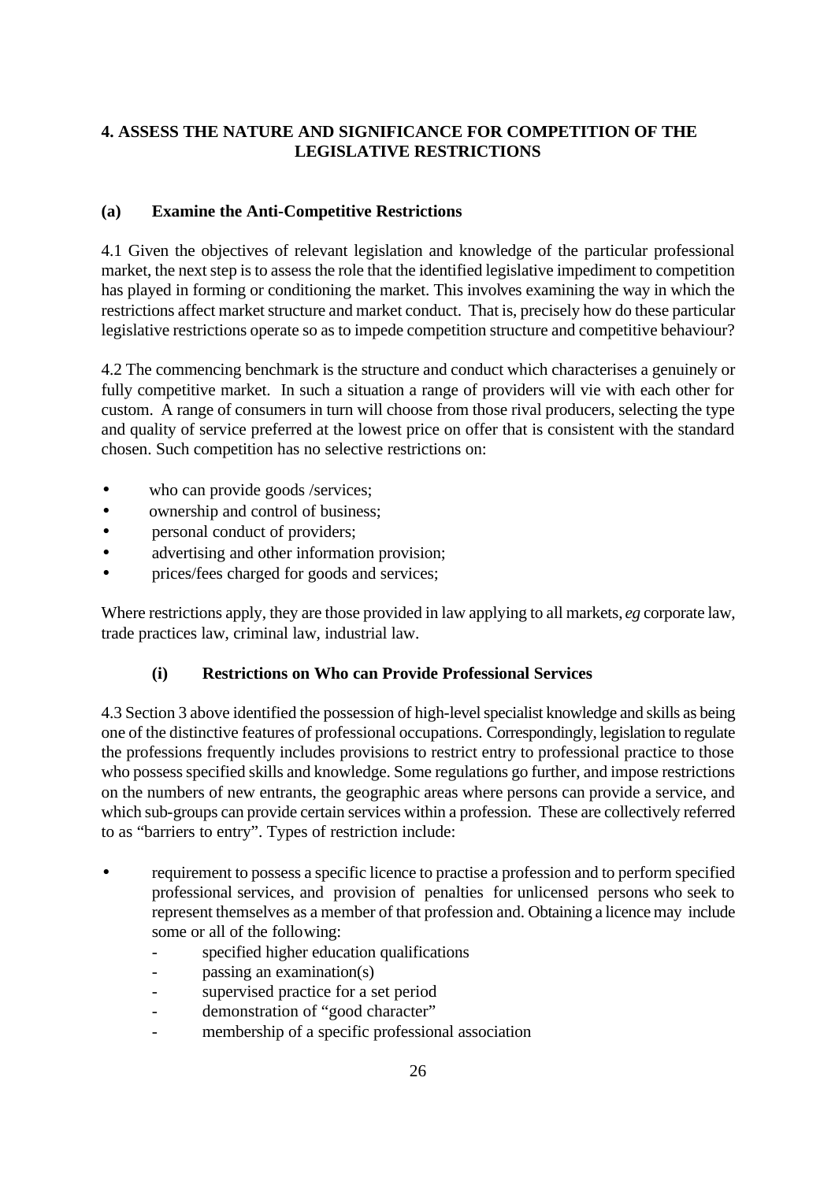## 4. ASSESS THE NATURE AND SIGNIFICANCE FOR COMPETITION OF THE LEGISLATIVE RESTRICTIONS

### (a) Examine the Anti-Competitive Restrictions

4.1 Given the objectives of relevant legislation and knowledge of the particular professional market, the next step is to assess the role that the identified legislative impediment to competition has played in forming or conditioning the market. This involves examining the way in which the restrictions affect market structure and market conduct. That is, precisely how do these particular legislative restrictions operate so as to impede competition structure and competitive behaviour?

4.2 The commencing benchmark is the structure and conduct which characterises a genuinely or fully competitive market. In such a situation a range of providers will vie with each other for custom. A range of consumers in turn will choose from those rival producers, selecting the type and quality of service preferred at the lowest price on offer that is consistent with the standard chosen. Such competition has no selective restrictions on:

- who can provide goods /services;
- ownership and control of business;
- personal conduct of providers;
- advertising and other information provision;
- prices/fees charged for goods and services;

Where restrictions apply, they are those provided in law applying to all markets, *eg* corporate law, trade practices law, criminal law, industrial law.

#### (i) Restrictions on Who can Provide Professional Services

4.3 Section 3 above identified the possession of high-level specialist knowledge and skills as being one of the distinctive features of professional occupations. Correspondingly, legislation to regulate the professions frequently includes provisions to restrict entry to professional practice to those who possess specified skills and knowledge. Some regulations go further, and impose restrictions on the numbers of new entrants, the geographic areas where persons can provide a service, and which sub-groups can provide certain services within a profession. These are collectively referred to as "barriers to entry". Types of restriction include:

- requirement to possess a specific licence to practise a profession and to perform specified professional services, and provision of penalties for unlicensed persons who seek to represent themselves as a member of that profession and. Obtaining a licence may include some or all of the following:
  - specified higher education qualifications
  - passing an examination(s)
  - supervised practice for a set period
  - demonstration of "good character"
  - membership of a specific professional association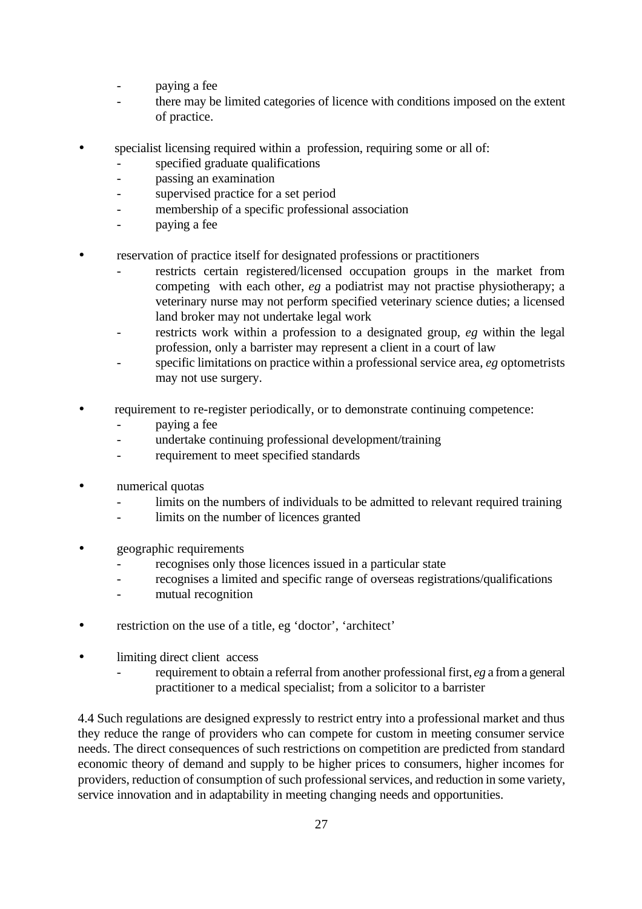- paying a fee
  - there may be limited categories of licence with conditions imposed on the extent of practice.

- specialist licensing required within a profession, requiring some or all of:
  - specified graduate qualifications
  - passing an examination
  - supervised practice for a set period
  - membership of a specific professional association
  - paying a fee

- reservation of practice itself for designated professions or practitioners
  - restricts certain registered/licensed occupation groups in the market from competing with each other, *eg* a podiatrist may not practise physiotherapy; a veterinary nurse may not perform specified veterinary science duties; a licensed land broker may not undertake legal work
  - restricts work within a profession to a designated group, *eg* within the legal profession, only a barrister may represent a client in a court of law
  - specific limitations on practice within a professional service area, *eg* optometrists may not use surgery.

- requirement to re-register periodically, or to demonstrate continuing competence:
  - paying a fee
  - undertake continuing professional development/training
  - requirement to meet specified standards

- numerical quotas
  - limits on the numbers of individuals to be admitted to relevant required training
  - limits on the number of licences granted

- geographic requirements
  - recognises only those licences issued in a particular state
  - recognises a limited and specific range of overseas registrations/qualifications
  - mutual recognition

- restriction on the use of a title, eg 'doctor', 'architect'

- limiting direct client access
  - requirement to obtain a referral from another professional first, *eg* a from a general practitioner to a medical specialist; from a solicitor to a barrister

4.4 Such regulations are designed expressly to restrict entry into a professional market and thus they reduce the range of providers who can compete for custom in meeting consumer service needs. The direct consequences of such restrictions on competition are predicted from standard economic theory of demand and supply to be higher prices to consumers, higher incomes for providers, reduction of consumption of such professional services, and reduction in some variety, service innovation and in adaptability in meeting changing needs and opportunities.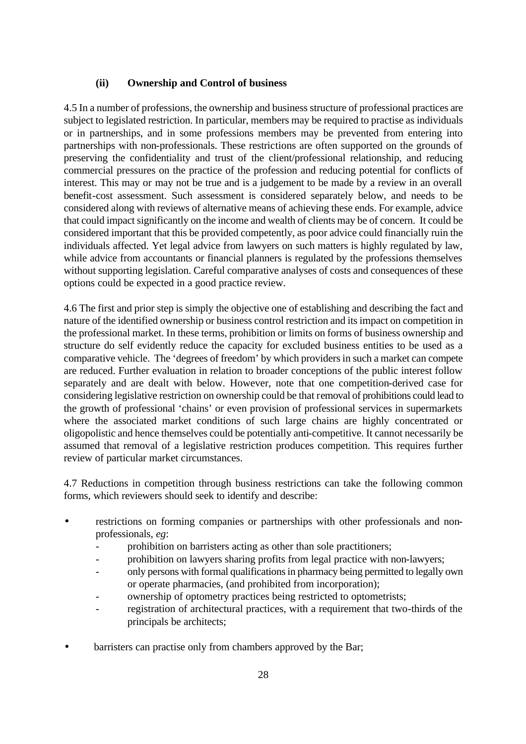### (ii) Ownership and Control of business

4.5 In a number of professions, the ownership and business structure of professional practices are subject to legislated restriction. In particular, members may be required to practise as individuals or in partnerships, and in some professions members may be prevented from entering into partnerships with non-professionals. These restrictions are often supported on the grounds of preserving the confidentiality and trust of the client/professional relationship, and reducing commercial pressures on the practice of the profession and reducing potential for conflicts of interest. This may or may not be true and is a judgement to be made by a review in an overall benefit-cost assessment. Such assessment is considered separately below, and needs to be considered along with reviews of alternative means of achieving these ends. For example, advice that could impact significantly on the income and wealth of clients may be of concern. It could be considered important that this be provided competently, as poor advice could financially ruin the individuals affected. Yet legal advice from lawyers on such matters is highly regulated by law, while advice from accountants or financial planners is regulated by the professions themselves without supporting legislation. Careful comparative analyses of costs and consequences of these options could be expected in a good practice review.

4.6 The first and prior step is simply the objective one of establishing and describing the fact and nature of the identified ownership or business control restriction and its impact on competition in the professional market. In these terms, prohibition or limits on forms of business ownership and structure do self evidently reduce the capacity for excluded business entities to be used as a comparative vehicle. The 'degrees of freedom' by which providers in such a market can compete are reduced. Further evaluation in relation to broader conceptions of the public interest follow separately and are dealt with below. However, note that one competition-derived case for considering legislative restriction on ownership could be that removal of prohibitions could lead to the growth of professional 'chains' or even provision of professional services in supermarkets where the associated market conditions of such large chains are highly concentrated or oligopolistic and hence themselves could be potentially anti-competitive. It cannot necessarily be assumed that removal of a legislative restriction produces competition. This requires further review of particular market circumstances.

4.7 Reductions in competition through business restrictions can take the following common forms, which reviewers should seek to identify and describe:

- restrictions on forming companies or partnerships with other professionals and non-professionals, *eg*:
  - prohibition on barristers acting as other than sole practitioners;
  - prohibition on lawyers sharing profits from legal practice with non-lawyers;
  - only persons with formal qualifications in pharmacy being permitted to legally own or operate pharmacies, (and prohibited from incorporation);
  - ownership of optometry practices being restricted to optometrists;
  - registration of architectural practices, with a requirement that two-thirds of the principals be architects;
- barristers can practise only from chambers approved by the Bar;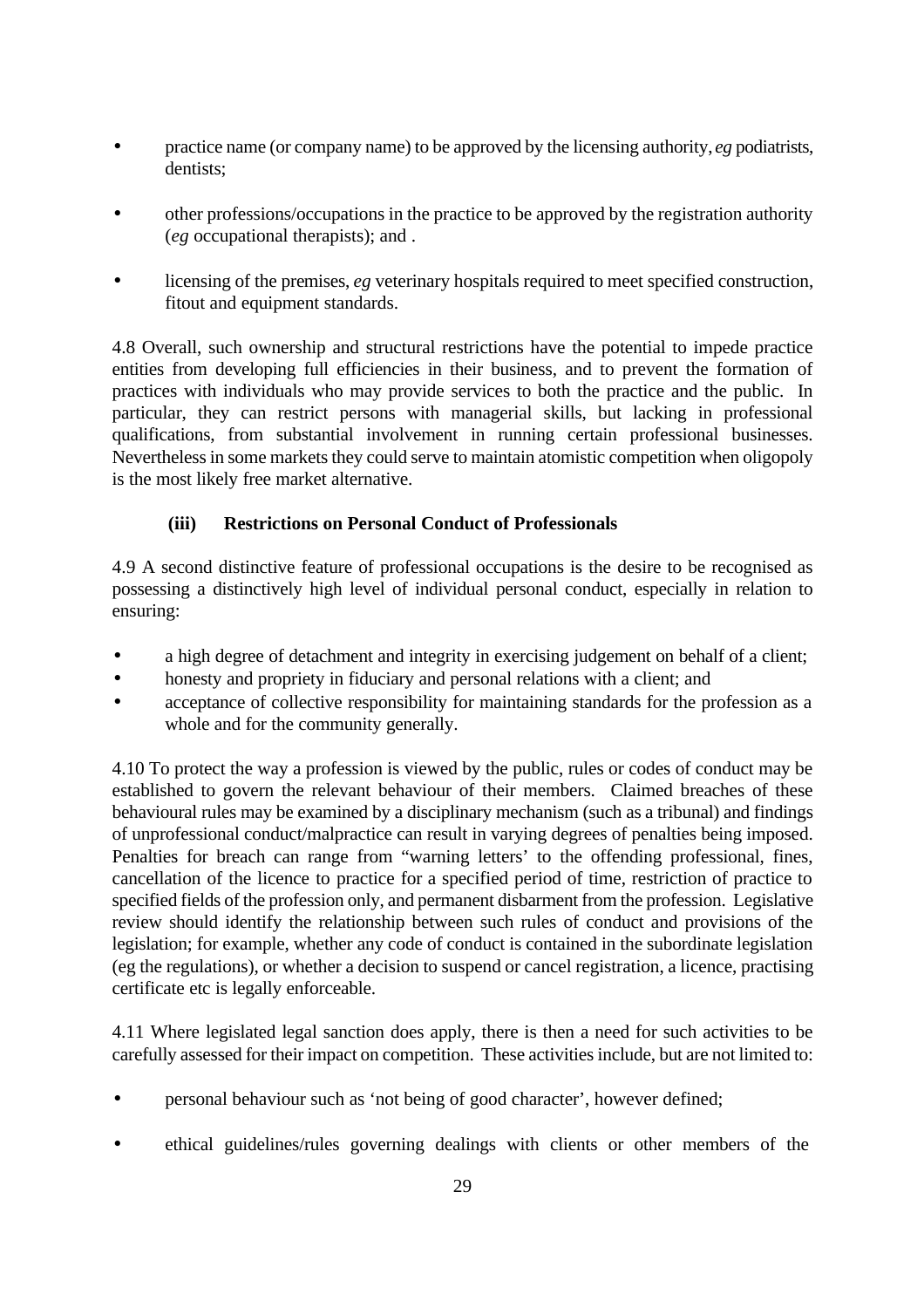- practice name (or company name) to be approved by the licensing authority, *eg* podiatrists, dentists;

- other professions/occupations in the practice to be approved by the registration authority (*eg* occupational therapists); and .

- licensing of the premises, *eg* veterinary hospitals required to meet specified construction, fitout and equipment standards.

4.8 Overall, such ownership and structural restrictions have the potential to impede practice entities from developing full efficiencies in their business, and to prevent the formation of practices with individuals who may provide services to both the practice and the public. In particular, they can restrict persons with managerial skills, but lacking in professional qualifications, from substantial involvement in running certain professional businesses. Nevertheless in some markets they could serve to maintain atomistic competition when oligopoly is the most likely free market alternative.

### (iii) Restrictions on Personal Conduct of Professionals

4.9 A second distinctive feature of professional occupations is the desire to be recognised as possessing a distinctively high level of individual personal conduct, especially in relation to ensuring:

- a high degree of detachment and integrity in exercising judgement on behalf of a client;
- honesty and propriety in fiduciary and personal relations with a client; and
- acceptance of collective responsibility for maintaining standards for the profession as a whole and for the community generally.

4.10 To protect the way a profession is viewed by the public, rules or codes of conduct may be established to govern the relevant behaviour of their members. Claimed breaches of these behavioural rules may be examined by a disciplinary mechanism (such as a tribunal) and findings of unprofessional conduct/malpractice can result in varying degrees of penalties being imposed. Penalties for breach can range from “warning letters’ to the offending professional, fines, cancellation of the licence to practice for a specified period of time, restriction of practice to specified fields of the profession only, and permanent disbarment from the profession. Legislative review should identify the relationship between such rules of conduct and provisions of the legislation; for example, whether any code of conduct is contained in the subordinate legislation (eg the regulations), or whether a decision to suspend or cancel registration, a licence, practising certificate etc is legally enforceable.

4.11 Where legislated legal sanction does apply, there is then a need for such activities to be carefully assessed for their impact on competition. These activities include, but are not limited to:

- personal behaviour such as ‘not being of good character’, however defined;

- ethical guidelines/rules governing dealings with clients or other members of the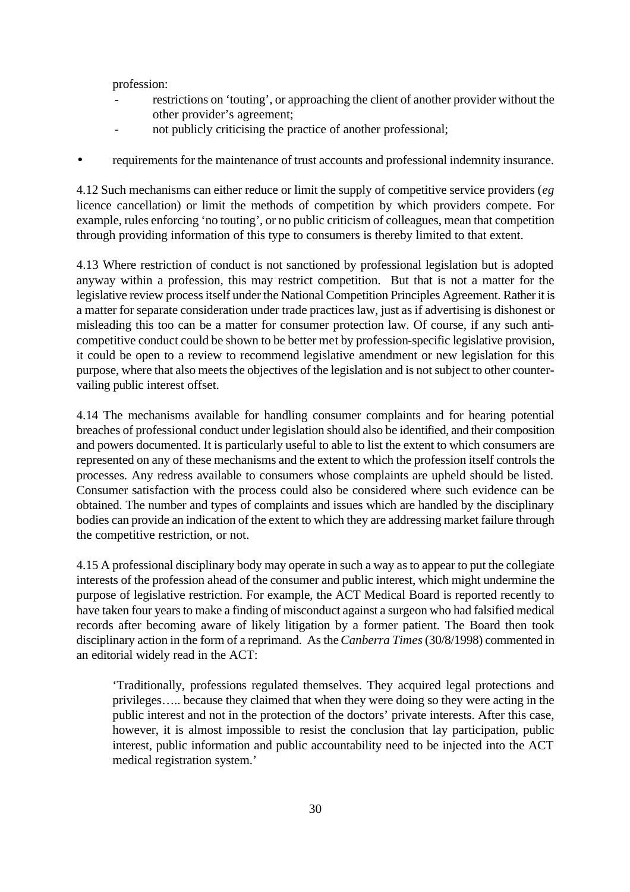profession:

- restrictions on 'touting', or approaching the client of another provider without the other provider's agreement;
- not publicly criticising the practice of another professional;

- requirements for the maintenance of trust accounts and professional indemnity insurance.

4.12 Such mechanisms can either reduce or limit the supply of competitive service providers (*eg* licence cancellation) or limit the methods of competition by which providers compete. For example, rules enforcing 'no touting', or no public criticism of colleagues, mean that competition through providing information of this type to consumers is thereby limited to that extent.

4.13 Where restriction of conduct is not sanctioned by professional legislation but is adopted anyway within a profession, this may restrict competition. But that is not a matter for the legislative review process itself under the National Competition Principles Agreement. Rather it is a matter for separate consideration under trade practices law, just as if advertising is dishonest or misleading this too can be a matter for consumer protection law. Of course, if any such anti-competitive conduct could be shown to be better met by profession-specific legislative provision, it could be open to a review to recommend legislative amendment or new legislation for this purpose, where that also meets the objectives of the legislation and is not subject to other counter-vailing public interest offset.

4.14 The mechanisms available for handling consumer complaints and for hearing potential breaches of professional conduct under legislation should also be identified, and their composition and powers documented. It is particularly useful to able to list the extent to which consumers are represented on any of these mechanisms and the extent to which the profession itself controls the processes. Any redress available to consumers whose complaints are upheld should be listed. Consumer satisfaction with the process could also be considered where such evidence can be obtained. The number and types of complaints and issues which are handled by the disciplinary bodies can provide an indication of the extent to which they are addressing market failure through the competitive restriction, or not.

4.15 A professional disciplinary body may operate in such a way as to appear to put the collegiate interests of the profession ahead of the consumer and public interest, which might undermine the purpose of legislative restriction. For example, the ACT Medical Board is reported recently to have taken four years to make a finding of misconduct against a surgeon who had falsified medical records after becoming aware of likely litigation by a former patient. The Board then took disciplinary action in the form of a reprimand. As the *Canberra Times* (30/8/1998) commented in an editorial widely read in the ACT:

> 'Traditionally, professions regulated themselves. They acquired legal protections and privileges….. because they claimed that when they were doing so they were acting in the public interest and not in the protection of the doctors' private interests. After this case, however, it is almost impossible to resist the conclusion that lay participation, public interest, public information and public accountability need to be injected into the ACT medical registration system.'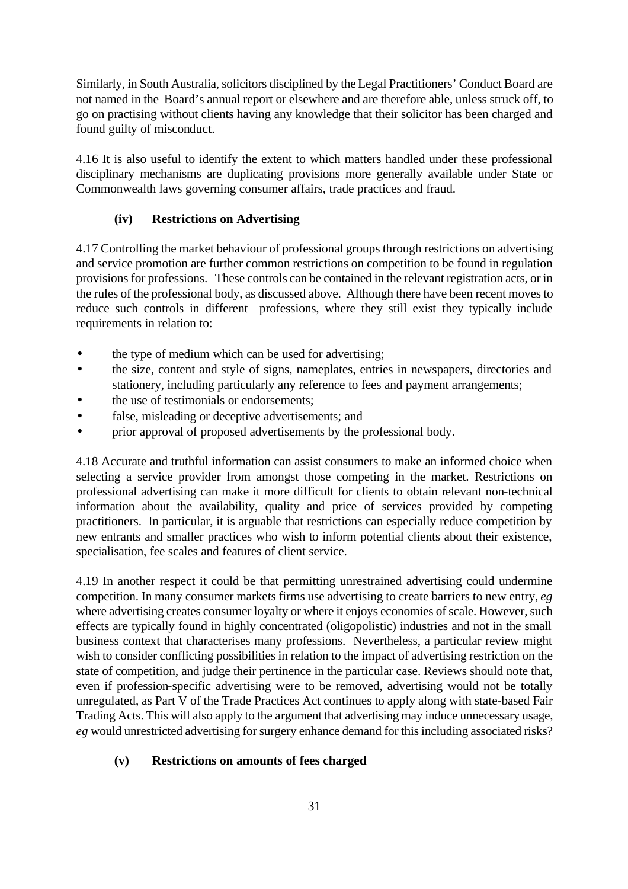Similarly, in South Australia, solicitors disciplined by the Legal Practitioners' Conduct Board are not named in the Board's annual report or elsewhere and are therefore able, unless struck off, to go on practising without clients having any knowledge that their solicitor has been charged and found guilty of misconduct.

4.16 It is also useful to identify the extent to which matters handled under these professional disciplinary mechanisms are duplicating provisions more generally available under State or Commonwealth laws governing consumer affairs, trade practices and fraud.

### (iv) Restrictions on Advertising

4.17 Controlling the market behaviour of professional groups through restrictions on advertising and service promotion are further common restrictions on competition to be found in regulation provisions for professions. These controls can be contained in the relevant registration acts, or in the rules of the professional body, as discussed above. Although there have been recent moves to reduce such controls in different professions, where they still exist they typically include requirements in relation to:

- the type of medium which can be used for advertising;
- the size, content and style of signs, nameplates, entries in newspapers, directories and stationery, including particularly any reference to fees and payment arrangements;
- the use of testimonials or endorsements;
- false, misleading or deceptive advertisements; and
- prior approval of proposed advertisements by the professional body.

4.18 Accurate and truthful information can assist consumers to make an informed choice when selecting a service provider from amongst those competing in the market. Restrictions on professional advertising can make it more difficult for clients to obtain relevant non-technical information about the availability, quality and price of services provided by competing practitioners. In particular, it is arguable that restrictions can especially reduce competition by new entrants and smaller practices who wish to inform potential clients about their existence, specialisation, fee scales and features of client service.

4.19 In another respect it could be that permitting unrestrained advertising could undermine competition. In many consumer markets firms use advertising to create barriers to new entry, *eg* where advertising creates consumer loyalty or where it enjoys economies of scale. However, such effects are typically found in highly concentrated (oligopolistic) industries and not in the small business context that characterises many professions. Nevertheless, a particular review might wish to consider conflicting possibilities in relation to the impact of advertising restriction on the state of competition, and judge their pertinence in the particular case. Reviews should note that, even if profession-specific advertising were to be removed, advertising would not be totally unregulated, as Part V of the Trade Practices Act continues to apply along with state-based Fair Trading Acts. This will also apply to the argument that advertising may induce unnecessary usage, *eg* would unrestricted advertising for surgery enhance demand for this including associated risks?

### (v) Restrictions on amounts of fees charged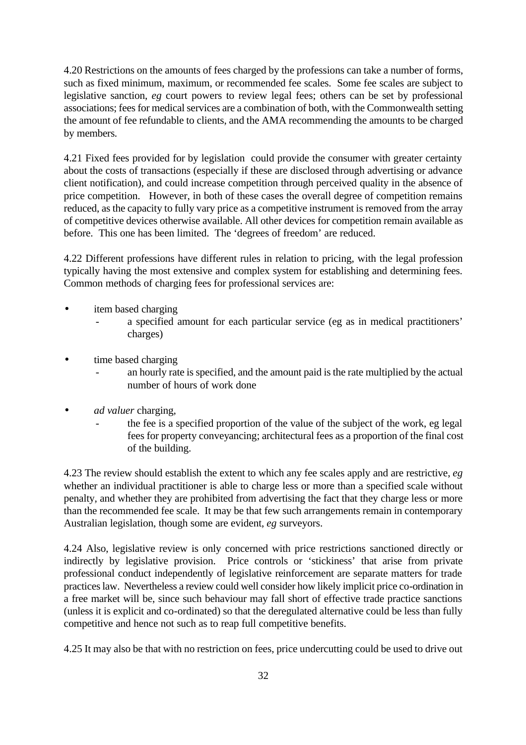4.20 Restrictions on the amounts of fees charged by the professions can take a number of forms, such as fixed minimum, maximum, or recommended fee scales. Some fee scales are subject to legislative sanction, *eg* court powers to review legal fees; others can be set by professional associations; fees for medical services are a combination of both, with the Commonwealth setting the amount of fee refundable to clients, and the AMA recommending the amounts to be charged by members.

4.21 Fixed fees provided for by legislation could provide the consumer with greater certainty about the costs of transactions (especially if these are disclosed through advertising or advance client notification), and could increase competition through perceived quality in the absence of price competition. However, in both of these cases the overall degree of competition remains reduced, as the capacity to fully vary price as a competitive instrument is removed from the array of competitive devices otherwise available. All other devices for competition remain available as before. This one has been limited. The 'degrees of freedom' are reduced.

4.22 Different professions have different rules in relation to pricing, with the legal profession typically having the most extensive and complex system for establishing and determining fees. Common methods of charging fees for professional services are:

- item based charging
  - a specified amount for each particular service (eg as in medical practitioners' charges)
- time based charging
  - an hourly rate is specified, and the amount paid is the rate multiplied by the actual number of hours of work done
- *ad valuer* charging,
  - the fee is a specified proportion of the value of the subject of the work, eg legal fees for property conveyancing; architectural fees as a proportion of the final cost of the building.

4.23 The review should establish the extent to which any fee scales apply and are restrictive, *eg* whether an individual practitioner is able to charge less or more than a specified scale without penalty, and whether they are prohibited from advertising the fact that they charge less or more than the recommended fee scale. It may be that few such arrangements remain in contemporary Australian legislation, though some are evident, *eg* surveyors.

4.24 Also, legislative review is only concerned with price restrictions sanctioned directly or indirectly by legislative provision. Price controls or 'stickiness' that arise from private professional conduct independently of legislative reinforcement are separate matters for trade practices law. Nevertheless a review could well consider how likely implicit price co-ordination in a free market will be, since such behaviour may fall short of effective trade practice sanctions (unless it is explicit and co-ordinated) so that the deregulated alternative could be less than fully competitive and hence not such as to reap full competitive benefits.

4.25 It may also be that with no restriction on fees, price undercutting could be used to drive out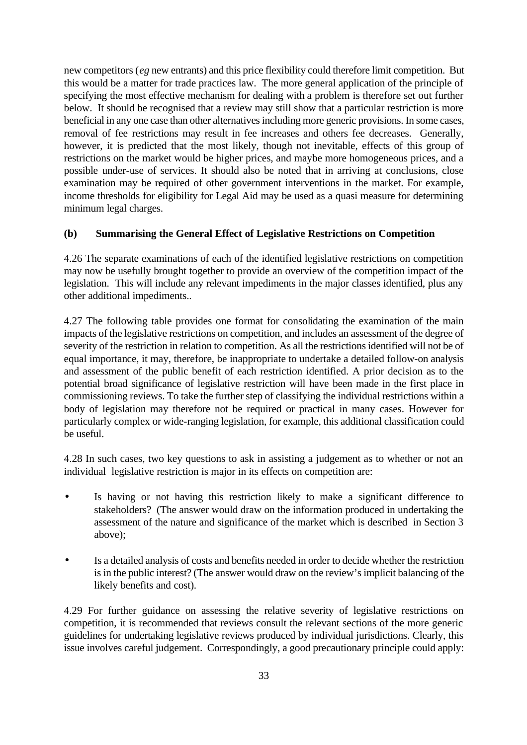new competitors (*eg* new entrants) and this price flexibility could therefore limit competition. But this would be a matter for trade practices law. The more general application of the principle of specifying the most effective mechanism for dealing with a problem is therefore set out further below. It should be recognised that a review may still show that a particular restriction is more beneficial in any one case than other alternatives including more generic provisions. In some cases, removal of fee restrictions may result in fee increases and others fee decreases. Generally, however, it is predicted that the most likely, though not inevitable, effects of this group of restrictions on the market would be higher prices, and maybe more homogeneous prices, and a possible under-use of services. It should also be noted that in arriving at conclusions, close examination may be required of other government interventions in the market. For example, income thresholds for eligibility for Legal Aid may be used as a quasi measure for determining minimum legal charges.

### (b) Summarising the General Effect of Legislative Restrictions on Competition

4.26 The separate examinations of each of the identified legislative restrictions on competition may now be usefully brought together to provide an overview of the competition impact of the legislation. This will include any relevant impediments in the major classes identified, plus any other additional impediments..

4.27 The following table provides one format for consolidating the examination of the main impacts of the legislative restrictions on competition, and includes an assessment of the degree of severity of the restriction in relation to competition. As all the restrictions identified will not be of equal importance, it may, therefore, be inappropriate to undertake a detailed follow-on analysis and assessment of the public benefit of each restriction identified. A prior decision as to the potential broad significance of legislative restriction will have been made in the first place in commissioning reviews. To take the further step of classifying the individual restrictions within a body of legislation may therefore not be required or practical in many cases. However for particularly complex or wide-ranging legislation, for example, this additional classification could be useful.

4.28 In such cases, two key questions to ask in assisting a judgement as to whether or not an individual legislative restriction is major in its effects on competition are:

- Is having or not having this restriction likely to make a significant difference to stakeholders? (The answer would draw on the information produced in undertaking the assessment of the nature and significance of the market which is described in Section 3 above);
- Is a detailed analysis of costs and benefits needed in order to decide whether the restriction is in the public interest? (The answer would draw on the review's implicit balancing of the likely benefits and cost).

4.29 For further guidance on assessing the relative severity of legislative restrictions on competition, it is recommended that reviews consult the relevant sections of the more generic guidelines for undertaking legislative reviews produced by individual jurisdictions. Clearly, this issue involves careful judgement. Correspondingly, a good precautionary principle could apply: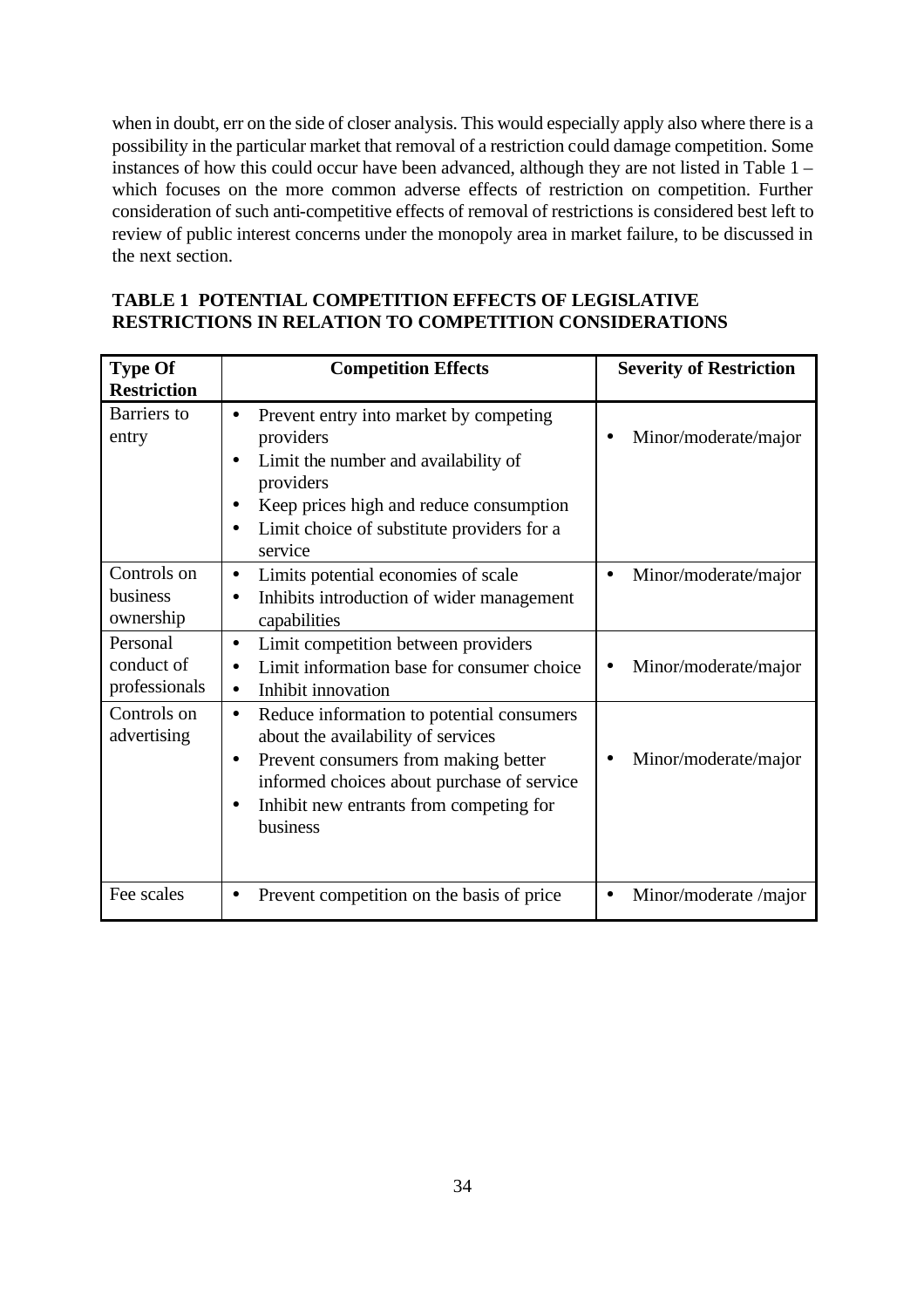when in doubt, err on the side of closer analysis. This would especially apply also where there is a possibility in the particular market that removal of a restriction could damage competition. Some instances of how this could occur have been advanced, although they are not listed in Table 1 – which focuses on the more common adverse effects of restriction on competition. Further consideration of such anti-competitive effects of removal of restrictions is considered best left to review of public interest concerns under the monopoly area in market failure, to be discussed in the next section.

**TABLE 1 POTENTIAL COMPETITION EFFECTS OF LEGISLATIVE RESTRICTIONS IN RELATION TO COMPETITION CONSIDERATIONS**

| Type Of Restriction | Competition Effects | Severity of Restriction |
| --- | --- | --- |
| Barriers to entry | • Prevent entry into market by competing providers<br>• Limit the number and availability of providers<br>• Keep prices high and reduce consumption<br>• Limit choice of substitute providers for a service | • Minor/moderate/major |
| Controls on business ownership | • Limits potential economies of scale<br>• Inhibits introduction of wider management capabilities | • Minor/moderate/major |
| Personal conduct of professionals | • Limit competition between providers<br>• Limit information base for consumer choice<br>• Inhibit innovation | • Minor/moderate/major |
| Controls on advertising | • Reduce information to potential consumers about the availability of services<br>• Prevent consumers from making better informed choices about purchase of service<br>• Inhibit new entrants from competing for business | • Minor/moderate/major |
| Fee scales | • Prevent competition on the basis of price | • Minor/moderate /major |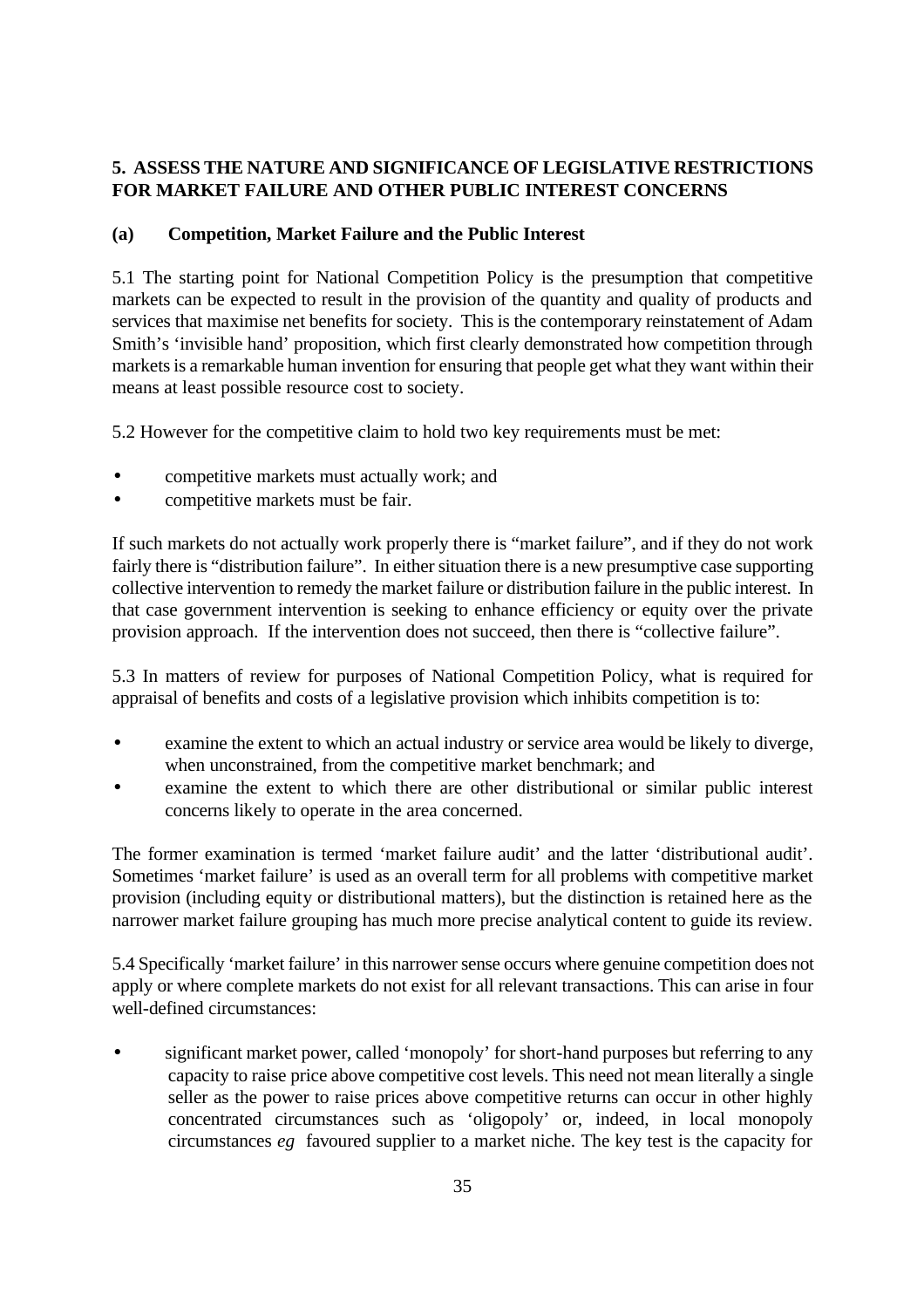## 5. ASSESS THE NATURE AND SIGNIFICANCE OF LEGISLATIVE RESTRICTIONS FOR MARKET FAILURE AND OTHER PUBLIC INTEREST CONCERNS

### (a) Competition, Market Failure and the Public Interest

5.1 The starting point for National Competition Policy is the presumption that competitive markets can be expected to result in the provision of the quantity and quality of products and services that maximise net benefits for society. This is the contemporary reinstatement of Adam Smith's 'invisible hand' proposition, which first clearly demonstrated how competition through markets is a remarkable human invention for ensuring that people get what they want within their means at least possible resource cost to society.

5.2 However for the competitive claim to hold two key requirements must be met:

- competitive markets must actually work; and
- competitive markets must be fair.

If such markets do not actually work properly there is "market failure", and if they do not work fairly there is "distribution failure". In either situation there is a new presumptive case supporting collective intervention to remedy the market failure or distribution failure in the public interest. In that case government intervention is seeking to enhance efficiency or equity over the private provision approach. If the intervention does not succeed, then there is "collective failure".

5.3 In matters of review for purposes of National Competition Policy, what is required for appraisal of benefits and costs of a legislative provision which inhibits competition is to:

- examine the extent to which an actual industry or service area would be likely to diverge, when unconstrained, from the competitive market benchmark; and
- examine the extent to which there are other distributional or similar public interest concerns likely to operate in the area concerned.

The former examination is termed 'market failure audit' and the latter 'distributional audit'. Sometimes 'market failure' is used as an overall term for all problems with competitive market provision (including equity or distributional matters), but the distinction is retained here as the narrower market failure grouping has much more precise analytical content to guide its review.

5.4 Specifically 'market failure' in this narrower sense occurs where genuine competition does not apply or where complete markets do not exist for all relevant transactions. This can arise in four well-defined circumstances:

- significant market power, called 'monopoly' for short-hand purposes but referring to any capacity to raise price above competitive cost levels. This need not mean literally a single seller as the power to raise prices above competitive returns can occur in other highly concentrated circumstances such as 'oligopoly' or, indeed, in local monopoly circumstances *eg* favoured supplier to a market niche. The key test is the capacity for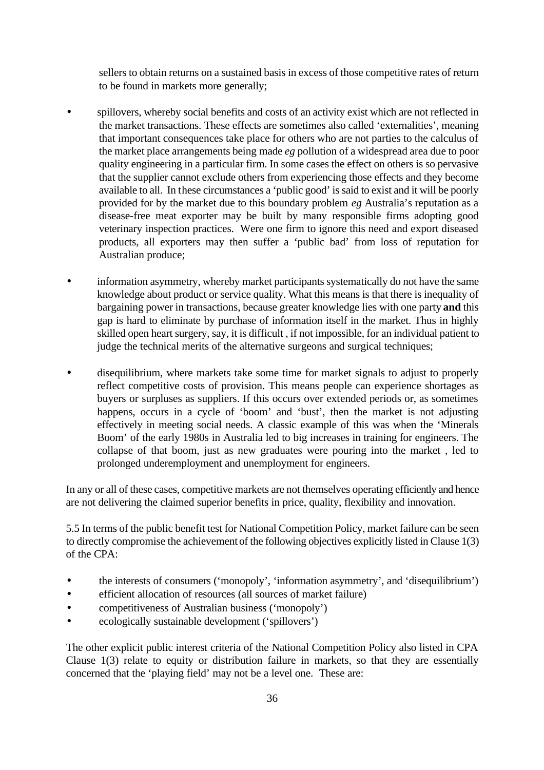sellers to obtain returns on a sustained basis in excess of those competitive rates of return to be found in markets more generally;

- spillovers, whereby social benefits and costs of an activity exist which are not reflected in the market transactions. These effects are sometimes also called 'externalities', meaning that important consequences take place for others who are not parties to the calculus of the market place arrangements being made *eg* pollution of a widespread area due to poor quality engineering in a particular firm. In some cases the effect on others is so pervasive that the supplier cannot exclude others from experiencing those effects and they become available to all. In these circumstances a 'public good' is said to exist and it will be poorly provided for by the market due to this boundary problem *eg* Australia's reputation as a disease-free meat exporter may be built by many responsible firms adopting good veterinary inspection practices. Were one firm to ignore this need and export diseased products, all exporters may then suffer a 'public bad' from loss of reputation for Australian produce;

- information asymmetry, whereby market participants systematically do not have the same knowledge about product or service quality. What this means is that there is inequality of bargaining power in transactions, because greater knowledge lies with one party **and** this gap is hard to eliminate by purchase of information itself in the market. Thus in highly skilled open heart surgery, say, it is difficult , if not impossible, for an individual patient to judge the technical merits of the alternative surgeons and surgical techniques;

- disequilibrium, where markets take some time for market signals to adjust to properly reflect competitive costs of provision. This means people can experience shortages as buyers or surpluses as suppliers. If this occurs over extended periods or, as sometimes happens, occurs in a cycle of 'boom' and 'bust', then the market is not adjusting effectively in meeting social needs. A classic example of this was when the 'Minerals Boom' of the early 1980s in Australia led to big increases in training for engineers. The collapse of that boom, just as new graduates were pouring into the market , led to prolonged underemployment and unemployment for engineers.

In any or all of these cases, competitive markets are not themselves operating efficiently and hence are not delivering the claimed superior benefits in price, quality, flexibility and innovation.

5.5 In terms of the public benefit test for National Competition Policy, market failure can be seen to directly compromise the achievement of the following objectives explicitly listed in Clause 1(3) of the CPA:

- the interests of consumers ('monopoly', 'information asymmetry', and 'disequilibrium')
- efficient allocation of resources (all sources of market failure)
- competitiveness of Australian business ('monopoly')
- ecologically sustainable development ('spillovers')

The other explicit public interest criteria of the National Competition Policy also listed in CPA Clause 1(3) relate to equity or distribution failure in markets, so that they are essentially concerned that the 'playing field' may not be a level one. These are: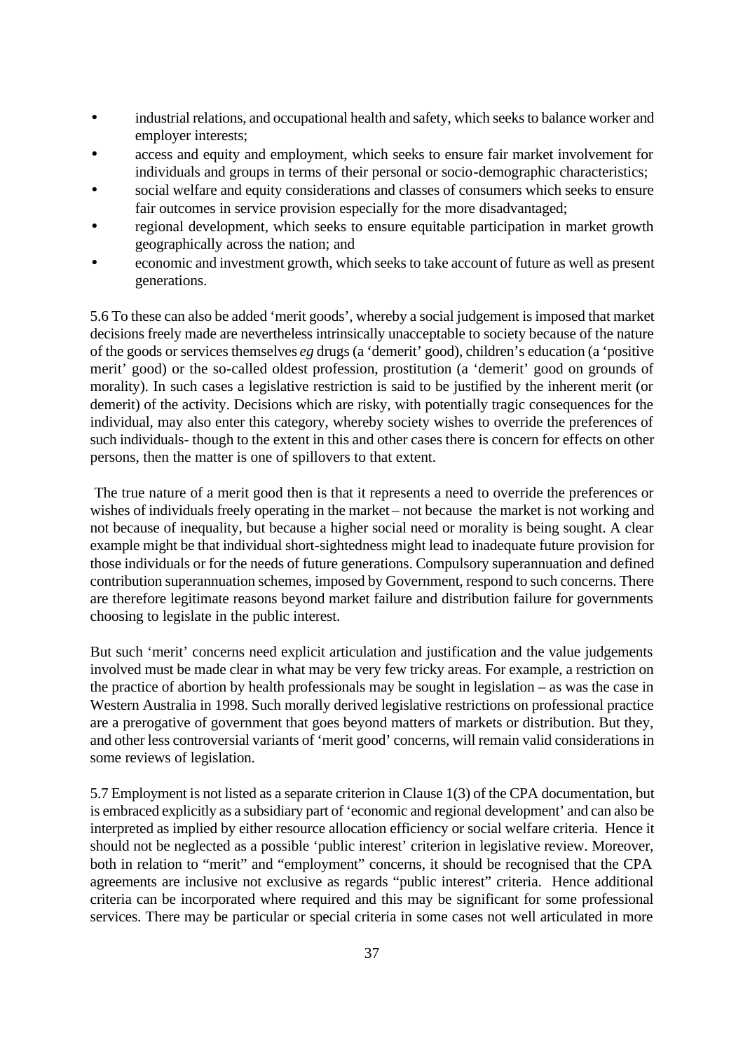- industrial relations, and occupational health and safety, which seeks to balance worker and employer interests;
- access and equity and employment, which seeks to ensure fair market involvement for individuals and groups in terms of their personal or socio-demographic characteristics;
- social welfare and equity considerations and classes of consumers which seeks to ensure fair outcomes in service provision especially for the more disadvantaged;
- regional development, which seeks to ensure equitable participation in market growth geographically across the nation; and
- economic and investment growth, which seeks to take account of future as well as present generations.

5.6 To these can also be added 'merit goods', whereby a social judgement is imposed that market decisions freely made are nevertheless intrinsically unacceptable to society because of the nature of the goods or services themselves *eg* drugs (a 'demerit' good), children's education (a 'positive merit' good) or the so-called oldest profession, prostitution (a 'demerit' good on grounds of morality). In such cases a legislative restriction is said to be justified by the inherent merit (or demerit) of the activity. Decisions which are risky, with potentially tragic consequences for the individual, may also enter this category, whereby society wishes to override the preferences of such individuals- though to the extent in this and other cases there is concern for effects on other persons, then the matter is one of spillovers to that extent.

The true nature of a merit good then is that it represents a need to override the preferences or wishes of individuals freely operating in the market – not because the market is not working and not because of inequality, but because a higher social need or morality is being sought. A clear example might be that individual short-sightedness might lead to inadequate future provision for those individuals or for the needs of future generations. Compulsory superannuation and defined contribution superannuation schemes, imposed by Government, respond to such concerns. There are therefore legitimate reasons beyond market failure and distribution failure for governments choosing to legislate in the public interest.

But such 'merit' concerns need explicit articulation and justification and the value judgements involved must be made clear in what may be very few tricky areas. For example, a restriction on the practice of abortion by health professionals may be sought in legislation – as was the case in Western Australia in 1998. Such morally derived legislative restrictions on professional practice are a prerogative of government that goes beyond matters of markets or distribution. But they, and other less controversial variants of 'merit good' concerns, will remain valid considerations in some reviews of legislation.

5.7 Employment is not listed as a separate criterion in Clause 1(3) of the CPA documentation, but is embraced explicitly as a subsidiary part of 'economic and regional development' and can also be interpreted as implied by either resource allocation efficiency or social welfare criteria. Hence it should not be neglected as a possible 'public interest' criterion in legislative review. Moreover, both in relation to "merit" and "employment" concerns, it should be recognised that the CPA agreements are inclusive not exclusive as regards "public interest" criteria. Hence additional criteria can be incorporated where required and this may be significant for some professional services. There may be particular or special criteria in some cases not well articulated in more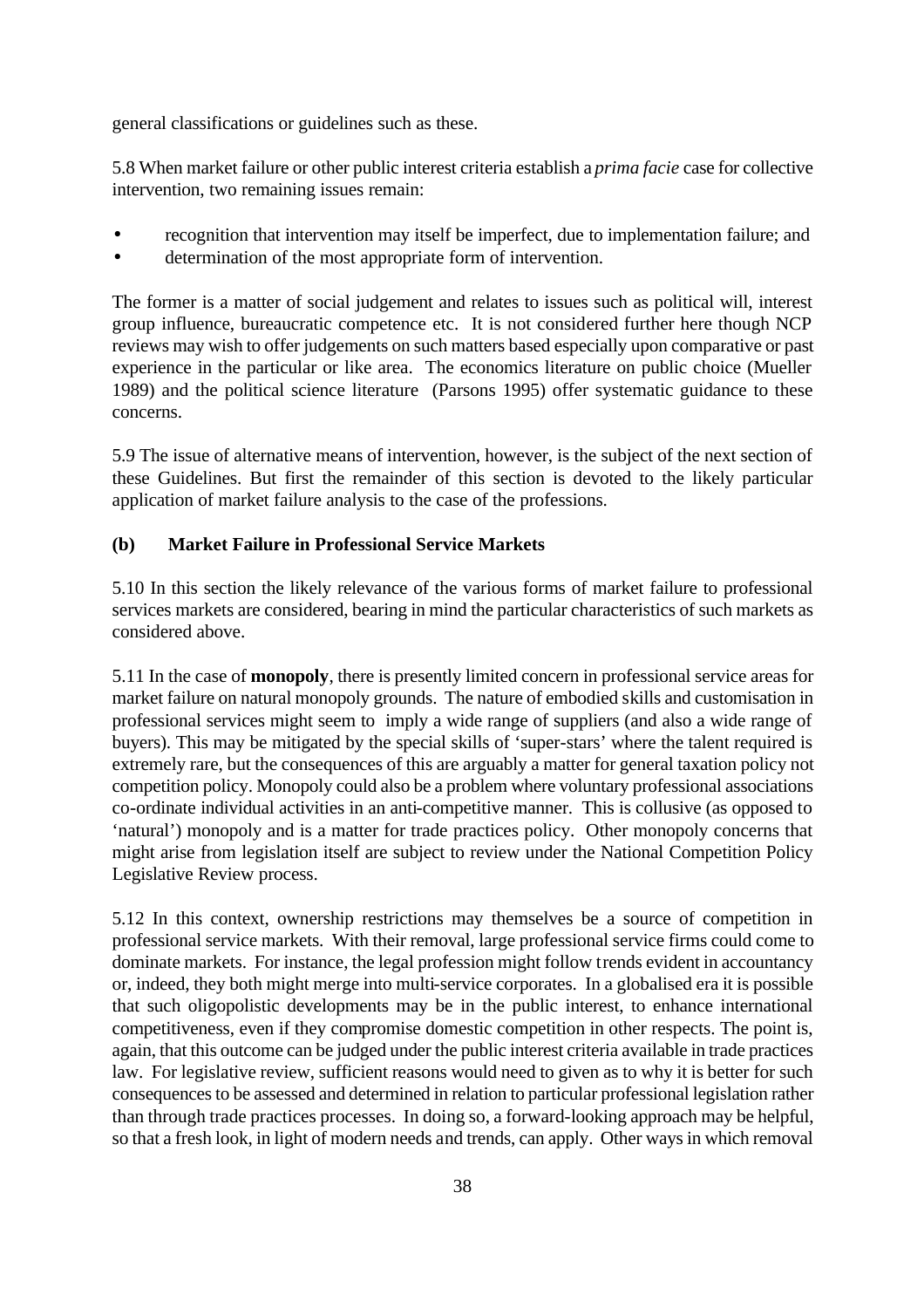general classifications or guidelines such as these.

5.8 When market failure or other public interest criteria establish a *prima facie* case for collective intervention, two remaining issues remain:

- recognition that intervention may itself be imperfect, due to implementation failure; and
- determination of the most appropriate form of intervention.

The former is a matter of social judgement and relates to issues such as political will, interest group influence, bureaucratic competence etc. It is not considered further here though NCP reviews may wish to offer judgements on such matters based especially upon comparative or past experience in the particular or like area. The economics literature on public choice (Mueller 1989) and the political science literature (Parsons 1995) offer systematic guidance to these concerns.

5.9 The issue of alternative means of intervention, however, is the subject of the next section of these Guidelines. But first the remainder of this section is devoted to the likely particular application of market failure analysis to the case of the professions.

### (b) Market Failure in Professional Service Markets

5.10 In this section the likely relevance of the various forms of market failure to professional services markets are considered, bearing in mind the particular characteristics of such markets as considered above.

5.11 In the case of **monopoly**, there is presently limited concern in professional service areas for market failure on natural monopoly grounds. The nature of embodied skills and customisation in professional services might seem to imply a wide range of suppliers (and also a wide range of buyers). This may be mitigated by the special skills of 'super-stars' where the talent required is extremely rare, but the consequences of this are arguably a matter for general taxation policy not competition policy. Monopoly could also be a problem where voluntary professional associations co-ordinate individual activities in an anti-competitive manner. This is collusive (as opposed to 'natural') monopoly and is a matter for trade practices policy. Other monopoly concerns that might arise from legislation itself are subject to review under the National Competition Policy Legislative Review process.

5.12 In this context, ownership restrictions may themselves be a source of competition in professional service markets. With their removal, large professional service firms could come to dominate markets. For instance, the legal profession might follow trends evident in accountancy or, indeed, they both might merge into multi-service corporates. In a globalised era it is possible that such oligopolistic developments may be in the public interest, to enhance international competitiveness, even if they compromise domestic competition in other respects. The point is, again, that this outcome can be judged under the public interest criteria available in trade practices law. For legislative review, sufficient reasons would need to given as to why it is better for such consequences to be assessed and determined in relation to particular professional legislation rather than through trade practices processes. In doing so, a forward-looking approach may be helpful, so that a fresh look, in light of modern needs and trends, can apply. Other ways in which removal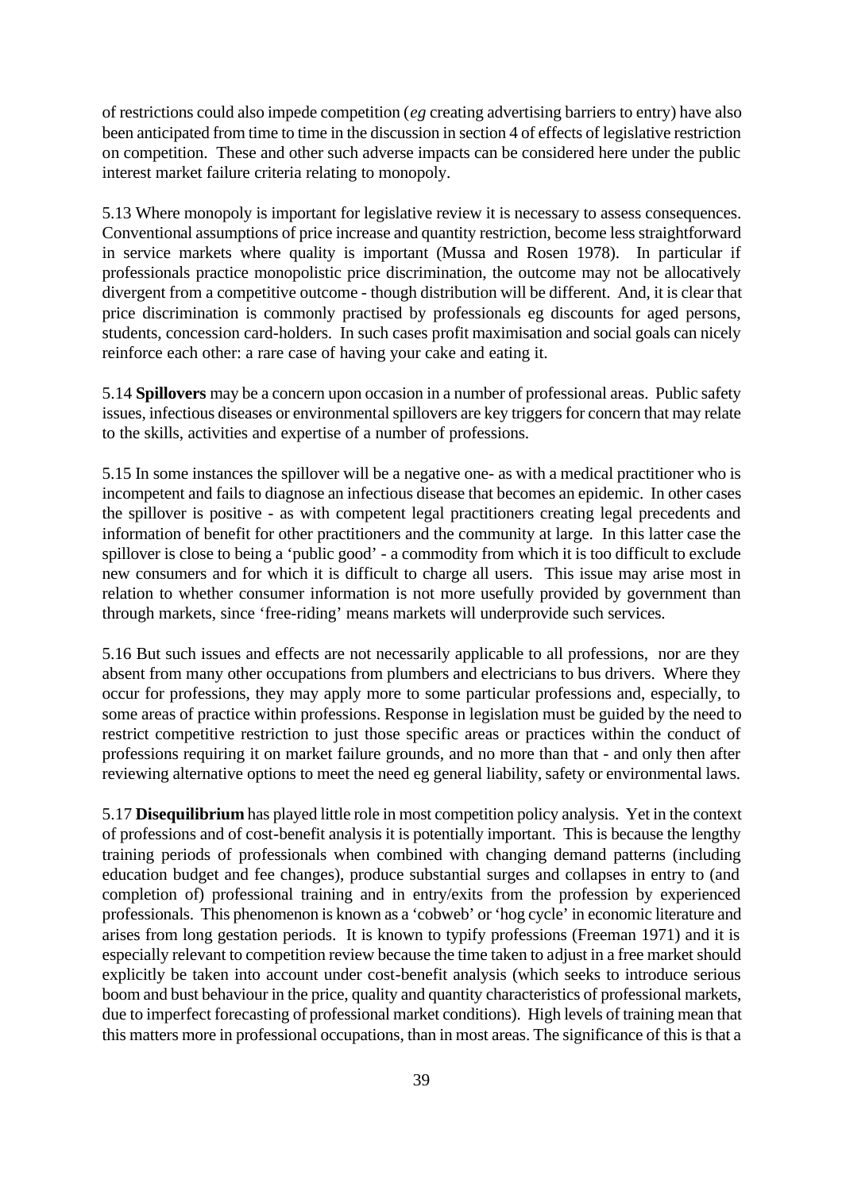of restrictions could also impede competition (*eg* creating advertising barriers to entry) have also been anticipated from time to time in the discussion in section 4 of effects of legislative restriction on competition. These and other such adverse impacts can be considered here under the public interest market failure criteria relating to monopoly.

5.13 Where monopoly is important for legislative review it is necessary to assess consequences. Conventional assumptions of price increase and quantity restriction, become less straightforward in service markets where quality is important (Mussa and Rosen 1978). In particular if professionals practice monopolistic price discrimination, the outcome may not be allocatively divergent from a competitive outcome - though distribution will be different. And, it is clear that price discrimination is commonly practised by professionals eg discounts for aged persons, students, concession card-holders. In such cases profit maximisation and social goals can nicely reinforce each other: a rare case of having your cake and eating it.

5.14 **Spillovers** may be a concern upon occasion in a number of professional areas. Public safety issues, infectious diseases or environmental spillovers are key triggers for concern that may relate to the skills, activities and expertise of a number of professions.

5.15 In some instances the spillover will be a negative one- as with a medical practitioner who is incompetent and fails to diagnose an infectious disease that becomes an epidemic. In other cases the spillover is positive - as with competent legal practitioners creating legal precedents and information of benefit for other practitioners and the community at large. In this latter case the spillover is close to being a 'public good' - a commodity from which it is too difficult to exclude new consumers and for which it is difficult to charge all users. This issue may arise most in relation to whether consumer information is not more usefully provided by government than through markets, since 'free-riding' means markets will underprovide such services.

5.16 But such issues and effects are not necessarily applicable to all professions, nor are they absent from many other occupations from plumbers and electricians to bus drivers. Where they occur for professions, they may apply more to some particular professions and, especially, to some areas of practice within professions. Response in legislation must be guided by the need to restrict competitive restriction to just those specific areas or practices within the conduct of professions requiring it on market failure grounds, and no more than that - and only then after reviewing alternative options to meet the need eg general liability, safety or environmental laws.

5.17 **Disequilibrium** has played little role in most competition policy analysis. Yet in the context of professions and of cost-benefit analysis it is potentially important. This is because the lengthy training periods of professionals when combined with changing demand patterns (including education budget and fee changes), produce substantial surges and collapses in entry to (and completion of) professional training and in entry/exits from the profession by experienced professionals. This phenomenon is known as a 'cobweb' or 'hog cycle' in economic literature and arises from long gestation periods. It is known to typify professions (Freeman 1971) and it is especially relevant to competition review because the time taken to adjust in a free market should explicitly be taken into account under cost-benefit analysis (which seeks to introduce serious boom and bust behaviour in the price, quality and quantity characteristics of professional markets, due to imperfect forecasting of professional market conditions). High levels of training mean that this matters more in professional occupations, than in most areas. The significance of this is that a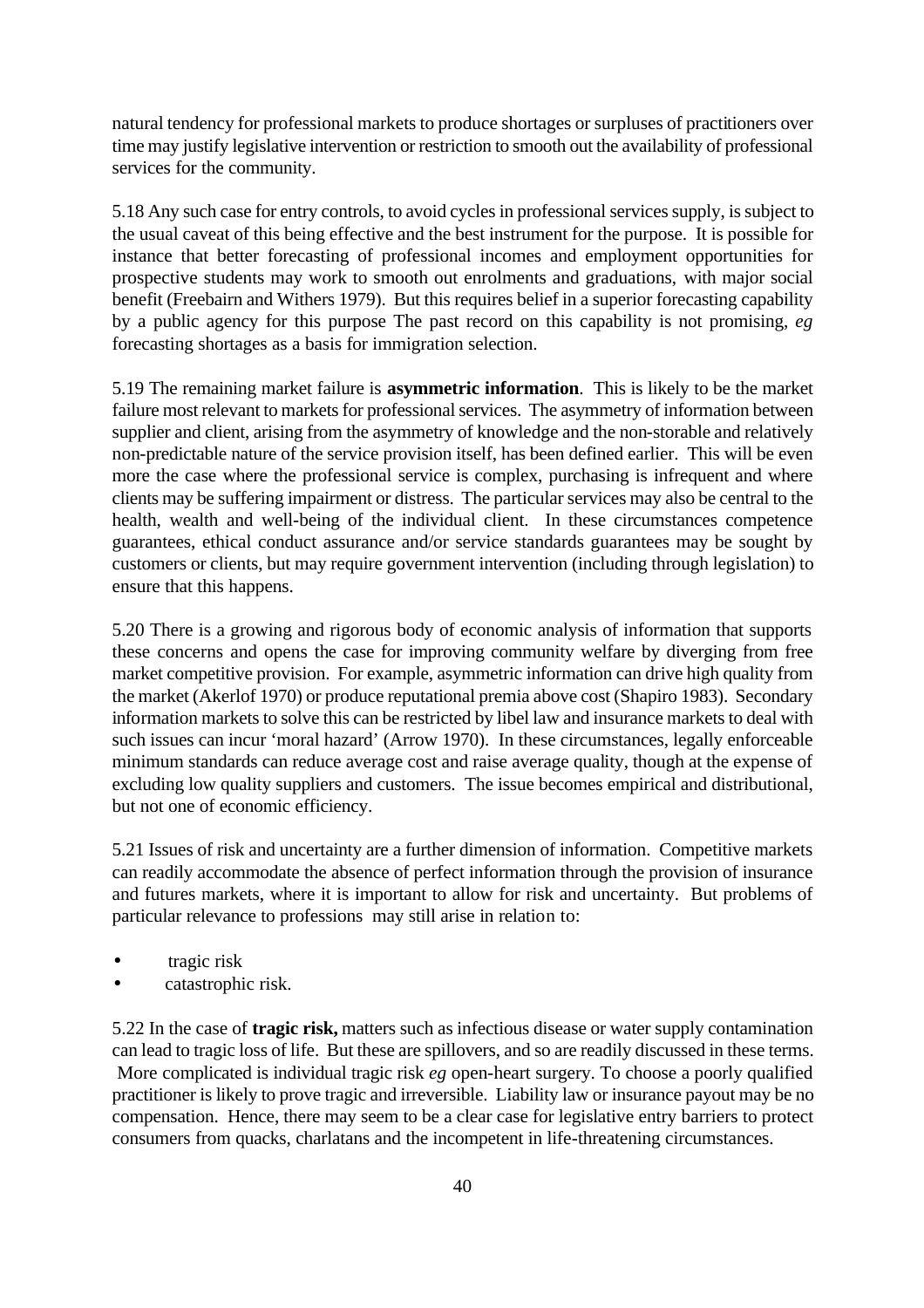natural tendency for professional markets to produce shortages or surpluses of practitioners over time may justify legislative intervention or restriction to smooth out the availability of professional services for the community.

5.18 Any such case for entry controls, to avoid cycles in professional services supply, is subject to the usual caveat of this being effective and the best instrument for the purpose. It is possible for instance that better forecasting of professional incomes and employment opportunities for prospective students may work to smooth out enrolments and graduations, with major social benefit (Freebairn and Withers 1979). But this requires belief in a superior forecasting capability by a public agency for this purpose The past record on this capability is not promising, *eg* forecasting shortages as a basis for immigration selection.

5.19 The remaining market failure is **asymmetric information**. This is likely to be the market failure most relevant to markets for professional services. The asymmetry of information between supplier and client, arising from the asymmetry of knowledge and the non-storable and relatively non-predictable nature of the service provision itself, has been defined earlier. This will be even more the case where the professional service is complex, purchasing is infrequent and where clients may be suffering impairment or distress. The particular services may also be central to the health, wealth and well-being of the individual client. In these circumstances competence guarantees, ethical conduct assurance and/or service standards guarantees may be sought by customers or clients, but may require government intervention (including through legislation) to ensure that this happens.

5.20 There is a growing and rigorous body of economic analysis of information that supports these concerns and opens the case for improving community welfare by diverging from free market competitive provision. For example, asymmetric information can drive high quality from the market (Akerlof 1970) or produce reputational premia above cost (Shapiro 1983). Secondary information markets to solve this can be restricted by libel law and insurance markets to deal with such issues can incur 'moral hazard' (Arrow 1970). In these circumstances, legally enforceable minimum standards can reduce average cost and raise average quality, though at the expense of excluding low quality suppliers and customers. The issue becomes empirical and distributional, but not one of economic efficiency.

5.21 Issues of risk and uncertainty are a further dimension of information. Competitive markets can readily accommodate the absence of perfect information through the provision of insurance and futures markets, where it is important to allow for risk and uncertainty. But problems of particular relevance to professions may still arise in relation to:

- tragic risk
- catastrophic risk.

5.22 In the case of **tragic risk,** matters such as infectious disease or water supply contamination can lead to tragic loss of life. But these are spillovers, and so are readily discussed in these terms. More complicated is individual tragic risk *eg* open-heart surgery. To choose a poorly qualified practitioner is likely to prove tragic and irreversible. Liability law or insurance payout may be no compensation. Hence, there may seem to be a clear case for legislative entry barriers to protect consumers from quacks, charlatans and the incompetent in life-threatening circumstances.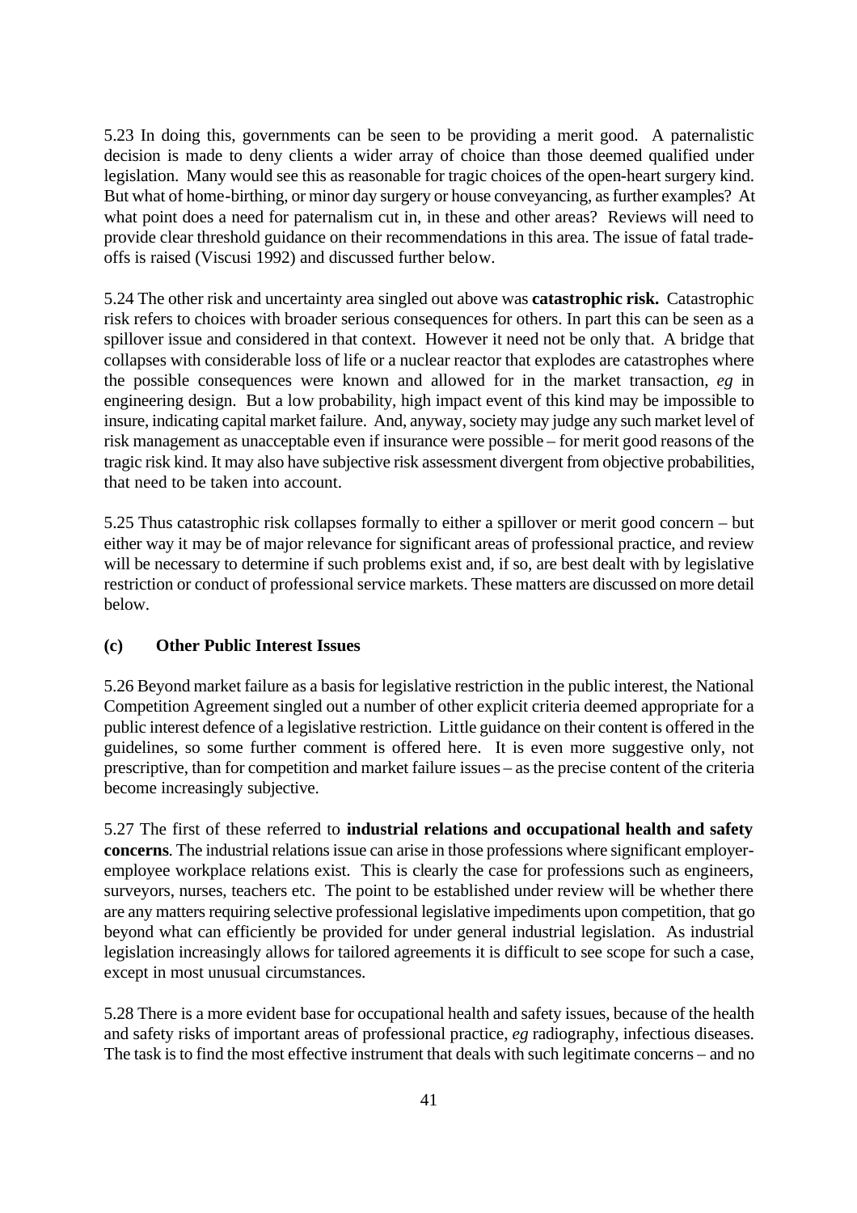5.23 In doing this, governments can be seen to be providing a merit good. A paternalistic decision is made to deny clients a wider array of choice than those deemed qualified under legislation. Many would see this as reasonable for tragic choices of the open-heart surgery kind. But what of home-birthing, or minor day surgery or house conveyancing, as further examples? At what point does a need for paternalism cut in, in these and other areas? Reviews will need to provide clear threshold guidance on their recommendations in this area. The issue of fatal trade-offs is raised (Viscusi 1992) and discussed further below.

5.24 The other risk and uncertainty area singled out above was **catastrophic risk.** Catastrophic risk refers to choices with broader serious consequences for others. In part this can be seen as a spillover issue and considered in that context. However it need not be only that. A bridge that collapses with considerable loss of life or a nuclear reactor that explodes are catastrophes where the possible consequences were known and allowed for in the market transaction, *eg* in engineering design. But a low probability, high impact event of this kind may be impossible to insure, indicating capital market failure. And, anyway, society may judge any such market level of risk management as unacceptable even if insurance were possible – for merit good reasons of the tragic risk kind. It may also have subjective risk assessment divergent from objective probabilities, that need to be taken into account.

5.25 Thus catastrophic risk collapses formally to either a spillover or merit good concern – but either way it may be of major relevance for significant areas of professional practice, and review will be necessary to determine if such problems exist and, if so, are best dealt with by legislative restriction or conduct of professional service markets. These matters are discussed on more detail below.

### (c) Other Public Interest Issues

5.26 Beyond market failure as a basis for legislative restriction in the public interest, the National Competition Agreement singled out a number of other explicit criteria deemed appropriate for a public interest defence of a legislative restriction. Little guidance on their content is offered in the guidelines, so some further comment is offered here. It is even more suggestive only, not prescriptive, than for competition and market failure issues – as the precise content of the criteria become increasingly subjective.

5.27 The first of these referred to **industrial relations and occupational health and safety concerns**. The industrial relations issue can arise in those professions where significant employer-employee workplace relations exist. This is clearly the case for professions such as engineers, surveyors, nurses, teachers etc. The point to be established under review will be whether there are any matters requiring selective professional legislative impediments upon competition, that go beyond what can efficiently be provided for under general industrial legislation. As industrial legislation increasingly allows for tailored agreements it is difficult to see scope for such a case, except in most unusual circumstances.

5.28 There is a more evident base for occupational health and safety issues, because of the health and safety risks of important areas of professional practice, *eg* radiography, infectious diseases. The task is to find the most effective instrument that deals with such legitimate concerns – and no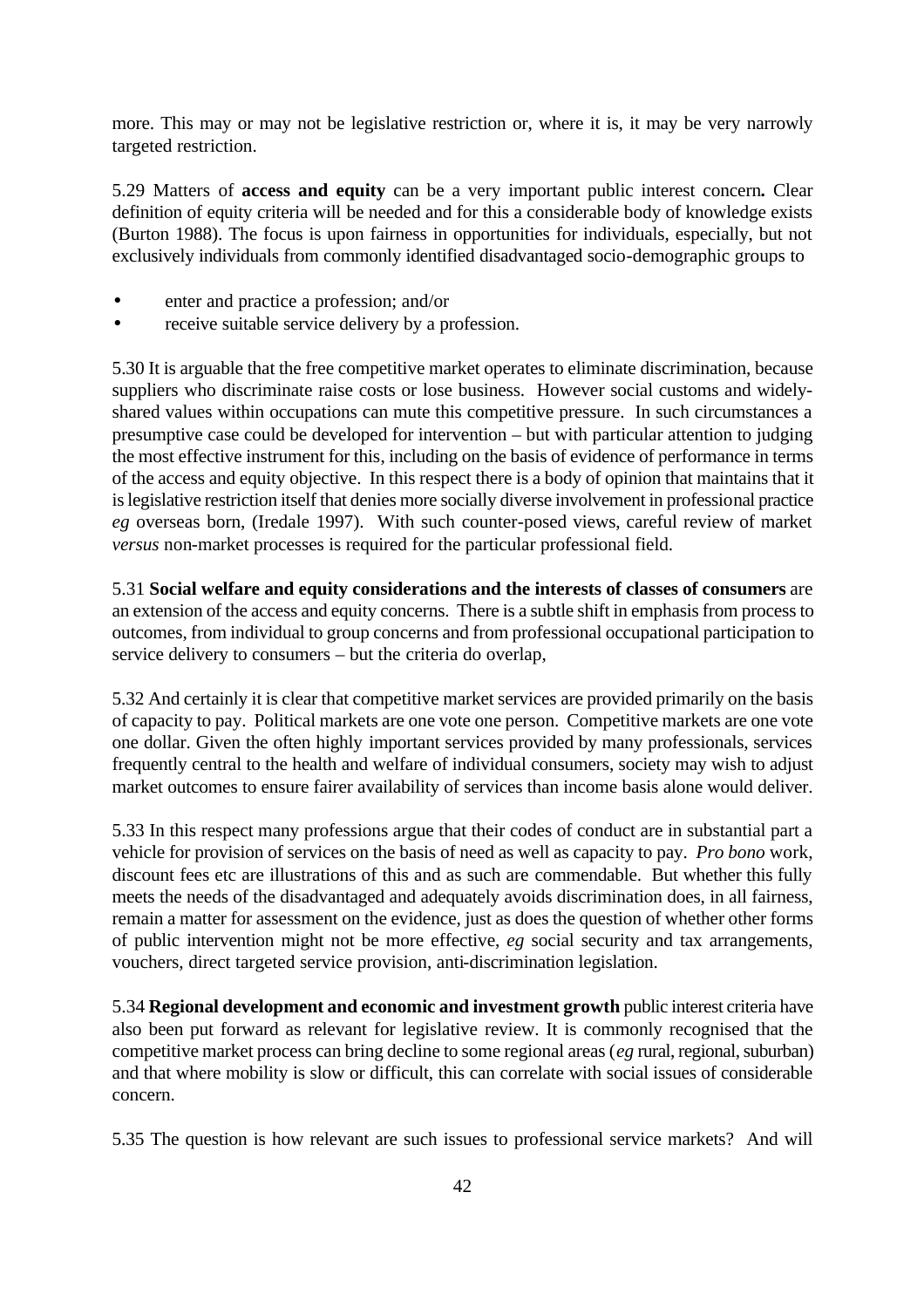more. This may or may not be legislative restriction or, where it is, it may be very narrowly targeted restriction.

5.29 Matters of **access and equity** can be a very important public interest concern**.** Clear definition of equity criteria will be needed and for this a considerable body of knowledge exists (Burton 1988). The focus is upon fairness in opportunities for individuals, especially, but not exclusively individuals from commonly identified disadvantaged socio-demographic groups to

- enter and practice a profession; and/or
- receive suitable service delivery by a profession.

5.30 It is arguable that the free competitive market operates to eliminate discrimination, because suppliers who discriminate raise costs or lose business. However social customs and widely-shared values within occupations can mute this competitive pressure. In such circumstances a presumptive case could be developed for intervention – but with particular attention to judging the most effective instrument for this, including on the basis of evidence of performance in terms of the access and equity objective. In this respect there is a body of opinion that maintains that it is legislative restriction itself that denies more socially diverse involvement in professional practice *eg* overseas born, (Iredale 1997). With such counter-posed views, careful review of market *versus* non-market processes is required for the particular professional field.

5.31 **Social welfare and equity considerations and the interests of classes of consumers** are an extension of the access and equity concerns. There is a subtle shift in emphasis from process to outcomes, from individual to group concerns and from professional occupational participation to service delivery to consumers – but the criteria do overlap,

5.32 And certainly it is clear that competitive market services are provided primarily on the basis of capacity to pay. Political markets are one vote one person. Competitive markets are one vote one dollar. Given the often highly important services provided by many professionals, services frequently central to the health and welfare of individual consumers, society may wish to adjust market outcomes to ensure fairer availability of services than income basis alone would deliver.

5.33 In this respect many professions argue that their codes of conduct are in substantial part a vehicle for provision of services on the basis of need as well as capacity to pay. *Pro bono* work, discount fees etc are illustrations of this and as such are commendable. But whether this fully meets the needs of the disadvantaged and adequately avoids discrimination does, in all fairness, remain a matter for assessment on the evidence, just as does the question of whether other forms of public intervention might not be more effective, *eg* social security and tax arrangements, vouchers, direct targeted service provision, anti-discrimination legislation.

5.34 **Regional development and economic and investment growth** public interest criteria have also been put forward as relevant for legislative review. It is commonly recognised that the competitive market process can bring decline to some regional areas (*eg* rural, regional, suburban) and that where mobility is slow or difficult, this can correlate with social issues of considerable concern.

5.35 The question is how relevant are such issues to professional service markets? And will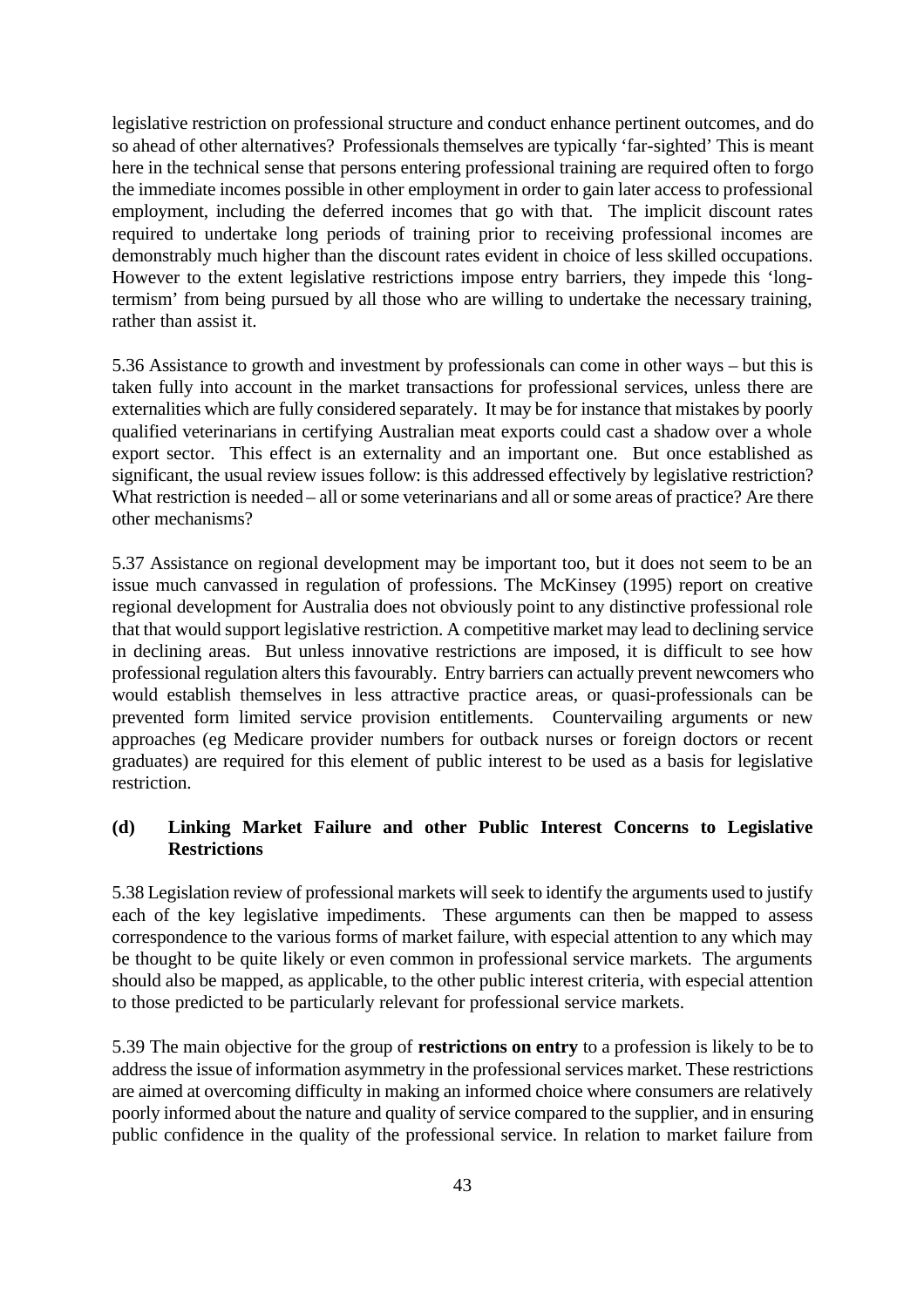legislative restriction on professional structure and conduct enhance pertinent outcomes, and do so ahead of other alternatives? Professionals themselves are typically 'far-sighted' This is meant here in the technical sense that persons entering professional training are required often to forgo the immediate incomes possible in other employment in order to gain later access to professional employment, including the deferred incomes that go with that. The implicit discount rates required to undertake long periods of training prior to receiving professional incomes are demonstrably much higher than the discount rates evident in choice of less skilled occupations. However to the extent legislative restrictions impose entry barriers, they impede this 'long-termism' from being pursued by all those who are willing to undertake the necessary training, rather than assist it.

5.36 Assistance to growth and investment by professionals can come in other ways – but this is taken fully into account in the market transactions for professional services, unless there are externalities which are fully considered separately. It may be for instance that mistakes by poorly qualified veterinarians in certifying Australian meat exports could cast a shadow over a whole export sector. This effect is an externality and an important one. But once established as significant, the usual review issues follow: is this addressed effectively by legislative restriction? What restriction is needed – all or some veterinarians and all or some areas of practice? Are there other mechanisms?

5.37 Assistance on regional development may be important too, but it does not seem to be an issue much canvassed in regulation of professions. The McKinsey (1995) report on creative regional development for Australia does not obviously point to any distinctive professional role that that would support legislative restriction. A competitive market may lead to declining service in declining areas. But unless innovative restrictions are imposed, it is difficult to see how professional regulation alters this favourably. Entry barriers can actually prevent newcomers who would establish themselves in less attractive practice areas, or quasi-professionals can be prevented form limited service provision entitlements. Countervailing arguments or new approaches (eg Medicare provider numbers for outback nurses or foreign doctors or recent graduates) are required for this element of public interest to be used as a basis for legislative restriction.

### (d) Linking Market Failure and other Public Interest Concerns to Legislative Restrictions

5.38 Legislation review of professional markets will seek to identify the arguments used to justify each of the key legislative impediments. These arguments can then be mapped to assess correspondence to the various forms of market failure, with especial attention to any which may be thought to be quite likely or even common in professional service markets. The arguments should also be mapped, as applicable, to the other public interest criteria, with especial attention to those predicted to be particularly relevant for professional service markets.

5.39 The main objective for the group of **restrictions on entry** to a profession is likely to be to address the issue of information asymmetry in the professional services market. These restrictions are aimed at overcoming difficulty in making an informed choice where consumers are relatively poorly informed about the nature and quality of service compared to the supplier, and in ensuring public confidence in the quality of the professional service. In relation to market failure from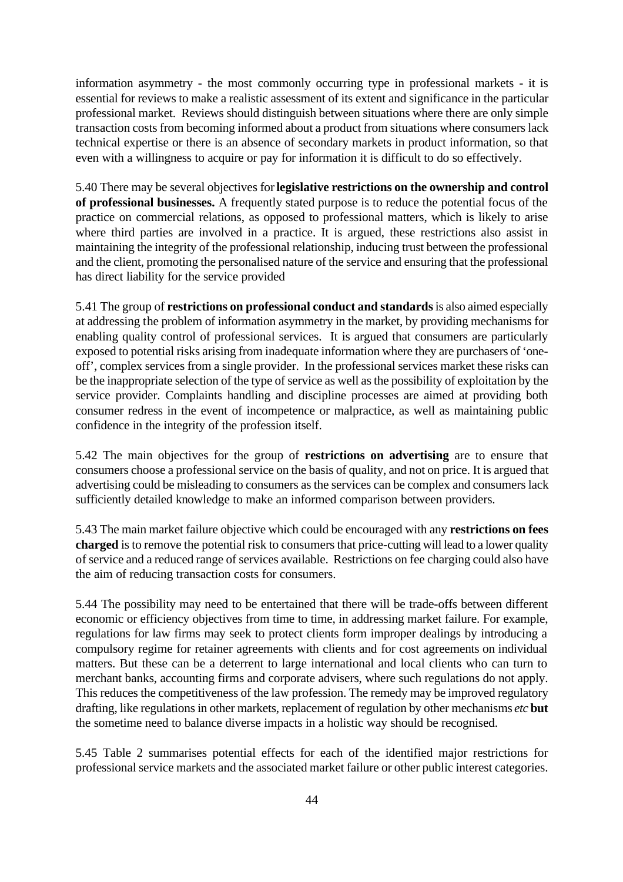information asymmetry - the most commonly occurring type in professional markets - it is essential for reviews to make a realistic assessment of its extent and significance in the particular professional market. Reviews should distinguish between situations where there are only simple transaction costs from becoming informed about a product from situations where consumers lack technical expertise or there is an absence of secondary markets in product information, so that even with a willingness to acquire or pay for information it is difficult to do so effectively.

5.40 There may be several objectives for **legislative restrictions on the ownership and control of professional businesses.** A frequently stated purpose is to reduce the potential focus of the practice on commercial relations, as opposed to professional matters, which is likely to arise where third parties are involved in a practice. It is argued, these restrictions also assist in maintaining the integrity of the professional relationship, inducing trust between the professional and the client, promoting the personalised nature of the service and ensuring that the professional has direct liability for the service provided

5.41 The group of **restrictions on professional conduct and standards** is also aimed especially at addressing the problem of information asymmetry in the market, by providing mechanisms for enabling quality control of professional services. It is argued that consumers are particularly exposed to potential risks arising from inadequate information where they are purchasers of 'one-off', complex services from a single provider. In the professional services market these risks can be the inappropriate selection of the type of service as well as the possibility of exploitation by the service provider. Complaints handling and discipline processes are aimed at providing both consumer redress in the event of incompetence or malpractice, as well as maintaining public confidence in the integrity of the profession itself.

5.42 The main objectives for the group of **restrictions on advertising** are to ensure that consumers choose a professional service on the basis of quality, and not on price. It is argued that advertising could be misleading to consumers as the services can be complex and consumers lack sufficiently detailed knowledge to make an informed comparison between providers.

5.43 The main market failure objective which could be encouraged with any **restrictions on fees charged** is to remove the potential risk to consumers that price-cutting will lead to a lower quality of service and a reduced range of services available. Restrictions on fee charging could also have the aim of reducing transaction costs for consumers.

5.44 The possibility may need to be entertained that there will be trade-offs between different economic or efficiency objectives from time to time, in addressing market failure. For example, regulations for law firms may seek to protect clients form improper dealings by introducing a compulsory regime for retainer agreements with clients and for cost agreements on individual matters. But these can be a deterrent to large international and local clients who can turn to merchant banks, accounting firms and corporate advisers, where such regulations do not apply. This reduces the competitiveness of the law profession. The remedy may be improved regulatory drafting, like regulations in other markets, replacement of regulation by other mechanisms *etc* **but** the sometime need to balance diverse impacts in a holistic way should be recognised.

5.45 Table 2 summarises potential effects for each of the identified major restrictions for professional service markets and the associated market failure or other public interest categories.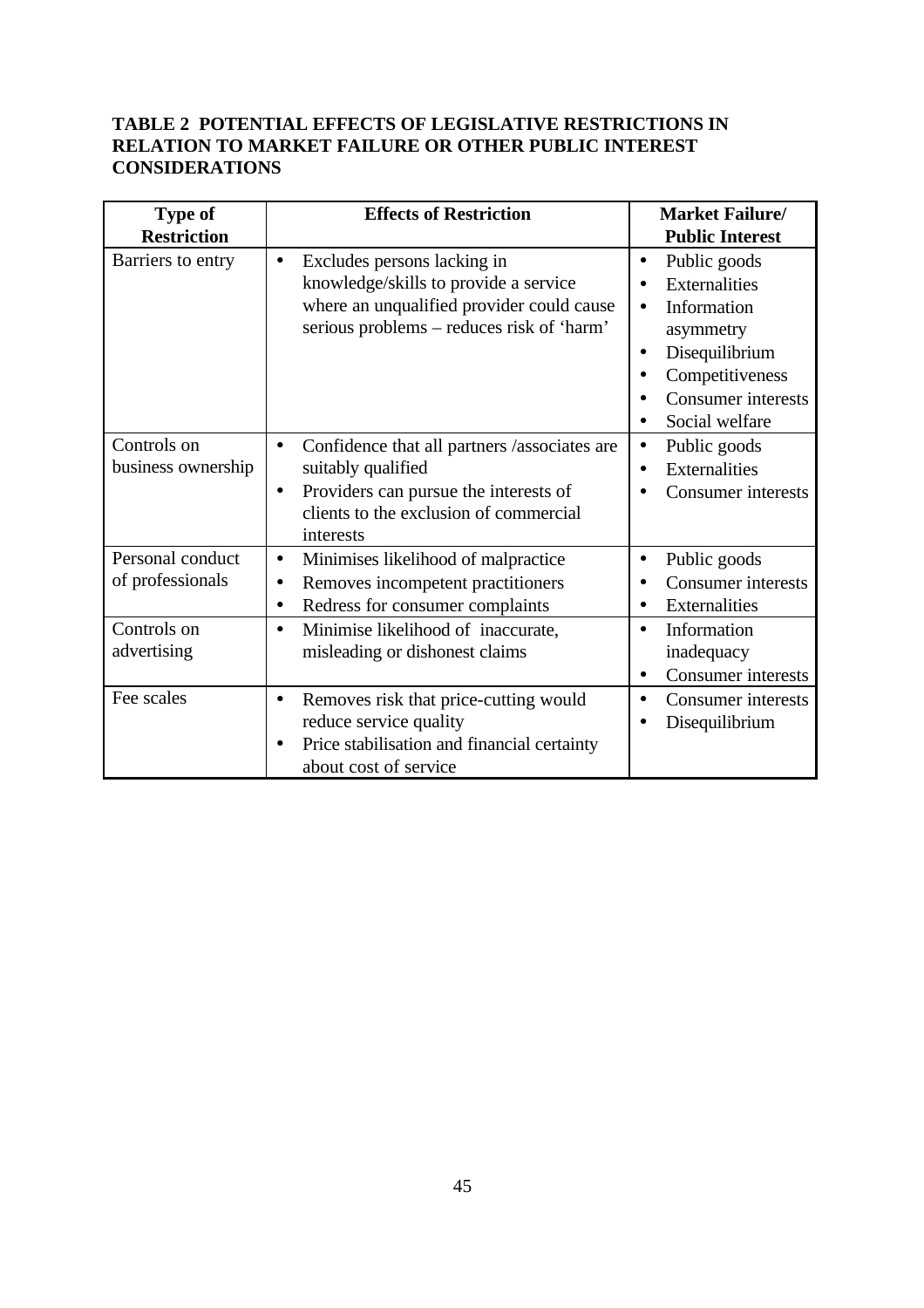**TABLE 2 POTENTIAL EFFECTS OF LEGISLATIVE RESTRICTIONS IN RELATION TO MARKET FAILURE OR OTHER PUBLIC INTEREST CONSIDERATIONS**

| Type of Restriction | Effects of Restriction | Market Failure/ Public Interest |
|---|---|---|
| Barriers to entry | • Excludes persons lacking in knowledge/skills to provide a service where an unqualified provider could cause serious problems – reduces risk of 'harm' | • Public goods<br>• Externalities<br>• Information asymmetry<br>• Disequilibrium<br>• Competitiveness<br>• Consumer interests<br>• Social welfare |
| Controls on business ownership | • Confidence that all partners /associates are suitably qualified<br>• Providers can pursue the interests of clients to the exclusion of commercial interests | • Public goods<br>• Externalities<br>• Consumer interests |
| Personal conduct of professionals | • Minimises likelihood of malpractice<br>• Removes incompetent practitioners<br>• Redress for consumer complaints | • Public goods<br>• Consumer interests<br>• Externalities |
| Controls on advertising | • Minimise likelihood of inaccurate, misleading or dishonest claims | • Information inadequacy<br>• Consumer interests |
| Fee scales | • Removes risk that price-cutting would reduce service quality<br>• Price stabilisation and financial certainty about cost of service | • Consumer interests<br>• Disequilibrium |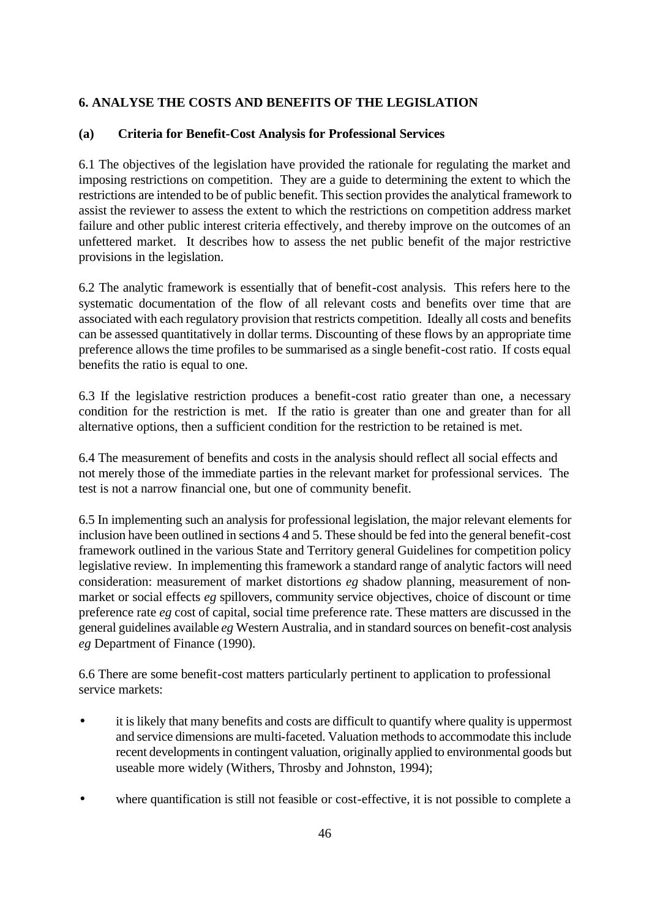## 6. ANALYSE THE COSTS AND BENEFITS OF THE LEGISLATION

### (a) Criteria for Benefit-Cost Analysis for Professional Services

6.1 The objectives of the legislation have provided the rationale for regulating the market and imposing restrictions on competition. They are a guide to determining the extent to which the restrictions are intended to be of public benefit. This section provides the analytical framework to assist the reviewer to assess the extent to which the restrictions on competition address market failure and other public interest criteria effectively, and thereby improve on the outcomes of an unfettered market. It describes how to assess the net public benefit of the major restrictive provisions in the legislation.

6.2 The analytic framework is essentially that of benefit-cost analysis. This refers here to the systematic documentation of the flow of all relevant costs and benefits over time that are associated with each regulatory provision that restricts competition. Ideally all costs and benefits can be assessed quantitatively in dollar terms. Discounting of these flows by an appropriate time preference allows the time profiles to be summarised as a single benefit-cost ratio. If costs equal benefits the ratio is equal to one.

6.3 If the legislative restriction produces a benefit-cost ratio greater than one, a necessary condition for the restriction is met. If the ratio is greater than one and greater than for all alternative options, then a sufficient condition for the restriction to be retained is met.

6.4 The measurement of benefits and costs in the analysis should reflect all social effects and not merely those of the immediate parties in the relevant market for professional services. The test is not a narrow financial one, but one of community benefit.

6.5 In implementing such an analysis for professional legislation, the major relevant elements for inclusion have been outlined in sections 4 and 5. These should be fed into the general benefit-cost framework outlined in the various State and Territory general Guidelines for competition policy legislative review. In implementing this framework a standard range of analytic factors will need consideration: measurement of market distortions *eg* shadow planning, measurement of non-market or social effects *eg* spillovers, community service objectives, choice of discount or time preference rate *eg* cost of capital, social time preference rate. These matters are discussed in the general guidelines available *eg* Western Australia, and in standard sources on benefit-cost analysis *eg* Department of Finance (1990).

6.6 There are some benefit-cost matters particularly pertinent to application to professional service markets:

- it is likely that many benefits and costs are difficult to quantify where quality is uppermost and service dimensions are multi-faceted. Valuation methods to accommodate this include recent developments in contingent valuation, originally applied to environmental goods but useable more widely (Withers, Throsby and Johnston, 1994);
- where quantification is still not feasible or cost-effective, it is not possible to complete a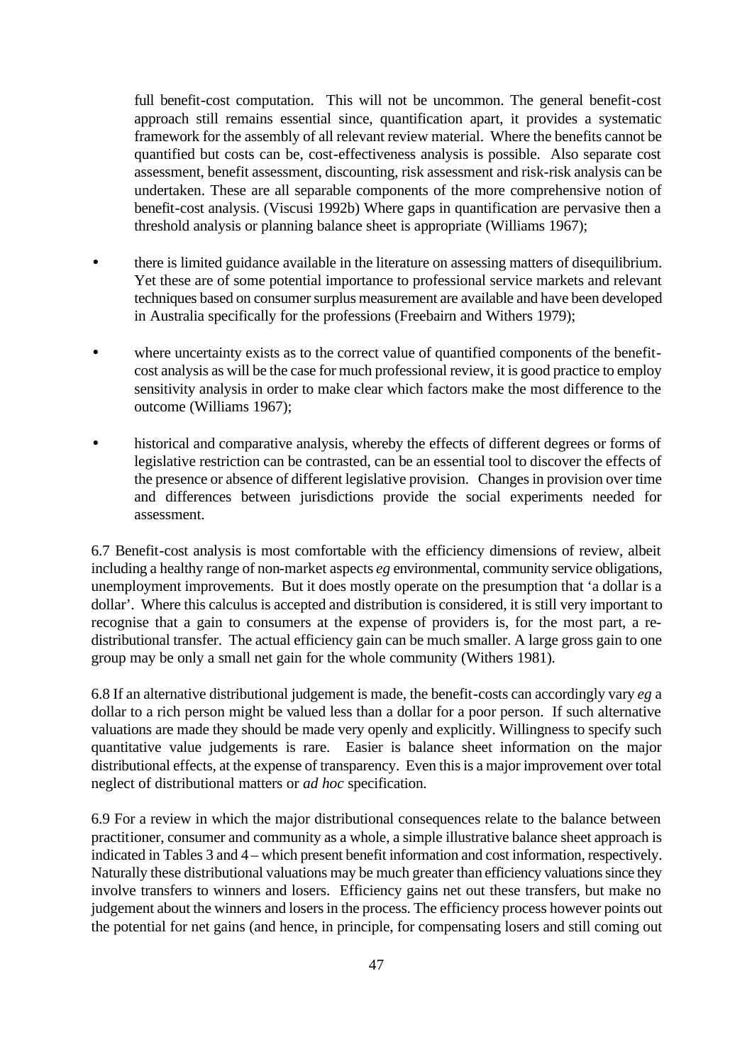full benefit-cost computation. This will not be uncommon. The general benefit-cost approach still remains essential since, quantification apart, it provides a systematic framework for the assembly of all relevant review material. Where the benefits cannot be quantified but costs can be, cost-effectiveness analysis is possible. Also separate cost assessment, benefit assessment, discounting, risk assessment and risk-risk analysis can be undertaken. These are all separable components of the more comprehensive notion of benefit-cost analysis. (Viscusi 1992b) Where gaps in quantification are pervasive then a threshold analysis or planning balance sheet is appropriate (Williams 1967);

- there is limited guidance available in the literature on assessing matters of disequilibrium. Yet these are of some potential importance to professional service markets and relevant techniques based on consumer surplus measurement are available and have been developed in Australia specifically for the professions (Freebairn and Withers 1979);

- where uncertainty exists as to the correct value of quantified components of the benefit-cost analysis as will be the case for much professional review, it is good practice to employ sensitivity analysis in order to make clear which factors make the most difference to the outcome (Williams 1967);

- historical and comparative analysis, whereby the effects of different degrees or forms of legislative restriction can be contrasted, can be an essential tool to discover the effects of the presence or absence of different legislative provision. Changes in provision over time and differences between jurisdictions provide the social experiments needed for assessment.

6.7 Benefit-cost analysis is most comfortable with the efficiency dimensions of review, albeit including a healthy range of non-market aspects *eg* environmental, community service obligations, unemployment improvements. But it does mostly operate on the presumption that 'a dollar is a dollar'. Where this calculus is accepted and distribution is considered, it is still very important to recognise that a gain to consumers at the expense of providers is, for the most part, a re-distributional transfer. The actual efficiency gain can be much smaller. A large gross gain to one group may be only a small net gain for the whole community (Withers 1981).

6.8 If an alternative distributional judgement is made, the benefit-costs can accordingly vary *eg* a dollar to a rich person might be valued less than a dollar for a poor person. If such alternative valuations are made they should be made very openly and explicitly. Willingness to specify such quantitative value judgements is rare. Easier is balance sheet information on the major distributional effects, at the expense of transparency. Even this is a major improvement over total neglect of distributional matters or *ad hoc* specification.

6.9 For a review in which the major distributional consequences relate to the balance between practitioner, consumer and community as a whole, a simple illustrative balance sheet approach is indicated in Tables 3 and 4 – which present benefit information and cost information, respectively. Naturally these distributional valuations may be much greater than efficiency valuations since they involve transfers to winners and losers. Efficiency gains net out these transfers, but make no judgement about the winners and losers in the process. The efficiency process however points out the potential for net gains (and hence, in principle, for compensating losers and still coming out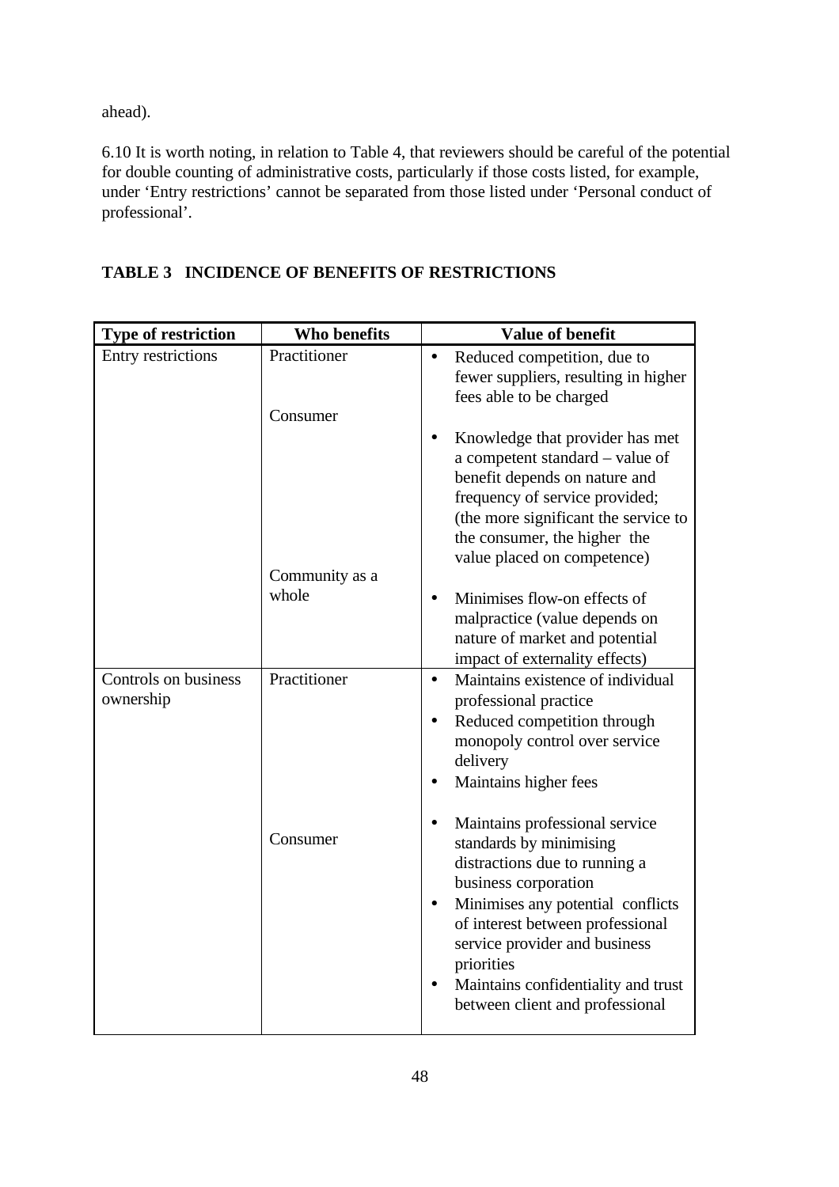ahead).

6.10 It is worth noting, in relation to Table 4, that reviewers should be careful of the potential for double counting of administrative costs, particularly if those costs listed, for example, under 'Entry restrictions' cannot be separated from those listed under 'Personal conduct of professional'.

**TABLE 3 INCIDENCE OF BENEFITS OF RESTRICTIONS**

| Type of restriction | Who benefits | Value of benefit |
|---|---|---|
| Entry restrictions | Practitioner | • Reduced competition, due to fewer suppliers, resulting in higher fees able to be charged |
| | Consumer | • Knowledge that provider has met a competent standard – value of benefit depends on nature and frequency of service provided; (the more significant the service to the consumer, the higher the value placed on competence) |
| | Community as a whole | • Minimises flow-on effects of malpractice (value depends on nature of market and potential impact of externality effects) |
| Controls on business ownership | Practitioner | • Maintains existence of individual professional practice<br>• Reduced competition through monopoly control over service delivery<br>• Maintains higher fees |
| | Consumer | • Maintains professional service standards by minimising distractions due to running a business corporation<br>• Minimises any potential conflicts of interest between professional service provider and business priorities<br>• Maintains confidentiality and trust between client and professional |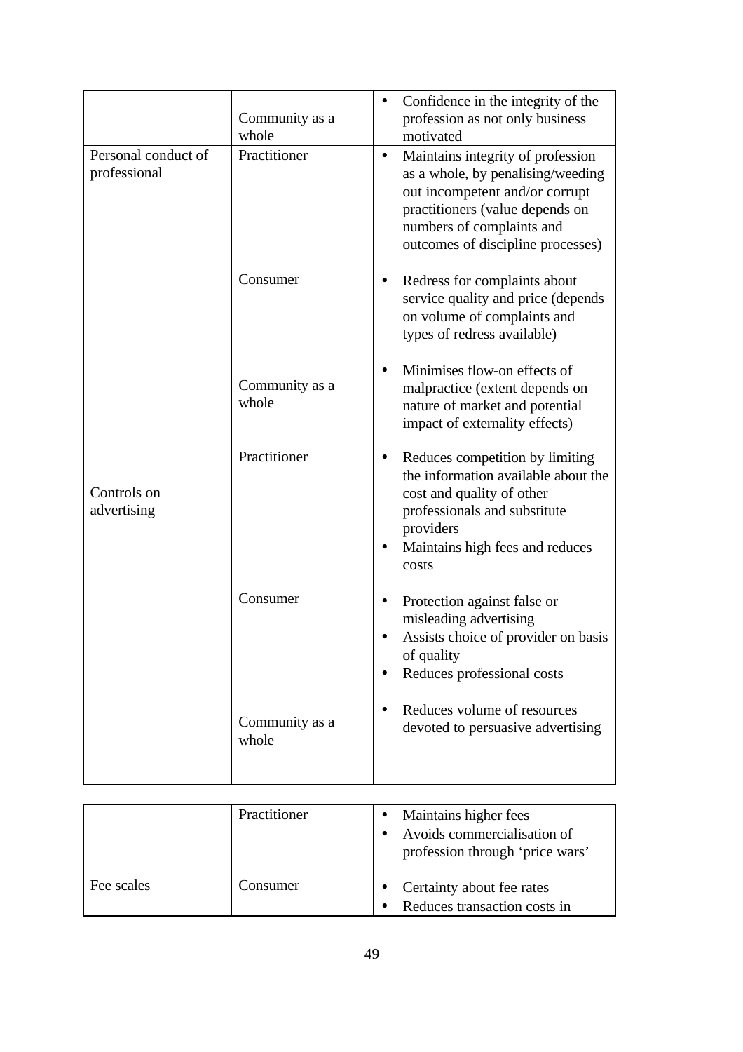| | | |
|---|---|---|
| | Community as a whole | • Confidence in the integrity of the profession as not only business motivated |
| Personal conduct of professional | Practitioner | • Maintains integrity of profession as a whole, by penalising/weeding out incompetent and/or corrupt practitioners (value depends on numbers of complaints and outcomes of discipline processes) |
| | Consumer | • Redress for complaints about service quality and price (depends on volume of complaints and types of redress available) |
| | Community as a whole | • Minimises flow-on effects of malpractice (extent depends on nature of market and potential impact of externality effects) |
| Controls on advertising | Practitioner | • Reduces competition by limiting the information available about the cost and quality of other professionals and substitute providers<br>• Maintains high fees and reduces costs |
| | Consumer | • Protection against false or misleading advertising<br>• Assists choice of provider on basis of quality<br>• Reduces professional costs |
| | Community as a whole | • Reduces volume of resources devoted to persuasive advertising |

| | | |
|---|---|---|
| Fee scales | Practitioner | • Maintains higher fees<br>• Avoids commercialisation of profession through 'price wars' |
| | Consumer | • Certainty about fee rates<br>• Reduces transaction costs in |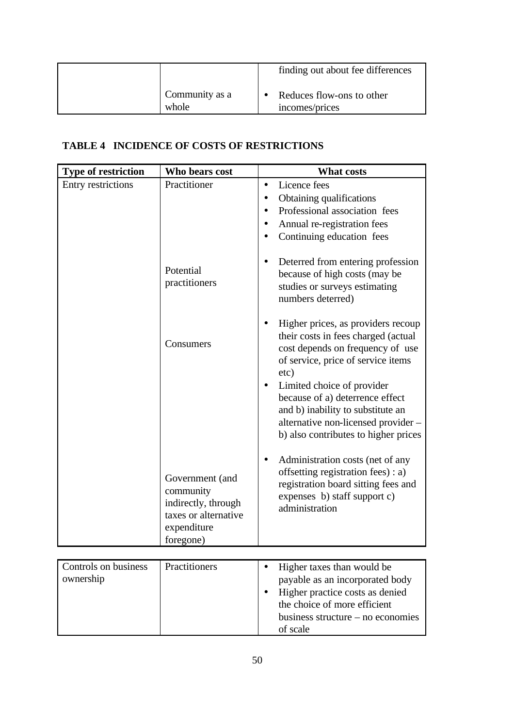| | | finding out about fee differences |
|---|---|---|
| | Community as a whole | • Reduces flow-ons to other incomes/prices |

**TABLE 4 INCIDENCE OF COSTS OF RESTRICTIONS**

| Type of restriction | Who bears cost | What costs |
|---|---|---|
| Entry restrictions | Practitioner | • Licence fees<br>• Obtaining qualifications<br>• Professional association fees<br>• Annual re-registration fees<br>• Continuing education fees |
| | Potential practitioners | • Deterred from entering profession because of high costs (may be studies or surveys estimating numbers deterred) |
| | Consumers | • Higher prices, as providers recoup their costs in fees charged (actual cost depends on frequency of use of service, price of service items etc)<br>• Limited choice of provider because of a) deterrence effect and b) inability to substitute an alternative non-licensed provider – b) also contributes to higher prices |
| | Government (and community indirectly, through taxes or alternative expenditure foregone) | • Administration costs (net of any offsetting registration fees) : a) registration board sitting fees and expenses b) staff support c) administration |
| Controls on business ownership | Practitioners | • Higher taxes than would be payable as an incorporated body<br>• Higher practice costs as denied the choice of more efficient business structure – no economies of scale |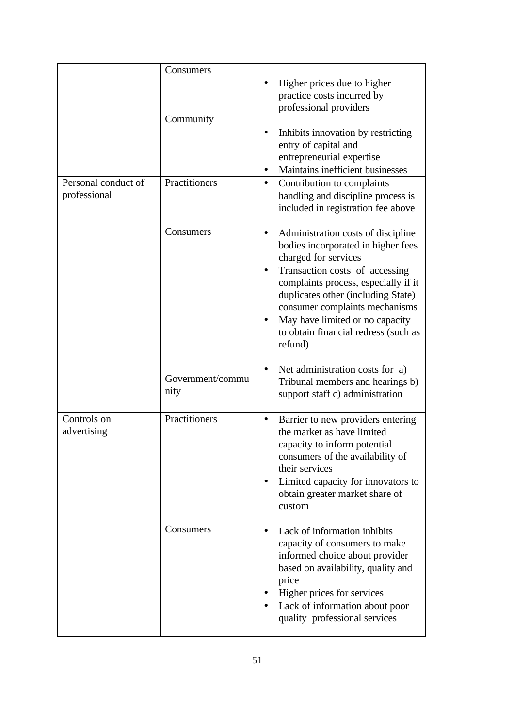| | | |
|---|---|---|
| | Consumers | • Higher prices due to higher practice costs incurred by professional providers |
| | Community | • Inhibits innovation by restricting entry of capital and entrepreneurial expertise<br>• Maintains inefficient businesses |
| Personal conduct of professional | Practitioners | • Contribution to complaints handling and discipline process is included in registration fee above |
| | Consumers | • Administration costs of discipline bodies incorporated in higher fees charged for services<br>• Transaction costs of accessing complaints process, especially if it duplicates other (including State) consumer complaints mechanisms<br>• May have limited or no capacity to obtain financial redress (such as refund) |
| | Government/community | • Net administration costs for a) Tribunal members and hearings b) support staff c) administration |
| Controls on advertising | Practitioners | • Barrier to new providers entering the market as have limited capacity to inform potential consumers of the availability of their services<br>• Limited capacity for innovators to obtain greater market share of custom |
| | Consumers | • Lack of information inhibits capacity of consumers to make informed choice about provider based on availability, quality and price<br>• Higher prices for services<br>• Lack of information about poor quality professional services |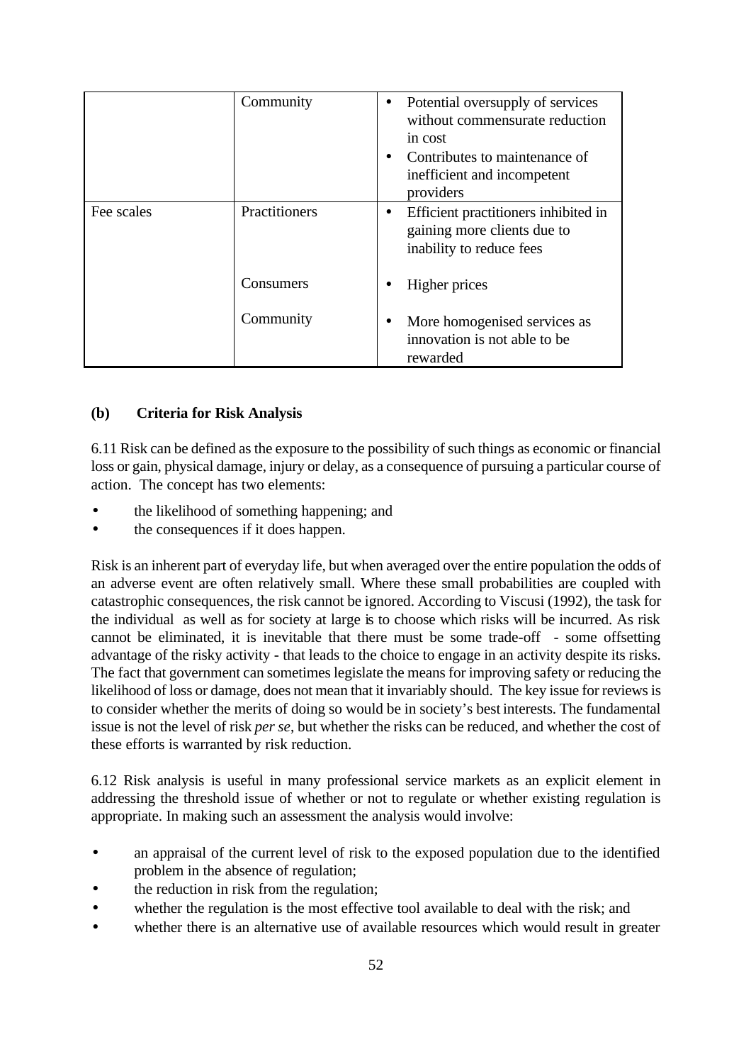| | | |
|---|---|---|
| | Community | • Potential oversupply of services without commensurate reduction in cost<br>• Contributes to maintenance of inefficient and incompetent providers |
| Fee scales | Practitioners | • Efficient practitioners inhibited in gaining more clients due to inability to reduce fees |
| | Consumers | • Higher prices |
| | Community | • More homogenised services as innovation is not able to be rewarded |

### (b) Criteria for Risk Analysis

6.11 Risk can be defined as the exposure to the possibility of such things as economic or financial loss or gain, physical damage, injury or delay, as a consequence of pursuing a particular course of action. The concept has two elements:

- the likelihood of something happening; and
- the consequences if it does happen.

Risk is an inherent part of everyday life, but when averaged over the entire population the odds of an adverse event are often relatively small. Where these small probabilities are coupled with catastrophic consequences, the risk cannot be ignored. According to Viscusi (1992), the task for the individual as well as for society at large is to choose which risks will be incurred. As risk cannot be eliminated, it is inevitable that there must be some trade-off - some offsetting advantage of the risky activity - that leads to the choice to engage in an activity despite its risks. The fact that government can sometimes legislate the means for improving safety or reducing the likelihood of loss or damage, does not mean that it invariably should. The key issue for reviews is to consider whether the merits of doing so would be in society's best interests. The fundamental issue is not the level of risk *per se*, but whether the risks can be reduced, and whether the cost of these efforts is warranted by risk reduction.

6.12 Risk analysis is useful in many professional service markets as an explicit element in addressing the threshold issue of whether or not to regulate or whether existing regulation is appropriate. In making such an assessment the analysis would involve:

- an appraisal of the current level of risk to the exposed population due to the identified problem in the absence of regulation;
- the reduction in risk from the regulation;
- whether the regulation is the most effective tool available to deal with the risk; and
- whether there is an alternative use of available resources which would result in greater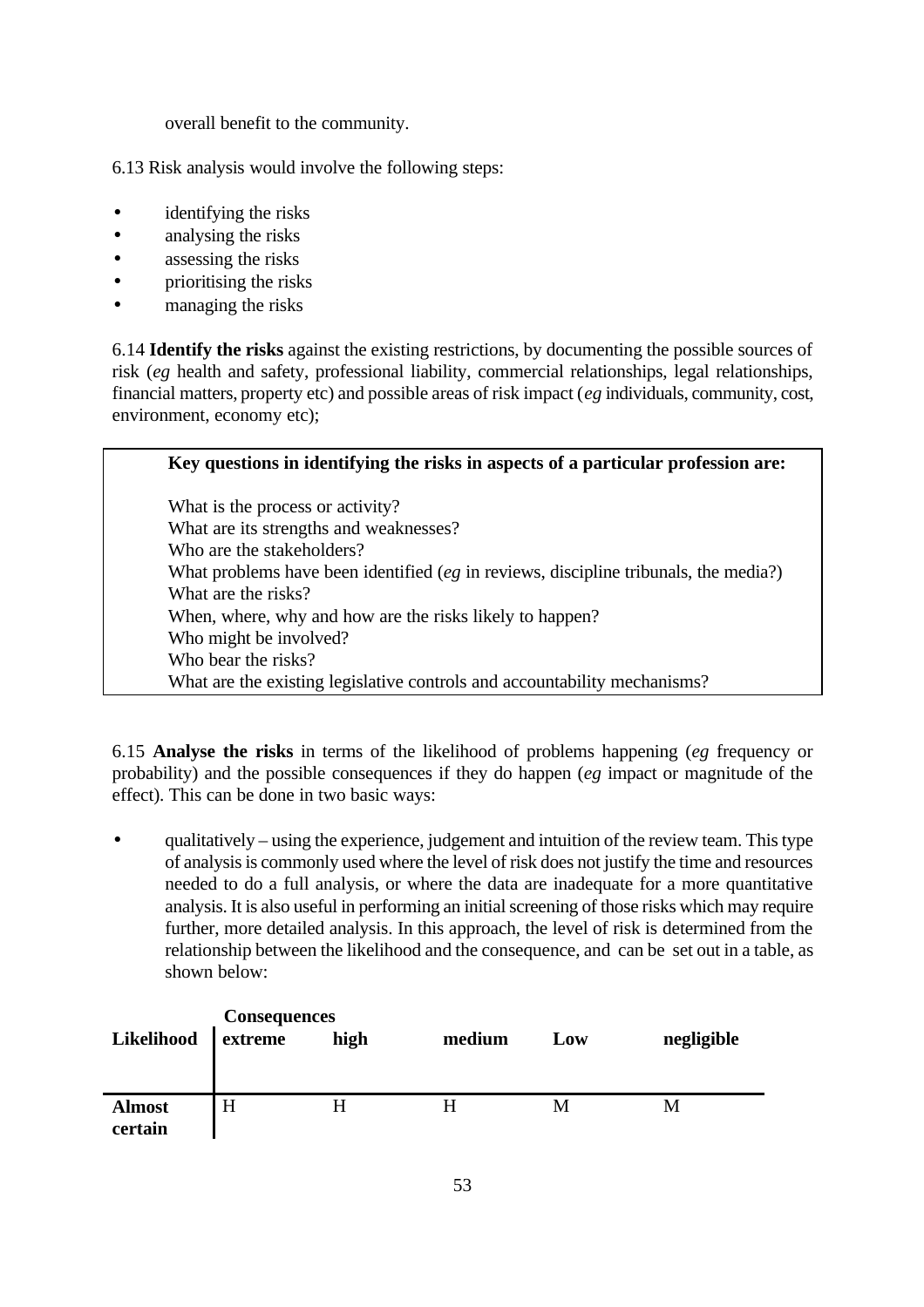overall benefit to the community.

6.13 Risk analysis would involve the following steps:

- identifying the risks
- analysing the risks
- assessing the risks
- prioritising the risks
- managing the risks

6.14 **Identify the risks** against the existing restrictions, by documenting the possible sources of risk (*eg* health and safety, professional liability, commercial relationships, legal relationships, financial matters, property etc) and possible areas of risk impact (*eg* individuals, community, cost, environment, economy etc);

> **Key questions in identifying the risks in aspects of a particular profession are:**
>
> What is the process or activity?
> What are its strengths and weaknesses?
> Who are the stakeholders?
> What problems have been identified (*eg* in reviews, discipline tribunals, the media?)
> What are the risks?
> When, where, why and how are the risks likely to happen?
> Who might be involved?
> Who bear the risks?
> What are the existing legislative controls and accountability mechanisms?

6.15 **Analyse the risks** in terms of the likelihood of problems happening (*eg* frequency or probability) and the possible consequences if they do happen (*eg* impact or magnitude of the effect). This can be done in two basic ways:

- qualitatively – using the experience, judgement and intuition of the review team. This type of analysis is commonly used where the level of risk does not justify the time and resources needed to do a full analysis, or where the data are inadequate for a more quantitative analysis. It is also useful in performing an initial screening of those risks which may require further, more detailed analysis. In this approach, the level of risk is determined from the relationship between the likelihood and the consequence, and can be set out in a table, as shown below:

| | **Consequences** | | | | |
|---|---|---|---|---|---|
| **Likelihood** | **extreme** | **high** | **medium** | **Low** | **negligible** |
| **Almost certain** | H | H | H | M | M |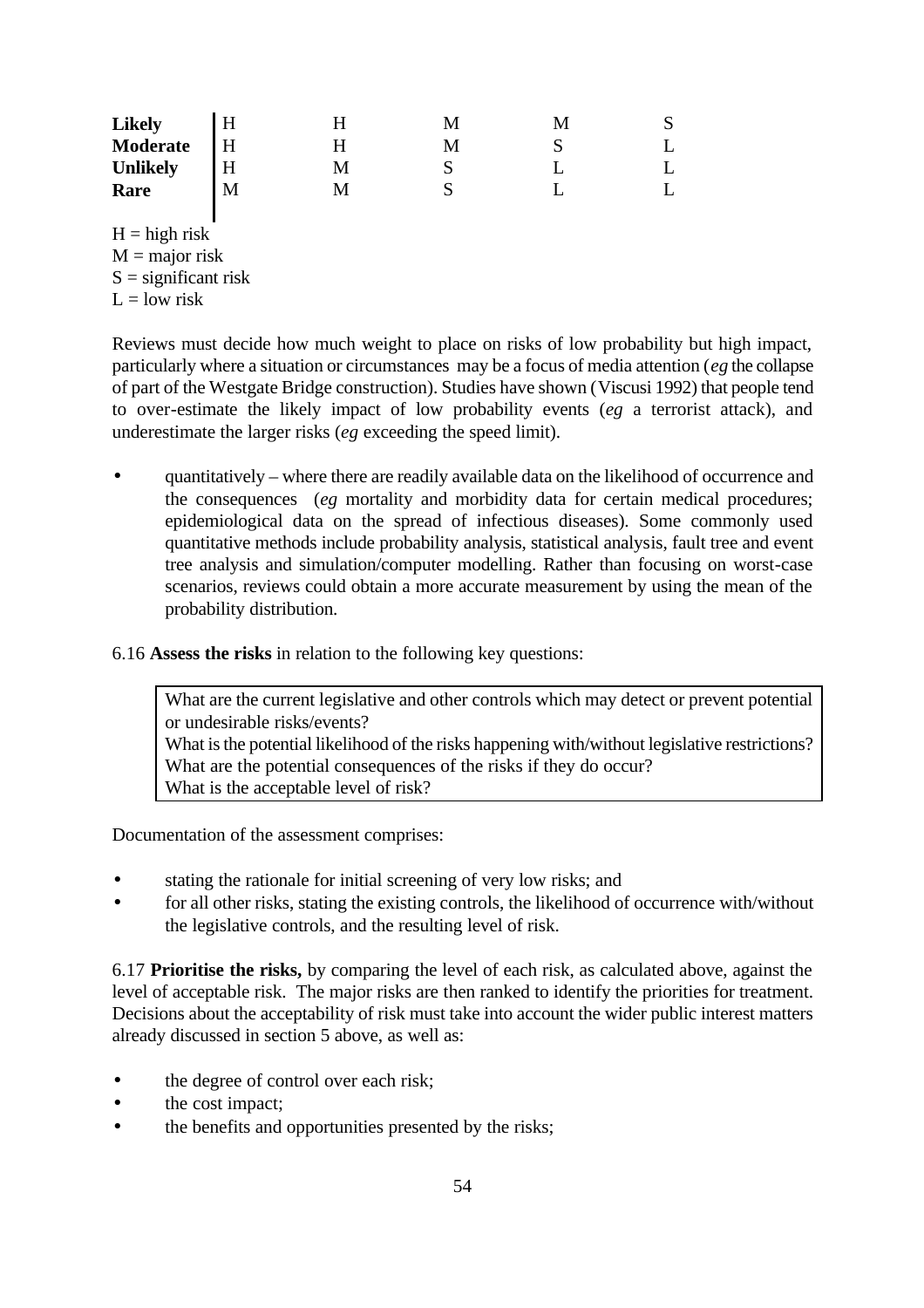| | | | | | |
|---|---|---|---|---|---|
| **Likely** | H | H | M | M | S |
| **Moderate** | H | H | M | S | L |
| **Unlikely** | H | M | S | L | L |
| **Rare** | M | M | S | L | L |

H = high risk
M = major risk
S = significant risk
L = low risk

Reviews must decide how much weight to place on risks of low probability but high impact, particularly where a situation or circumstances may be a focus of media attention (*eg* the collapse of part of the Westgate Bridge construction). Studies have shown (Viscusi 1992) that people tend to over-estimate the likely impact of low probability events (*eg* a terrorist attack), and underestimate the larger risks (*eg* exceeding the speed limit).

- quantitatively – where there are readily available data on the likelihood of occurrence and the consequences (*eg* mortality and morbidity data for certain medical procedures; epidemiological data on the spread of infectious diseases). Some commonly used quantitative methods include probability analysis, statistical analysis, fault tree and event tree analysis and simulation/computer modelling. Rather than focusing on worst-case scenarios, reviews could obtain a more accurate measurement by using the mean of the probability distribution.

6.16 **Assess the risks** in relation to the following key questions:

| |
|---|
| What are the current legislative and other controls which may detect or prevent potential or undesirable risks/events?<br>What is the potential likelihood of the risks happening with/without legislative restrictions?<br>What are the potential consequences of the risks if they do occur?<br>What is the acceptable level of risk? |

Documentation of the assessment comprises:

- stating the rationale for initial screening of very low risks; and
- for all other risks, stating the existing controls, the likelihood of occurrence with/without the legislative controls, and the resulting level of risk.

6.17 **Prioritise the risks,** by comparing the level of each risk, as calculated above, against the level of acceptable risk. The major risks are then ranked to identify the priorities for treatment. Decisions about the acceptability of risk must take into account the wider public interest matters already discussed in section 5 above, as well as:

- the degree of control over each risk;
- the cost impact;
- the benefits and opportunities presented by the risks;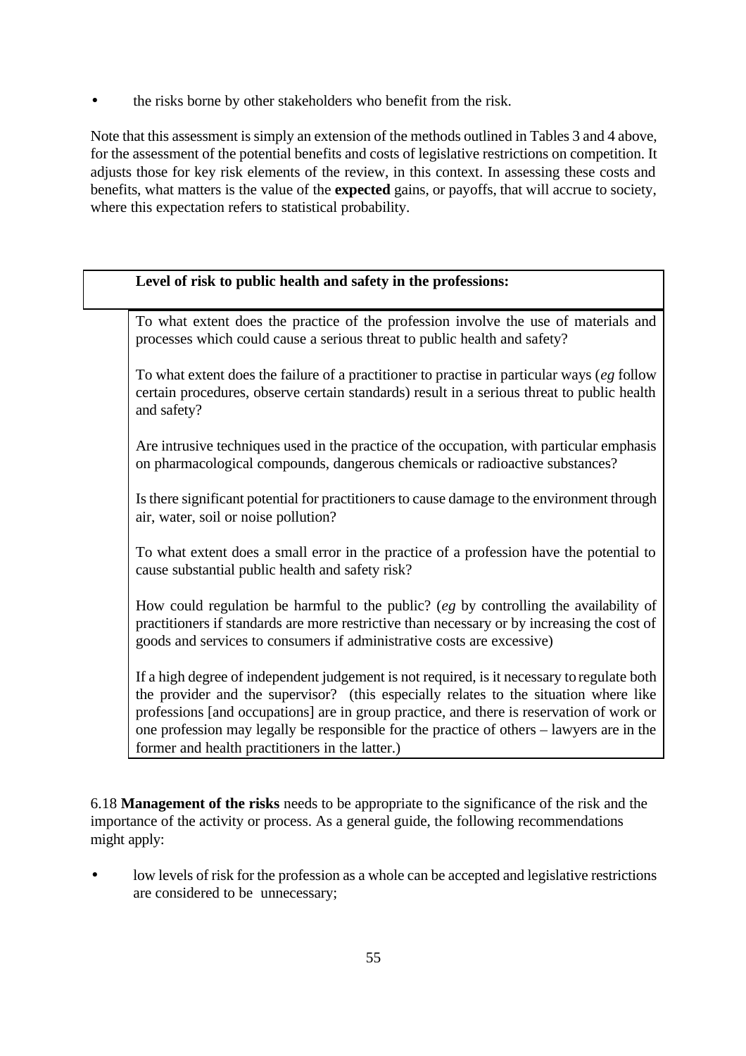- the risks borne by other stakeholders who benefit from the risk.

Note that this assessment is simply an extension of the methods outlined in Tables 3 and 4 above, for the assessment of the potential benefits and costs of legislative restrictions on competition. It adjusts those for key risk elements of the review, in this context. In assessing these costs and benefits, what matters is the value of the **expected** gains, or payoffs, that will accrue to society, where this expectation refers to statistical probability.

| **Level of risk to public health and safety in the professions:** |
| --- |
| To what extent does the practice of the profession involve the use of materials and processes which could cause a serious threat to public health and safety?<br><br>To what extent does the failure of a practitioner to practise in particular ways (*eg* follow certain procedures, observe certain standards) result in a serious threat to public health and safety?<br><br>Are intrusive techniques used in the practice of the occupation, with particular emphasis on pharmacological compounds, dangerous chemicals or radioactive substances?<br><br>Is there significant potential for practitioners to cause damage to the environment through air, water, soil or noise pollution?<br><br>To what extent does a small error in the practice of a profession have the potential to cause substantial public health and safety risk?<br><br>How could regulation be harmful to the public? (*eg* by controlling the availability of practitioners if standards are more restrictive than necessary or by increasing the cost of goods and services to consumers if administrative costs are excessive)<br><br>If a high degree of independent judgement is not required, is it necessary to regulate both the provider and the supervisor? (this especially relates to the situation where like professions [and occupations] are in group practice, and there is reservation of work or one profession may legally be responsible for the practice of others – lawyers are in the former and health practitioners in the latter.) |

6.18 **Management of the risks** needs to be appropriate to the significance of the risk and the importance of the activity or process. As a general guide, the following recommendations might apply:

- low levels of risk for the profession as a whole can be accepted and legislative restrictions are considered to be unnecessary;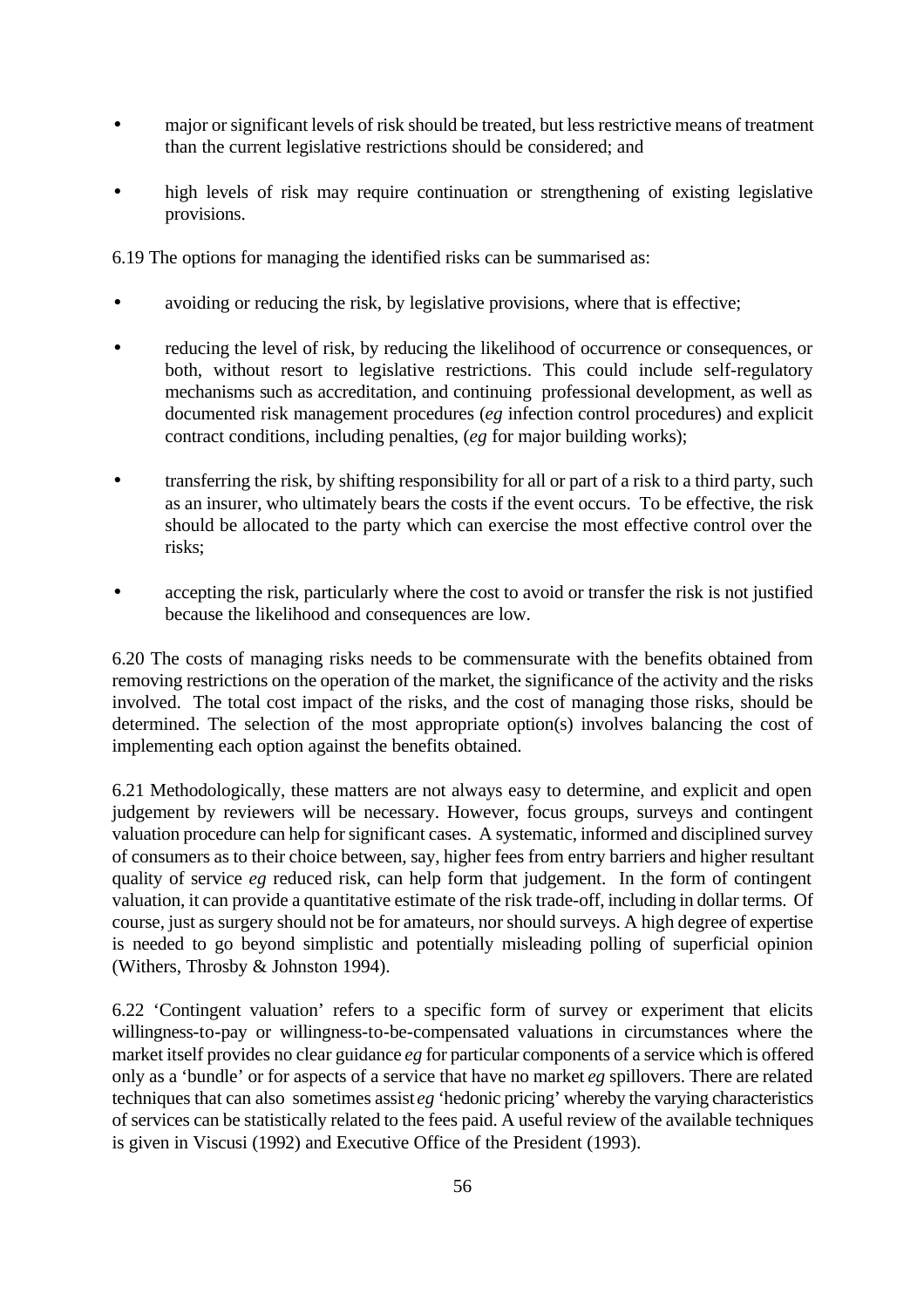- major or significant levels of risk should be treated, but less restrictive means of treatment than the current legislative restrictions should be considered; and
- high levels of risk may require continuation or strengthening of existing legislative provisions.

6.19 The options for managing the identified risks can be summarised as:

- avoiding or reducing the risk, by legislative provisions, where that is effective;
- reducing the level of risk, by reducing the likelihood of occurrence or consequences, or both, without resort to legislative restrictions. This could include self-regulatory mechanisms such as accreditation, and continuing professional development, as well as documented risk management procedures (*eg* infection control procedures) and explicit contract conditions, including penalties, (*eg* for major building works);
- transferring the risk, by shifting responsibility for all or part of a risk to a third party, such as an insurer, who ultimately bears the costs if the event occurs. To be effective, the risk should be allocated to the party which can exercise the most effective control over the risks;
- accepting the risk, particularly where the cost to avoid or transfer the risk is not justified because the likelihood and consequences are low.

6.20 The costs of managing risks needs to be commensurate with the benefits obtained from removing restrictions on the operation of the market, the significance of the activity and the risks involved. The total cost impact of the risks, and the cost of managing those risks, should be determined. The selection of the most appropriate option(s) involves balancing the cost of implementing each option against the benefits obtained.

6.21 Methodologically, these matters are not always easy to determine, and explicit and open judgement by reviewers will be necessary. However, focus groups, surveys and contingent valuation procedure can help for significant cases. A systematic, informed and disciplined survey of consumers as to their choice between, say, higher fees from entry barriers and higher resultant quality of service *eg* reduced risk, can help form that judgement. In the form of contingent valuation, it can provide a quantitative estimate of the risk trade-off, including in dollar terms. Of course, just as surgery should not be for amateurs, nor should surveys. A high degree of expertise is needed to go beyond simplistic and potentially misleading polling of superficial opinion (Withers, Throsby & Johnston 1994).

6.22 'Contingent valuation' refers to a specific form of survey or experiment that elicits willingness-to-pay or willingness-to-be-compensated valuations in circumstances where the market itself provides no clear guidance *eg* for particular components of a service which is offered only as a 'bundle' or for aspects of a service that have no market *eg* spillovers. There are related techniques that can also sometimes assist *eg* 'hedonic pricing' whereby the varying characteristics of services can be statistically related to the fees paid. A useful review of the available techniques is given in Viscusi (1992) and Executive Office of the President (1993).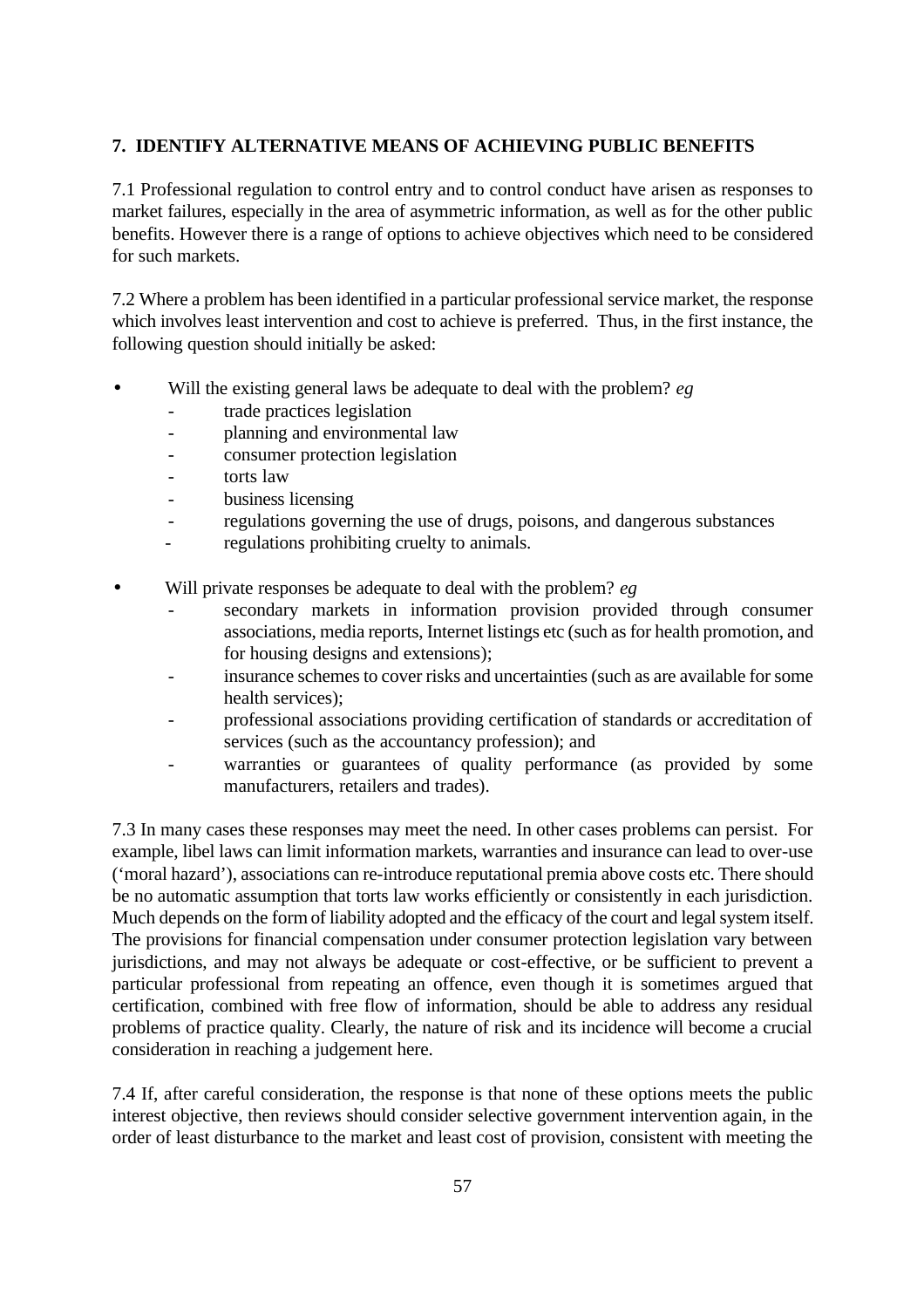## 7. IDENTIFY ALTERNATIVE MEANS OF ACHIEVING PUBLIC BENEFITS

7.1 Professional regulation to control entry and to control conduct have arisen as responses to market failures, especially in the area of asymmetric information, as well as for the other public benefits. However there is a range of options to achieve objectives which need to be considered for such markets.

7.2 Where a problem has been identified in a particular professional service market, the response which involves least intervention and cost to achieve is preferred. Thus, in the first instance, the following question should initially be asked:

- Will the existing general laws be adequate to deal with the problem? *eg*
  - trade practices legislation
  - planning and environmental law
  - consumer protection legislation
  - torts law
  - business licensing
  - regulations governing the use of drugs, poisons, and dangerous substances
  - regulations prohibiting cruelty to animals.

- Will private responses be adequate to deal with the problem? *eg*
  - secondary markets in information provision provided through consumer associations, media reports, Internet listings etc (such as for health promotion, and for housing designs and extensions);
  - insurance schemes to cover risks and uncertainties (such as are available for some health services);
  - professional associations providing certification of standards or accreditation of services (such as the accountancy profession); and
  - warranties or guarantees of quality performance (as provided by some manufacturers, retailers and trades).

7.3 In many cases these responses may meet the need. In other cases problems can persist. For example, libel laws can limit information markets, warranties and insurance can lead to over-use ('moral hazard'), associations can re-introduce reputational premia above costs etc. There should be no automatic assumption that torts law works efficiently or consistently in each jurisdiction. Much depends on the form of liability adopted and the efficacy of the court and legal system itself. The provisions for financial compensation under consumer protection legislation vary between jurisdictions, and may not always be adequate or cost-effective, or be sufficient to prevent a particular professional from repeating an offence, even though it is sometimes argued that certification, combined with free flow of information, should be able to address any residual problems of practice quality. Clearly, the nature of risk and its incidence will become a crucial consideration in reaching a judgement here.

7.4 If, after careful consideration, the response is that none of these options meets the public interest objective, then reviews should consider selective government intervention again, in the order of least disturbance to the market and least cost of provision, consistent with meeting the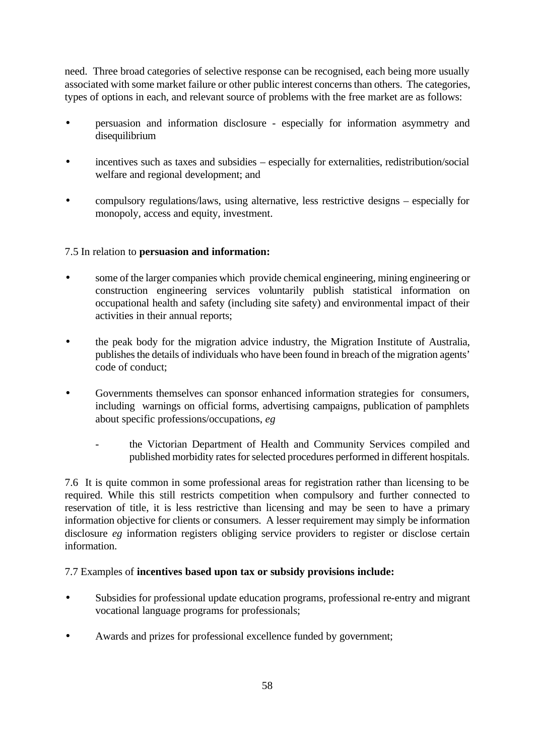need. Three broad categories of selective response can be recognised, each being more usually associated with some market failure or other public interest concerns than others. The categories, types of options in each, and relevant source of problems with the free market are as follows:

- persuasion and information disclosure - especially for information asymmetry and disequilibrium
- incentives such as taxes and subsidies – especially for externalities, redistribution/social welfare and regional development; and
- compulsory regulations/laws, using alternative, less restrictive designs – especially for monopoly, access and equity, investment.

7.5 In relation to **persuasion and information:**

- some of the larger companies which provide chemical engineering, mining engineering or construction engineering services voluntarily publish statistical information on occupational health and safety (including site safety) and environmental impact of their activities in their annual reports;
- the peak body for the migration advice industry, the Migration Institute of Australia, publishes the details of individuals who have been found in breach of the migration agents' code of conduct;
- Governments themselves can sponsor enhanced information strategies for consumers, including warnings on official forms, advertising campaigns, publication of pamphlets about specific professions/occupations, *eg*
  - the Victorian Department of Health and Community Services compiled and published morbidity rates for selected procedures performed in different hospitals.

7.6 It is quite common in some professional areas for registration rather than licensing to be required. While this still restricts competition when compulsory and further connected to reservation of title, it is less restrictive than licensing and may be seen to have a primary information objective for clients or consumers. A lesser requirement may simply be information disclosure *eg* information registers obliging service providers to register or disclose certain information.

7.7 Examples of **incentives based upon tax or subsidy provisions include:**

- Subsidies for professional update education programs, professional re-entry and migrant vocational language programs for professionals;
- Awards and prizes for professional excellence funded by government;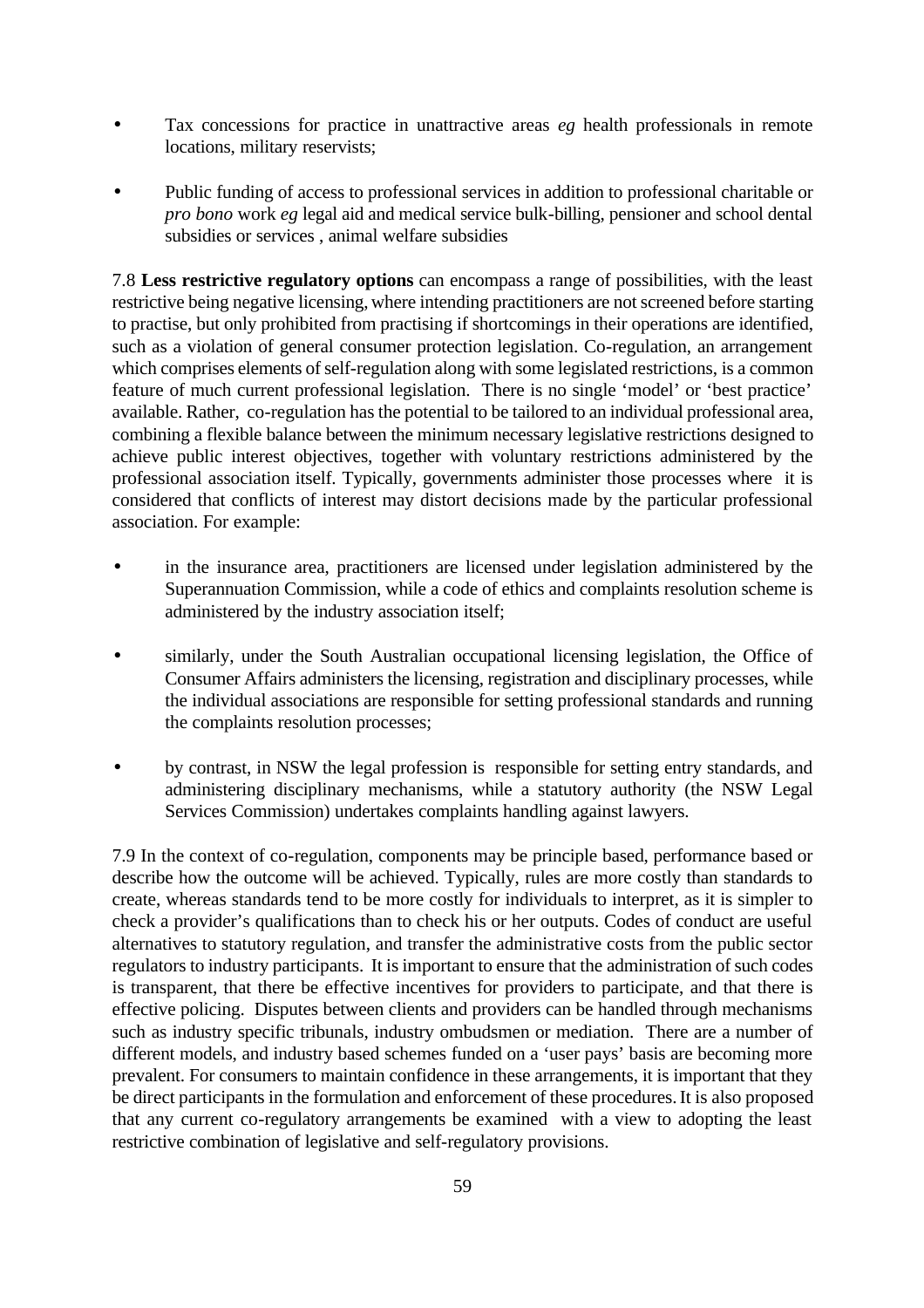- Tax concessions for practice in unattractive areas *eg* health professionals in remote locations, military reservists;

- Public funding of access to professional services in addition to professional charitable or *pro bono* work *eg* legal aid and medical service bulk-billing, pensioner and school dental subsidies or services , animal welfare subsidies

7.8 **Less restrictive regulatory options** can encompass a range of possibilities, with the least restrictive being negative licensing, where intending practitioners are not screened before starting to practise, but only prohibited from practising if shortcomings in their operations are identified, such as a violation of general consumer protection legislation. Co-regulation, an arrangement which comprises elements of self-regulation along with some legislated restrictions, is a common feature of much current professional legislation. There is no single 'model' or 'best practice' available. Rather, co-regulation has the potential to be tailored to an individual professional area, combining a flexible balance between the minimum necessary legislative restrictions designed to achieve public interest objectives, together with voluntary restrictions administered by the professional association itself. Typically, governments administer those processes where it is considered that conflicts of interest may distort decisions made by the particular professional association. For example:

- in the insurance area, practitioners are licensed under legislation administered by the Superannuation Commission, while a code of ethics and complaints resolution scheme is administered by the industry association itself;

- similarly, under the South Australian occupational licensing legislation, the Office of Consumer Affairs administers the licensing, registration and disciplinary processes, while the individual associations are responsible for setting professional standards and running the complaints resolution processes;

- by contrast, in NSW the legal profession is responsible for setting entry standards, and administering disciplinary mechanisms, while a statutory authority (the NSW Legal Services Commission) undertakes complaints handling against lawyers.

7.9 In the context of co-regulation, components may be principle based, performance based or describe how the outcome will be achieved. Typically, rules are more costly than standards to create, whereas standards tend to be more costly for individuals to interpret, as it is simpler to check a provider's qualifications than to check his or her outputs. Codes of conduct are useful alternatives to statutory regulation, and transfer the administrative costs from the public sector regulators to industry participants. It is important to ensure that the administration of such codes is transparent, that there be effective incentives for providers to participate, and that there is effective policing. Disputes between clients and providers can be handled through mechanisms such as industry specific tribunals, industry ombudsmen or mediation. There are a number of different models, and industry based schemes funded on a 'user pays' basis are becoming more prevalent. For consumers to maintain confidence in these arrangements, it is important that they be direct participants in the formulation and enforcement of these procedures. It is also proposed that any current co-regulatory arrangements be examined with a view to adopting the least restrictive combination of legislative and self-regulatory provisions.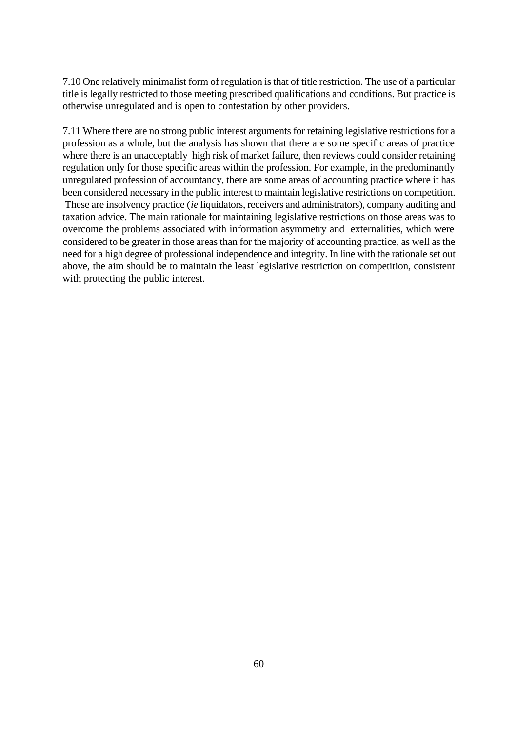7.10 One relatively minimalist form of regulation is that of title restriction. The use of a particular title is legally restricted to those meeting prescribed qualifications and conditions. But practice is otherwise unregulated and is open to contestation by other providers.

7.11 Where there are no strong public interest arguments for retaining legislative restrictions for a profession as a whole, but the analysis has shown that there are some specific areas of practice where there is an unacceptably high risk of market failure, then reviews could consider retaining regulation only for those specific areas within the profession. For example, in the predominantly unregulated profession of accountancy, there are some areas of accounting practice where it has been considered necessary in the public interest to maintain legislative restrictions on competition. These are insolvency practice (*ie* liquidators, receivers and administrators), company auditing and taxation advice. The main rationale for maintaining legislative restrictions on those areas was to overcome the problems associated with information asymmetry and externalities, which were considered to be greater in those areas than for the majority of accounting practice, as well as the need for a high degree of professional independence and integrity. In line with the rationale set out above, the aim should be to maintain the least legislative restriction on competition, consistent with protecting the public interest.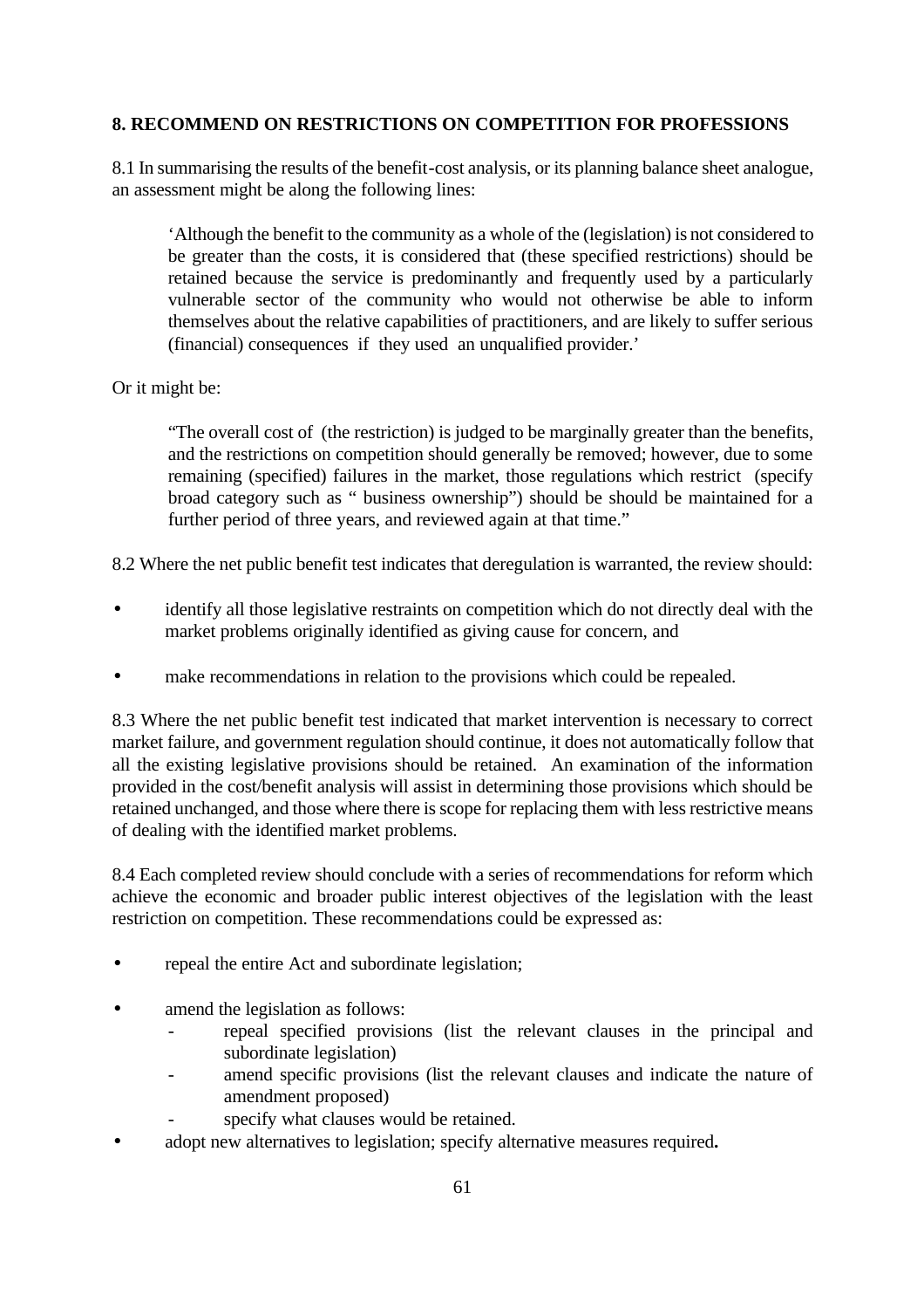## 8. RECOMMEND ON RESTRICTIONS ON COMPETITION FOR PROFESSIONS

8.1 In summarising the results of the benefit-cost analysis, or its planning balance sheet analogue, an assessment might be along the following lines:

> 'Although the benefit to the community as a whole of the (legislation) is not considered to be greater than the costs, it is considered that (these specified restrictions) should be retained because the service is predominantly and frequently used by a particularly vulnerable sector of the community who would not otherwise be able to inform themselves about the relative capabilities of practitioners, and are likely to suffer serious (financial) consequences if they used an unqualified provider.'

Or it might be:

> "The overall cost of (the restriction) is judged to be marginally greater than the benefits, and the restrictions on competition should generally be removed; however, due to some remaining (specified) failures in the market, those regulations which restrict (specify broad category such as " business ownership") should be should be maintained for a further period of three years, and reviewed again at that time."

8.2 Where the net public benefit test indicates that deregulation is warranted, the review should:

- identify all those legislative restraints on competition which do not directly deal with the market problems originally identified as giving cause for concern, and
- make recommendations in relation to the provisions which could be repealed.

8.3 Where the net public benefit test indicated that market intervention is necessary to correct market failure, and government regulation should continue, it does not automatically follow that all the existing legislative provisions should be retained. An examination of the information provided in the cost/benefit analysis will assist in determining those provisions which should be retained unchanged, and those where there is scope for replacing them with less restrictive means of dealing with the identified market problems.

8.4 Each completed review should conclude with a series of recommendations for reform which achieve the economic and broader public interest objectives of the legislation with the least restriction on competition. These recommendations could be expressed as:

- repeal the entire Act and subordinate legislation;
- amend the legislation as follows:
  - repeal specified provisions (list the relevant clauses in the principal and subordinate legislation)
  - amend specific provisions (list the relevant clauses and indicate the nature of amendment proposed)
  - specify what clauses would be retained.
- adopt new alternatives to legislation; specify alternative measures required.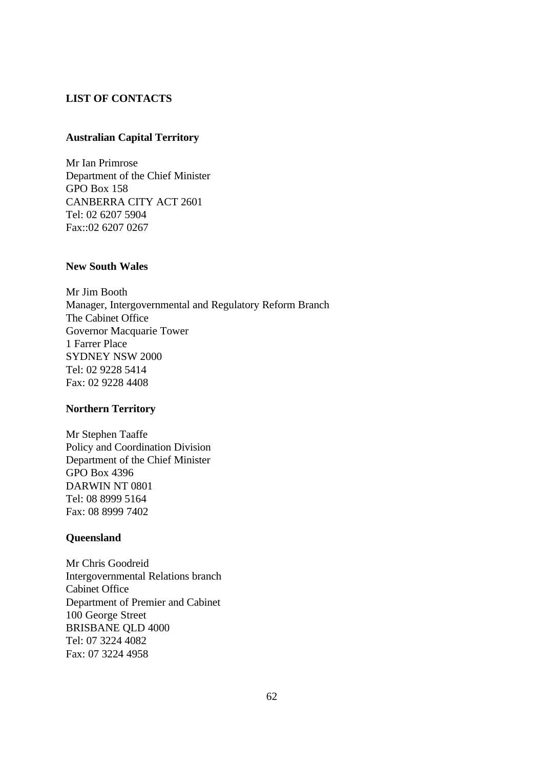## LIST OF CONTACTS

### Australian Capital Territory

Mr Ian Primrose  
Department of the Chief Minister  
GPO Box 158  
CANBERRA CITY ACT 2601  
Tel: 02 6207 5904  
Fax::02 6207 0267

### New South Wales

Mr Jim Booth  
Manager, Intergovernmental and Regulatory Reform Branch  
The Cabinet Office  
Governor Macquarie Tower  
1 Farrer Place  
SYDNEY NSW 2000  
Tel: 02 9228 5414  
Fax: 02 9228 4408

### Northern Territory

Mr Stephen Taaffe  
Policy and Coordination Division  
Department of the Chief Minister  
GPO Box 4396  
DARWIN NT 0801  
Tel: 08 8999 5164  
Fax: 08 8999 7402

### Queensland

Mr Chris Goodreid  
Intergovernmental Relations branch  
Cabinet Office  
Department of Premier and Cabinet  
100 George Street  
BRISBANE QLD 4000  
Tel: 07 3224 4082  
Fax: 07 3224 4958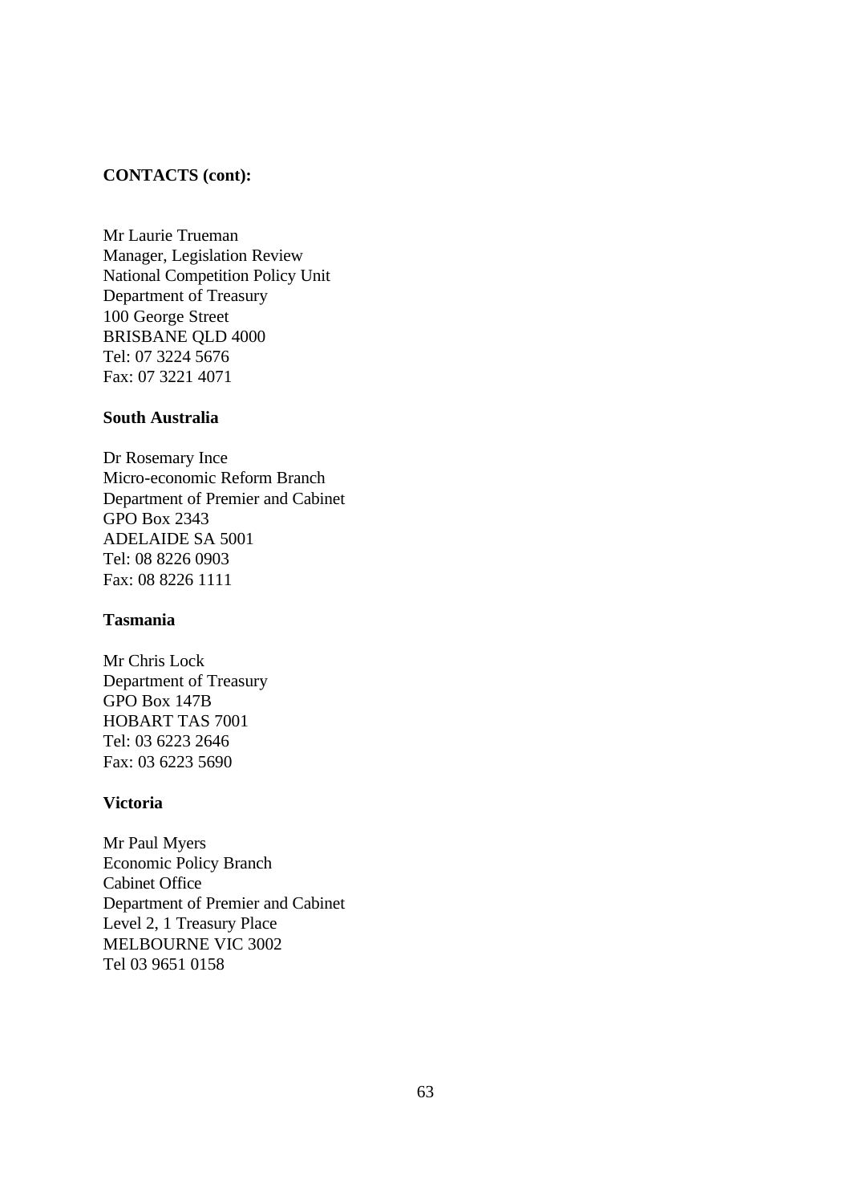**CONTACTS (cont):**

Mr Laurie Trueman
Manager, Legislation Review
National Competition Policy Unit
Department of Treasury
100 George Street
BRISBANE QLD 4000
Tel: 07 3224 5676
Fax: 07 3221 4071

**South Australia**

Dr Rosemary Ince
Micro-economic Reform Branch
Department of Premier and Cabinet
GPO Box 2343
ADELAIDE SA 5001
Tel: 08 8226 0903
Fax: 08 8226 1111

**Tasmania**

Mr Chris Lock
Department of Treasury
GPO Box 147B
HOBART TAS 7001
Tel: 03 6223 2646
Fax: 03 6223 5690

**Victoria**

Mr Paul Myers
Economic Policy Branch
Cabinet Office
Department of Premier and Cabinet
Level 2, 1 Treasury Place
MELBOURNE VIC 3002
Tel 03 9651 0158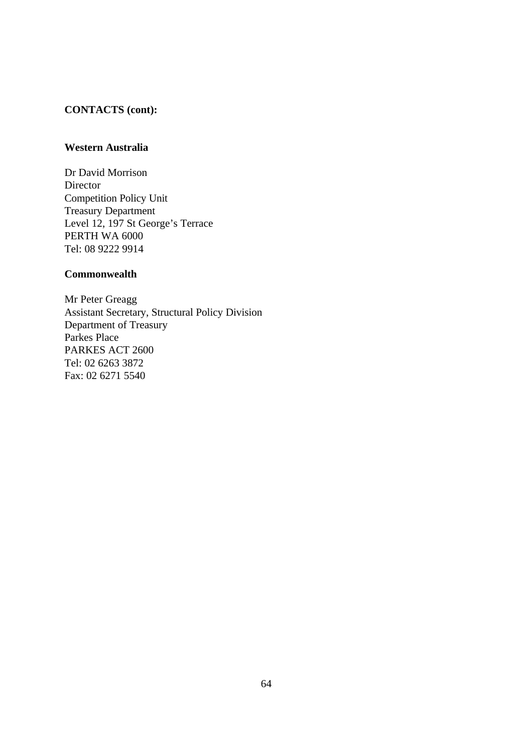**CONTACTS (cont):**

**Western Australia**

Dr David Morrison
Director
Competition Policy Unit
Treasury Department
Level 12, 197 St George's Terrace
PERTH WA 6000
Tel: 08 9222 9914

**Commonwealth**

Mr Peter Greagg
Assistant Secretary, Structural Policy Division
Department of Treasury
Parkes Place
PARKES ACT 2600
Tel: 02 6263 3872
Fax: 02 6271 5540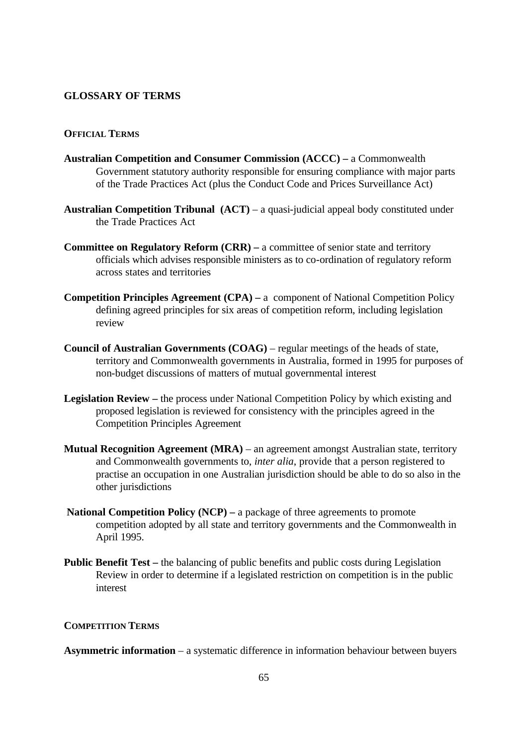## GLOSSARY OF TERMS

### OFFICIAL TERMS

**Australian Competition and Consumer Commission (ACCC) –** a Commonwealth Government statutory authority responsible for ensuring compliance with major parts of the Trade Practices Act (plus the Conduct Code and Prices Surveillance Act)

**Australian Competition Tribunal (ACT)** – a quasi-judicial appeal body constituted under the Trade Practices Act

**Committee on Regulatory Reform (CRR) –** a committee of senior state and territory officials which advises responsible ministers as to co-ordination of regulatory reform across states and territories

**Competition Principles Agreement (CPA) –** a component of National Competition Policy defining agreed principles for six areas of competition reform, including legislation review

**Council of Australian Governments (COAG)** – regular meetings of the heads of state, territory and Commonwealth governments in Australia, formed in 1995 for purposes of non-budget discussions of matters of mutual governmental interest

**Legislation Review –** the process under National Competition Policy by which existing and proposed legislation is reviewed for consistency with the principles agreed in the Competition Principles Agreement

**Mutual Recognition Agreement (MRA)** – an agreement amongst Australian state, territory and Commonwealth governments to, *inter alia*, provide that a person registered to practise an occupation in one Australian jurisdiction should be able to do so also in the other jurisdictions

**National Competition Policy (NCP) –** a package of three agreements to promote competition adopted by all state and territory governments and the Commonwealth in April 1995.

**Public Benefit Test –** the balancing of public benefits and public costs during Legislation Review in order to determine if a legislated restriction on competition is in the public interest

### COMPETITION TERMS

**Asymmetric information** – a systematic difference in information behaviour between buyers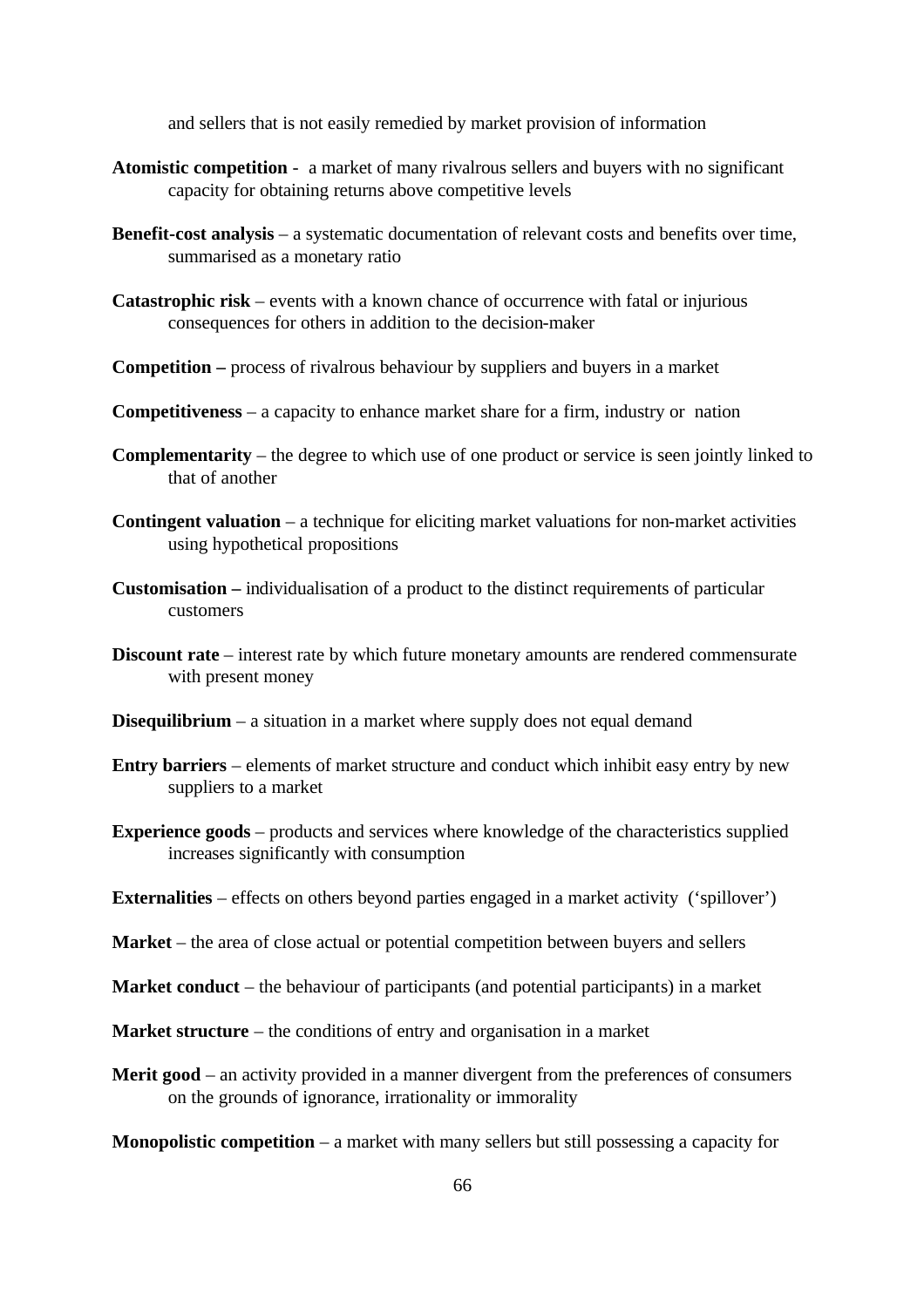and sellers that is not easily remedied by market provision of information

**Atomistic competition** - a market of many rivalrous sellers and buyers with no significant capacity for obtaining returns above competitive levels

**Benefit-cost analysis** – a systematic documentation of relevant costs and benefits over time, summarised as a monetary ratio

**Catastrophic risk** – events with a known chance of occurrence with fatal or injurious consequences for others in addition to the decision-maker

**Competition –** process of rivalrous behaviour by suppliers and buyers in a market

**Competitiveness** – a capacity to enhance market share for a firm, industry or nation

**Complementarity** – the degree to which use of one product or service is seen jointly linked to that of another

**Contingent valuation** – a technique for eliciting market valuations for non-market activities using hypothetical propositions

**Customisation –** individualisation of a product to the distinct requirements of particular customers

**Discount rate** – interest rate by which future monetary amounts are rendered commensurate with present money

**Disequilibrium** – a situation in a market where supply does not equal demand

**Entry barriers** – elements of market structure and conduct which inhibit easy entry by new suppliers to a market

**Experience goods** – products and services where knowledge of the characteristics supplied increases significantly with consumption

**Externalities** – effects on others beyond parties engaged in a market activity ('spillover')

**Market** – the area of close actual or potential competition between buyers and sellers

**Market conduct** – the behaviour of participants (and potential participants) in a market

**Market structure** – the conditions of entry and organisation in a market

**Merit good** – an activity provided in a manner divergent from the preferences of consumers on the grounds of ignorance, irrationality or immorality

**Monopolistic competition** – a market with many sellers but still possessing a capacity for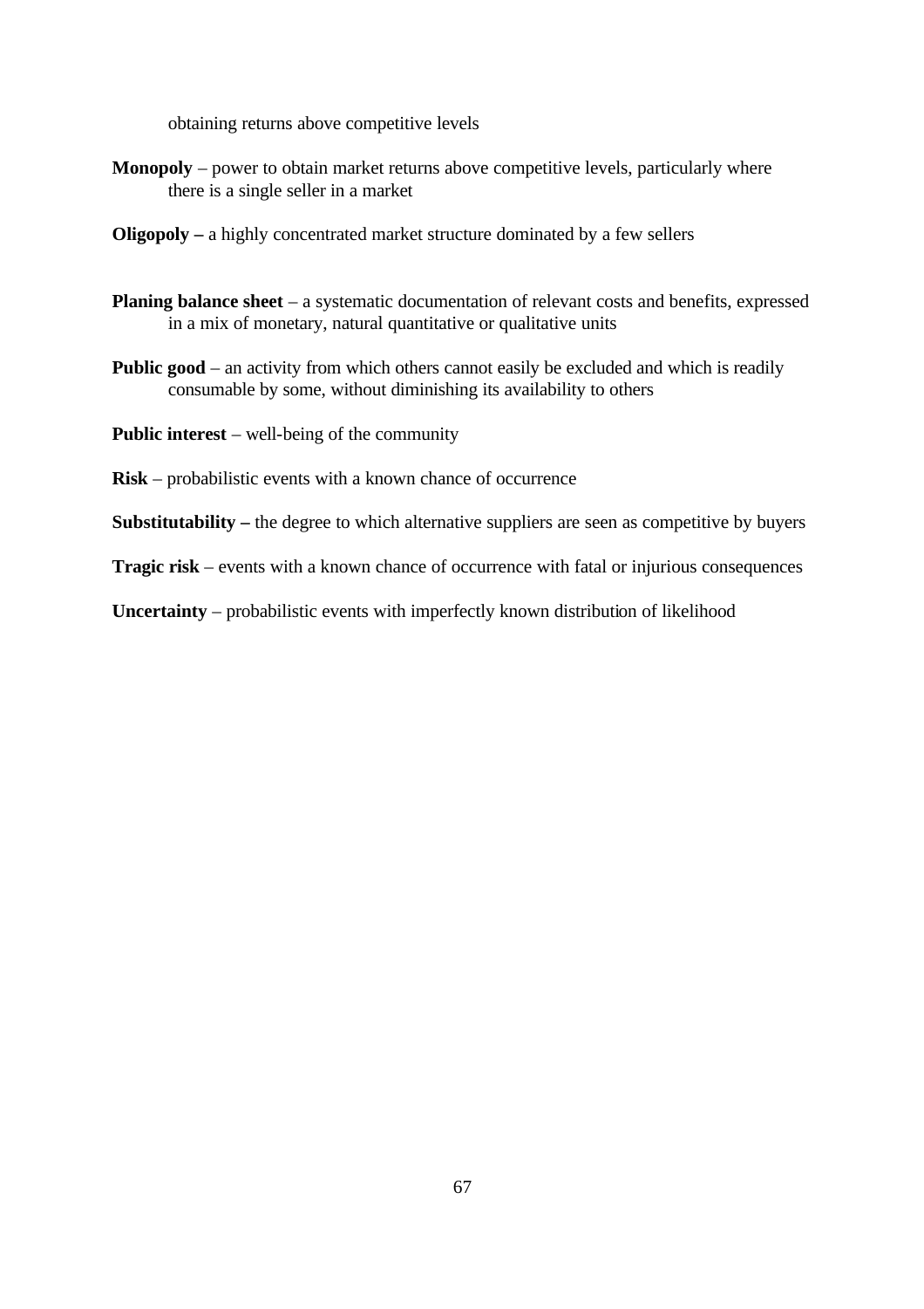obtaining returns above competitive levels

**Monopoly** – power to obtain market returns above competitive levels, particularly where there is a single seller in a market

**Oligopoly –** a highly concentrated market structure dominated by a few sellers

**Planing balance sheet** – a systematic documentation of relevant costs and benefits, expressed in a mix of monetary, natural quantitative or qualitative units

**Public good** – an activity from which others cannot easily be excluded and which is readily consumable by some, without diminishing its availability to others

**Public interest** – well-being of the community

**Risk** – probabilistic events with a known chance of occurrence

**Substitutability –** the degree to which alternative suppliers are seen as competitive by buyers

**Tragic risk** – events with a known chance of occurrence with fatal or injurious consequences

**Uncertainty** – probabilistic events with imperfectly known distribution of likelihood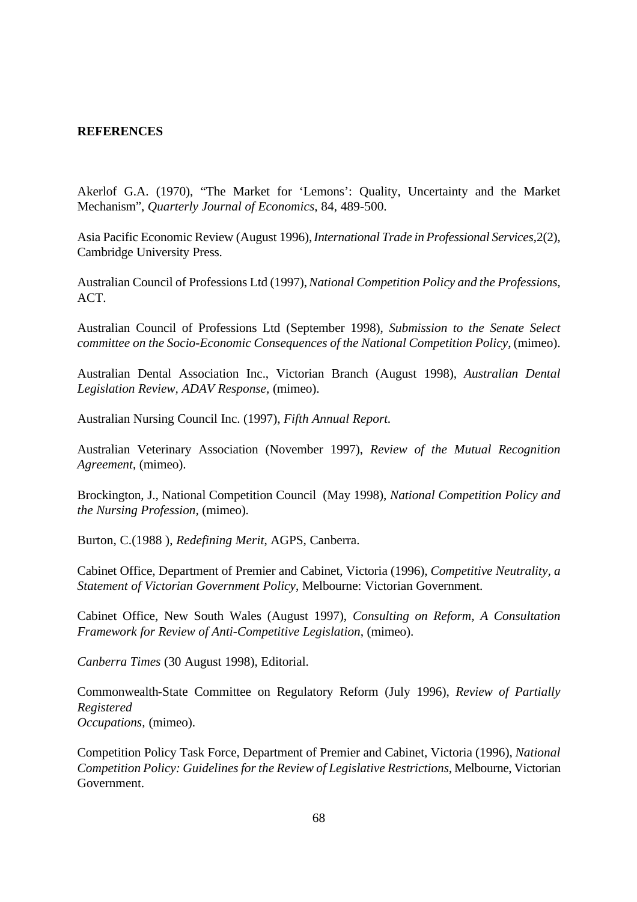**REFERENCES**

Akerlof G.A. (1970), "The Market for 'Lemons': Quality, Uncertainty and the Market Mechanism", *Quarterly Journal of Economics*, 84, 489-500.

Asia Pacific Economic Review (August 1996), *International Trade in Professional Services*, 2(2), Cambridge University Press.

Australian Council of Professions Ltd (1997), *National Competition Policy and the Professions*, ACT.

Australian Council of Professions Ltd (September 1998), *Submission to the Senate Select committee on the Socio-Economic Consequences of the National Competition Policy*, (mimeo).

Australian Dental Association Inc., Victorian Branch (August 1998), *Australian Dental Legislation Review, ADAV Response*, (mimeo).

Australian Nursing Council Inc. (1997), *Fifth Annual Report.*

Australian Veterinary Association (November 1997), *Review of the Mutual Recognition Agreement*, (mimeo).

Brockington, J., National Competition Council (May 1998), *National Competition Policy and the Nursing Profession*, (mimeo).

Burton, C.(1988 ), *Redefining Merit*, AGPS, Canberra.

Cabinet Office, Department of Premier and Cabinet, Victoria (1996), *Competitive Neutrality, a Statement of Victorian Government Policy*, Melbourne: Victorian Government.

Cabinet Office, New South Wales (August 1997), *Consulting on Reform, A Consultation Framework for Review of Anti-Competitive Legislation*, (mimeo).

*Canberra Times* (30 August 1998), Editorial.

Commonwealth-State Committee on Regulatory Reform (July 1996), *Review of Partially Registered Occupations*, (mimeo).

Competition Policy Task Force, Department of Premier and Cabinet, Victoria (1996), *National Competition Policy: Guidelines for the Review of Legislative Restrictions*, Melbourne, Victorian Government.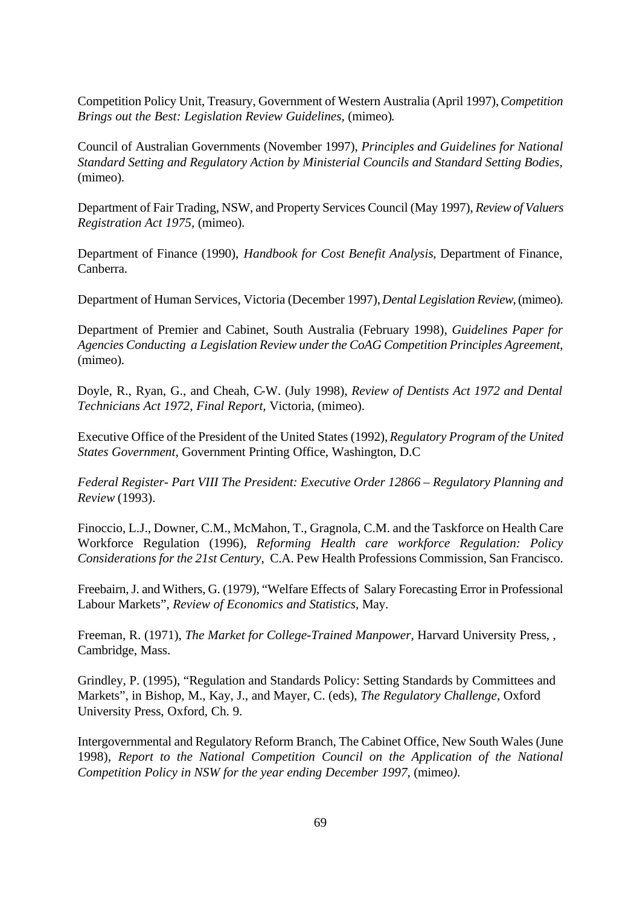Competition Policy Unit, Treasury, Government of Western Australia (April 1997), *Competition Brings out the Best: Legislation Review Guidelines*, (mimeo).

Council of Australian Governments (November 1997), *Principles and Guidelines for National Standard Setting and Regulatory Action by Ministerial Councils and Standard Setting Bodies*, (mimeo).

Department of Fair Trading, NSW, and Property Services Council (May 1997), *Review of Valuers Registration Act 1975*, (mimeo).

Department of Finance (1990), *Handbook for Cost Benefit Analysis*, Department of Finance, Canberra.

Department of Human Services, Victoria (December 1997), *Dental Legislation Review*, (mimeo).

Department of Premier and Cabinet, South Australia (February 1998), *Guidelines Paper for Agencies Conducting a Legislation Review under the CoAG Competition Principles Agreement*, (mimeo).

Doyle, R., Ryan, G., and Cheah, C-W. (July 1998), *Review of Dentists Act 1972 and Dental Technicians Act 1972, Final Report,* Victoria, (mimeo).

Executive Office of the President of the United States (1992), *Regulatory Program of the United States Government*, Government Printing Office, Washington, D.C

*Federal Register- Part VIII The President: Executive Order 12866 – Regulatory Planning and Review* (1993).

Finoccio, L.J., Downer, C.M., McMahon, T., Gragnola, C.M. and the Taskforce on Health Care Workforce Regulation (1996), *Reforming Health care workforce Regulation: Policy Considerations for the 21st Century*, C.A. Pew Health Professions Commission, San Francisco.

Freebairn, J. and Withers, G. (1979), "Welfare Effects of Salary Forecasting Error in Professional Labour Markets", *Review of Economics and Statistics*, May.

Freeman, R. (1971), *The Market for College-Trained Manpower,* Harvard University Press, , Cambridge, Mass.

Grindley, P. (1995), "Regulation and Standards Policy: Setting Standards by Committees and Markets", in Bishop, M., Kay, J., and Mayer, C. (eds), *The Regulatory Challenge*, Oxford University Press, Oxford, Ch. 9.

Intergovernmental and Regulatory Reform Branch, The Cabinet Office, New South Wales (June 1998), *Report to the National Competition Council on the Application of the National Competition Policy in NSW for the year ending December 1997*, (mimeo).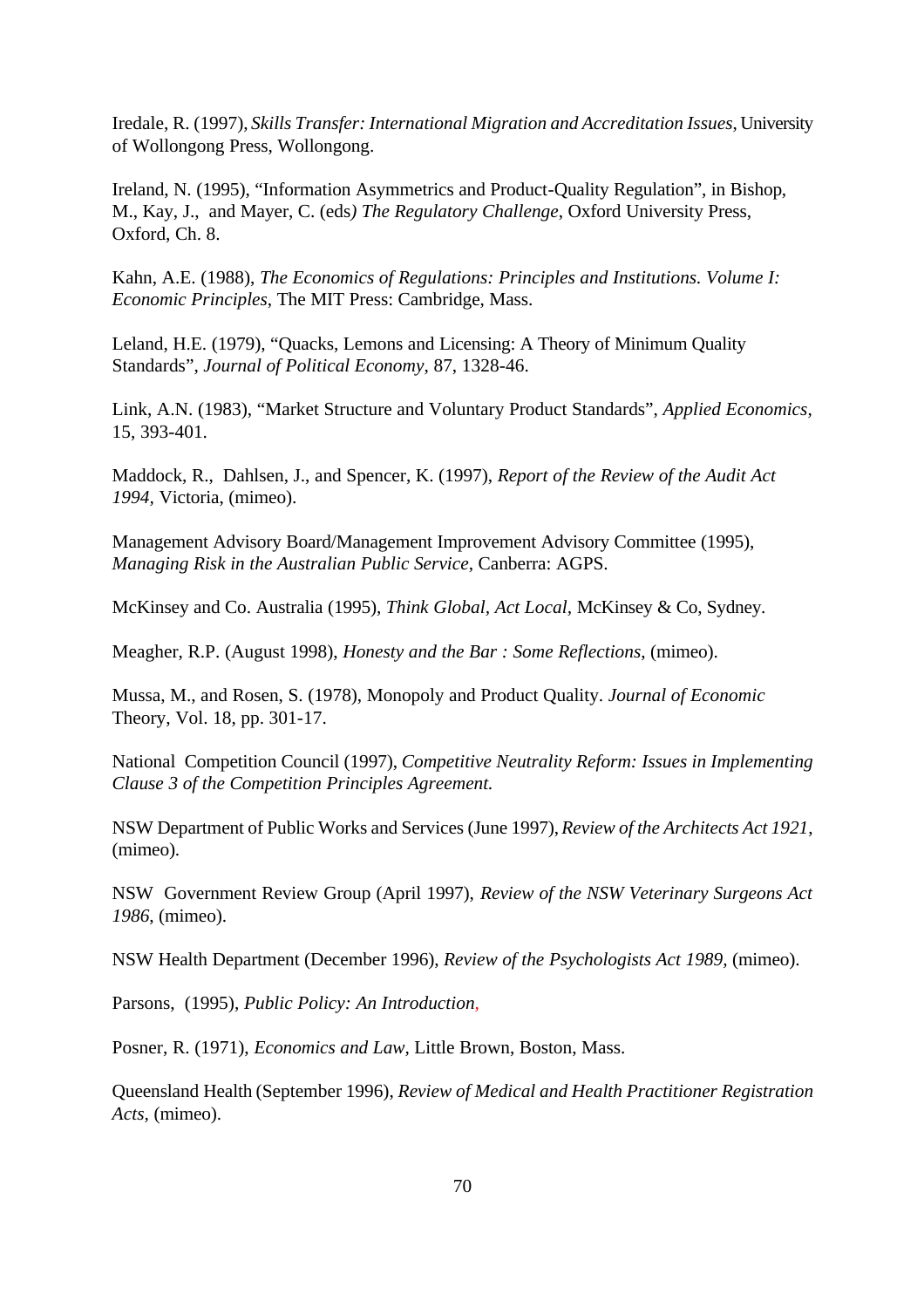Iredale, R. (1997), *Skills Transfer: International Migration and Accreditation Issues*, University of Wollongong Press, Wollongong.

Ireland, N. (1995), "Information Asymmetrics and Product-Quality Regulation", in Bishop, M., Kay, J., and Mayer, C. (eds*) The Regulatory Challenge*, Oxford University Press, Oxford, Ch. 8.

Kahn, A.E. (1988), *The Economics of Regulations: Principles and Institutions. Volume I: Economic Principles*, The MIT Press: Cambridge, Mass.

Leland, H.E. (1979), "Quacks, Lemons and Licensing: A Theory of Minimum Quality Standards", *Journal of Political Economy*, 87, 1328-46.

Link, A.N. (1983), "Market Structure and Voluntary Product Standards", *Applied Economics*, 15, 393-401.

Maddock, R., Dahlsen, J., and Spencer, K. (1997), *Report of the Review of the Audit Act 1994*, Victoria, (mimeo).

Management Advisory Board/Management Improvement Advisory Committee (1995), *Managing Risk in the Australian Public Service*, Canberra: AGPS.

McKinsey and Co. Australia (1995), *Think Global, Act Local*, McKinsey & Co, Sydney.

Meagher, R.P. (August 1998), *Honesty and the Bar : Some Reflections*, (mimeo).

Mussa, M., and Rosen, S. (1978), Monopoly and Product Quality. *Journal of Economic* Theory, Vol. 18, pp. 301-17.

National Competition Council (1997), *Competitive Neutrality Reform: Issues in Implementing Clause 3 of the Competition Principles Agreement.*

NSW Department of Public Works and Services (June 1997), *Review of the Architects Act 1921*, (mimeo).

NSW Government Review Group (April 1997), *Review of the NSW Veterinary Surgeons Act 1986*, (mimeo).

NSW Health Department (December 1996), *Review of the Psychologists Act 1989*, (mimeo).

Parsons, (1995), *Public Policy: An Introduction*,

Posner, R. (1971), *Economics and Law*, Little Brown, Boston, Mass.

Queensland Health (September 1996), *Review of Medical and Health Practitioner Registration Acts*, (mimeo).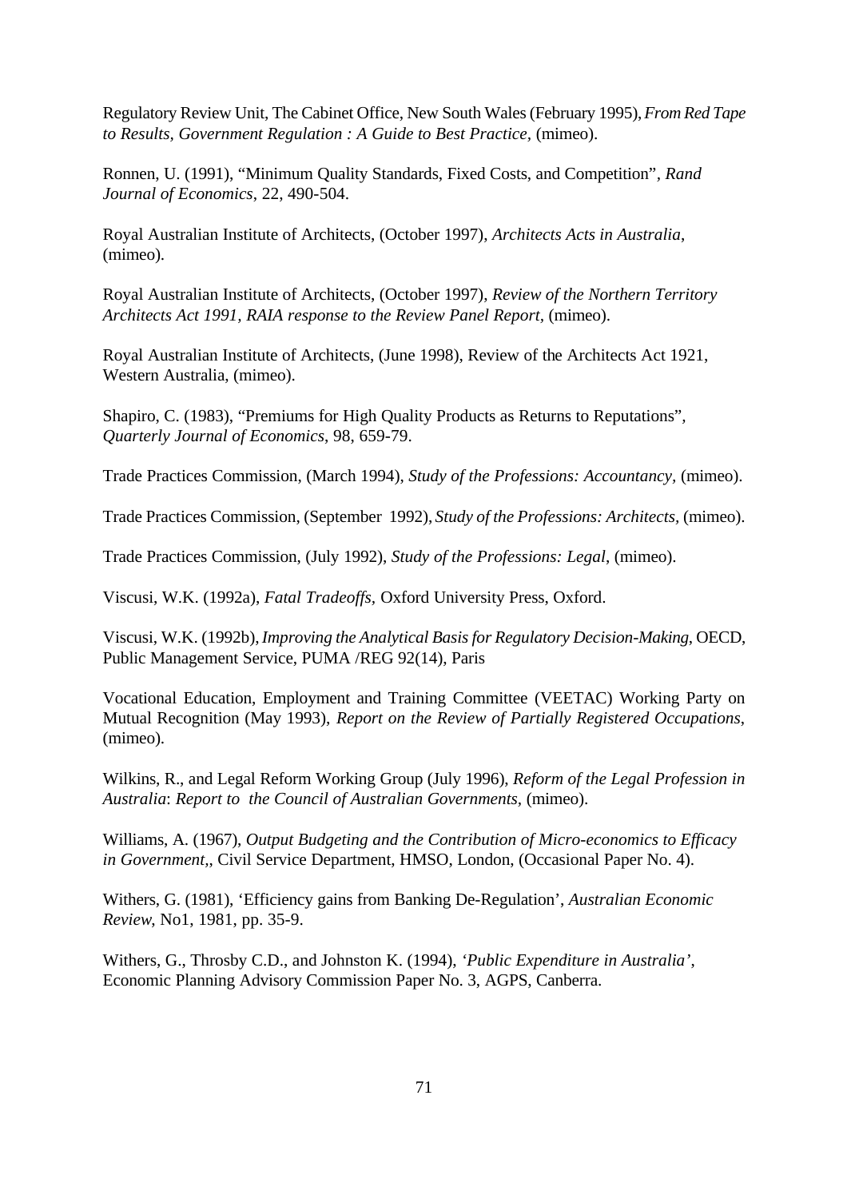Regulatory Review Unit, The Cabinet Office, New South Wales (February 1995), *From Red Tape to Results, Government Regulation : A Guide to Best Practice,* (mimeo).

Ronnen, U. (1991), "Minimum Quality Standards, Fixed Costs, and Competition", *Rand Journal of Economics*, 22, 490-504.

Royal Australian Institute of Architects, (October 1997), *Architects Acts in Australia*, (mimeo).

Royal Australian Institute of Architects, (October 1997), *Review of the Northern Territory Architects Act 1991, RAIA response to the Review Panel Report,* (mimeo).

Royal Australian Institute of Architects, (June 1998), Review of the Architects Act 1921, Western Australia, (mimeo).

Shapiro, C. (1983), "Premiums for High Quality Products as Returns to Reputations", *Quarterly Journal of Economics*, 98, 659-79.

Trade Practices Commission, (March 1994), *Study of the Professions: Accountancy*, (mimeo).

Trade Practices Commission, (September 1992), *Study of the Professions: Architects*, (mimeo).

Trade Practices Commission, (July 1992), *Study of the Professions: Legal*, (mimeo).

Viscusi, W.K. (1992a), *Fatal Tradeoffs*, Oxford University Press, Oxford.

Viscusi, W.K. (1992b), *Improving the Analytical Basis for Regulatory Decision-Making*, OECD, Public Management Service, PUMA /REG 92(14), Paris

Vocational Education, Employment and Training Committee (VEETAC) Working Party on Mutual Recognition (May 1993), *Report on the Review of Partially Registered Occupations*, (mimeo).

Wilkins, R., and Legal Reform Working Group (July 1996), *Reform of the Legal Profession in Australia*: *Report to the Council of Australian Governments*, (mimeo).

Williams, A. (1967), *Output Budgeting and the Contribution of Micro-economics to Efficacy in Government*,, Civil Service Department, HMSO, London, (Occasional Paper No. 4).

Withers, G. (1981), 'Efficiency gains from Banking De-Regulation', *Australian Economic Review*, No1, 1981, pp. 35-9.

Withers, G., Throsby C.D., and Johnston K. (1994), *'Public Expenditure in Australia'*, Economic Planning Advisory Commission Paper No. 3, AGPS, Canberra.